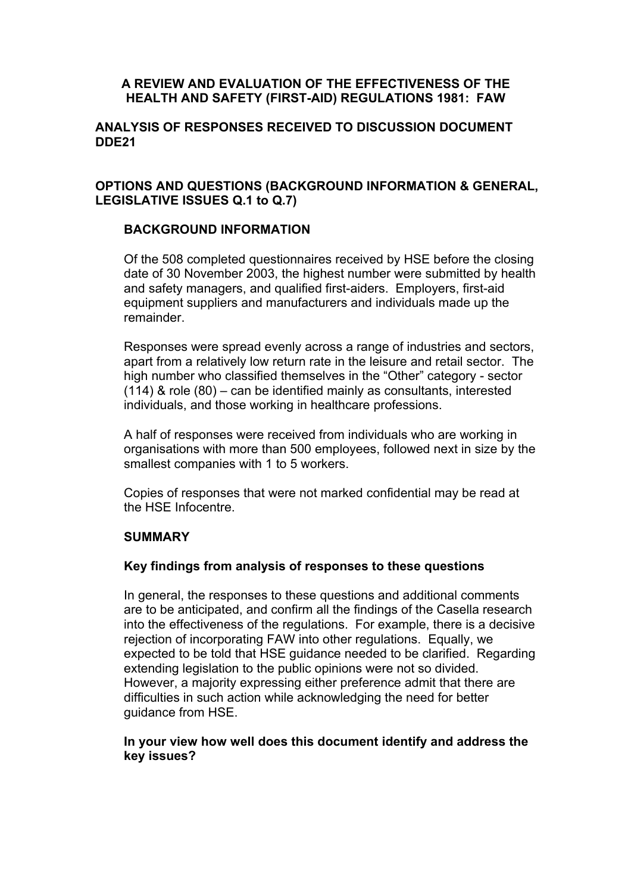# A REVIEW AND EVALUATION OF THE EFFECTIVENESS OF THE HEALTH AND SAFETY (FIRST-AID) REGULATIONS 1981: FAW

## ANALYSIS OF RESPONSES RECEIVED TO DISCUSSION DOCUMENT DDE21

## OPTIONS AND QUESTIONS (BACKGROUND INFORMATION & GENERAL, LEGISLATIVE ISSUES Q.1 to Q.7)

### BACKGROUND INFORMATION

Of the 508 completed questionnaires received by HSE before the closing date of 30 November 2003, the highest number were submitted by health and safety managers, and qualified first-aiders. Employers, first-aid equipment suppliers and manufacturers and individuals made up the remainder.

Responses were spread evenly across a range of industries and sectors, apart from a relatively low return rate in the leisure and retail sector. The high number who classified themselves in the "Other" category - sector (114) & role (80) – can be identified mainly as consultants, interested individuals, and those working in healthcare professions.

A half of responses were received from individuals who are working in organisations with more than 500 employees, followed next in size by the smallest companies with 1 to 5 workers.

Copies of responses that were not marked confidential may be read at the HSE Infocentre.

### SUMMARY

**Key findings from analysis of responses to these questions**

In general, the responses to these questions and additional comments are to be anticipated, and confirm all the findings of the Casella research into the effectiveness of the regulations. For example, there is a decisive rejection of incorporating FAW into other regulations. Equally, we expected to be told that HSE guidance needed to be clarified. Regarding extending legislation to the public opinions were not so divided. However, a majority expressing either preference admit that there are difficulties in such action while acknowledging the need for better guidance from HSE.

**In your view how well does this document identify and address the key issues?**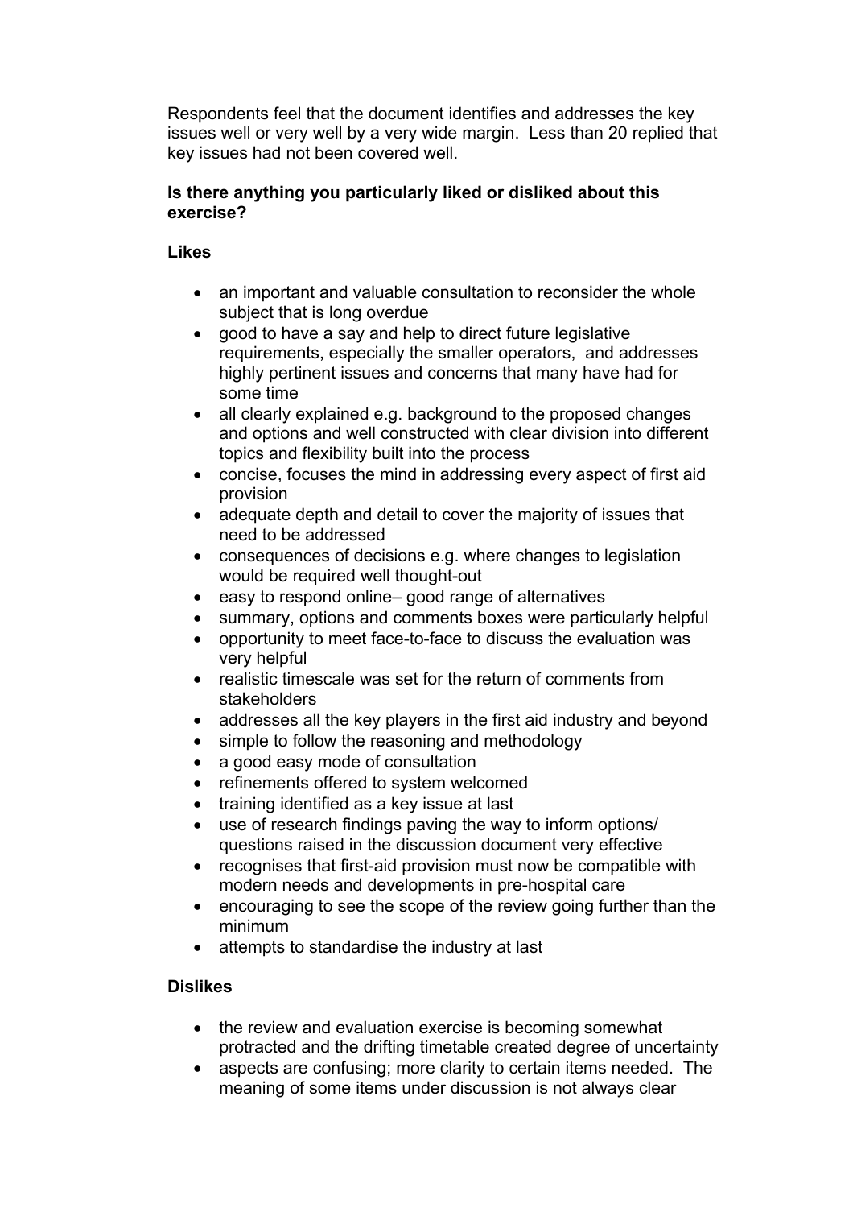Respondents feel that the document identifies and addresses the key issues well or very well by a very wide margin. Less than 20 replied that key issues had not been covered well.

**Is there anything you particularly liked or disliked about this exercise?**

**Likes**

- an important and valuable consultation to reconsider the whole subject that is long overdue
- good to have a say and help to direct future legislative requirements, especially the smaller operators, and addresses highly pertinent issues and concerns that many have had for some time
- all clearly explained e.g. background to the proposed changes and options and well constructed with clear division into different topics and flexibility built into the process
- concise, focuses the mind in addressing every aspect of first aid provision
- adequate depth and detail to cover the majority of issues that need to be addressed
- consequences of decisions e.g. where changes to legislation would be required well thought-out
- easy to respond online– good range of alternatives
- summary, options and comments boxes were particularly helpful
- opportunity to meet face-to-face to discuss the evaluation was very helpful
- realistic timescale was set for the return of comments from stakeholders
- addresses all the key players in the first aid industry and beyond
- simple to follow the reasoning and methodology
- a good easy mode of consultation
- refinements offered to system welcomed
- training identified as a key issue at last
- use of research findings paving the way to inform options/ questions raised in the discussion document very effective
- recognises that first-aid provision must now be compatible with modern needs and developments in pre-hospital care
- encouraging to see the scope of the review going further than the minimum
- attempts to standardise the industry at last

**Dislikes**

- the review and evaluation exercise is becoming somewhat protracted and the drifting timetable created degree of uncertainty
- aspects are confusing; more clarity to certain items needed. The meaning of some items under discussion is not always clear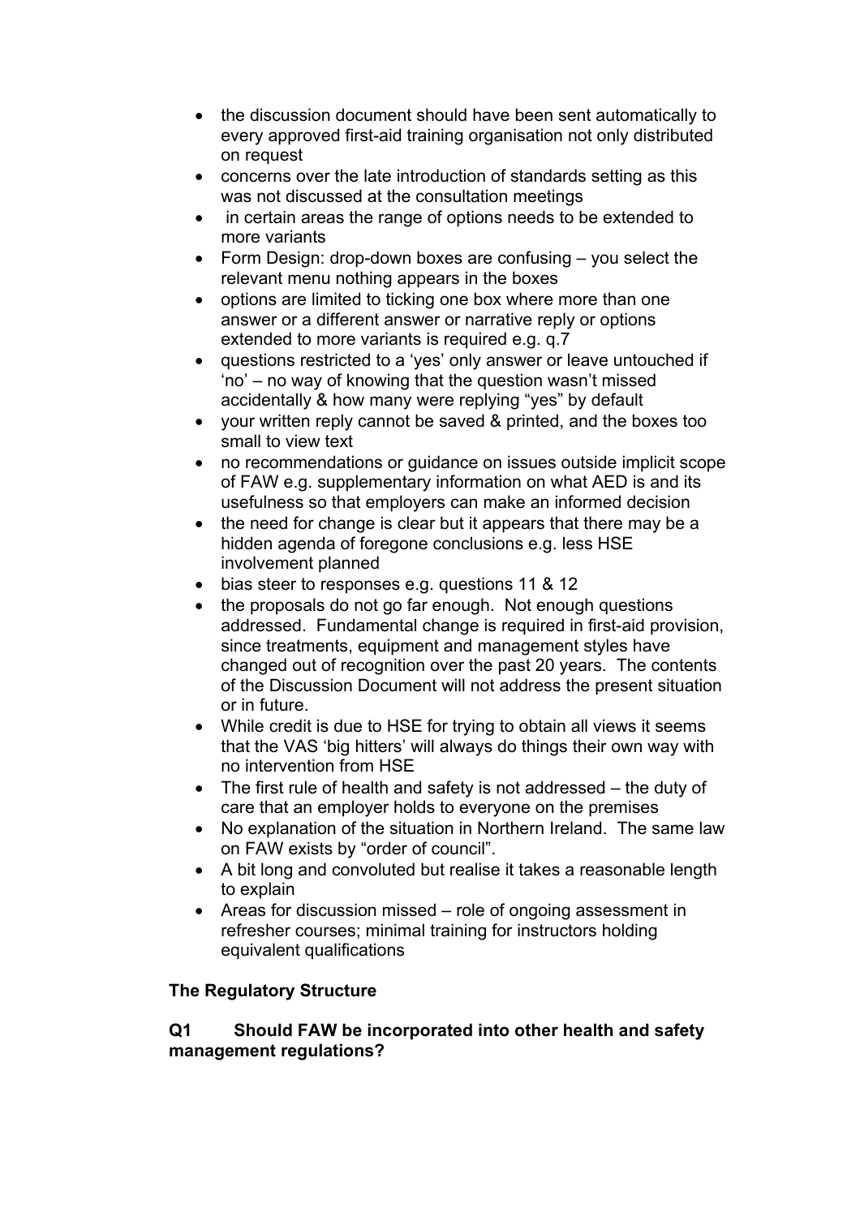- the discussion document should have been sent automatically to every approved first-aid training organisation not only distributed on request
- concerns over the late introduction of standards setting as this was not discussed at the consultation meetings
- in certain areas the range of options needs to be extended to more variants
- Form Design: drop-down boxes are confusing – you select the relevant menu nothing appears in the boxes
- options are limited to ticking one box where more than one answer or a different answer or narrative reply or options extended to more variants is required e.g. q.7
- questions restricted to a 'yes' only answer or leave untouched if 'no' – no way of knowing that the question wasn't missed accidentally & how many were replying "yes" by default
- your written reply cannot be saved & printed, and the boxes too small to view text
- no recommendations or guidance on issues outside implicit scope of FAW e.g. supplementary information on what AED is and its usefulness so that employers can make an informed decision
- the need for change is clear but it appears that there may be a hidden agenda of foregone conclusions e.g. less HSE involvement planned
- bias steer to responses e.g. questions 11 & 12
- the proposals do not go far enough. Not enough questions addressed. Fundamental change is required in first-aid provision, since treatments, equipment and management styles have changed out of recognition over the past 20 years. The contents of the Discussion Document will not address the present situation or in future.
- While credit is due to HSE for trying to obtain all views it seems that the VAS 'big hitters' will always do things their own way with no intervention from HSE
- The first rule of health and safety is not addressed – the duty of care that an employer holds to everyone on the premises
- No explanation of the situation in Northern Ireland. The same law on FAW exists by "order of council".
- A bit long and convoluted but realise it takes a reasonable length to explain
- Areas for discussion missed – role of ongoing assessment in refresher courses; minimal training for instructors holding equivalent qualifications

## The Regulatory Structure

### Q1 Should FAW be incorporated into other health and safety management regulations?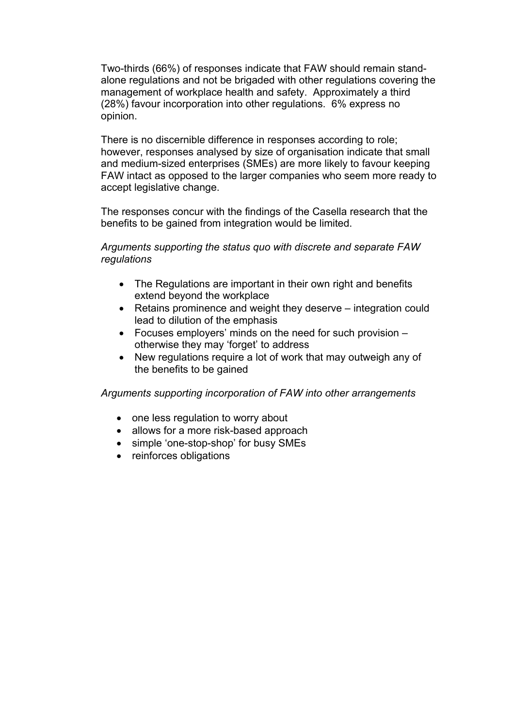Two-thirds (66%) of responses indicate that FAW should remain stand-alone regulations and not be brigaded with other regulations covering the management of workplace health and safety. Approximately a third (28%) favour incorporation into other regulations. 6% express no opinion.

There is no discernible difference in responses according to role; however, responses analysed by size of organisation indicate that small and medium-sized enterprises (SMEs) are more likely to favour keeping FAW intact as opposed to the larger companies who seem more ready to accept legislative change.

The responses concur with the findings of the Casella research that the benefits to be gained from integration would be limited.

*Arguments supporting the status quo with discrete and separate FAW regulations*

- The Regulations are important in their own right and benefits extend beyond the workplace
- Retains prominence and weight they deserve – integration could lead to dilution of the emphasis
- Focuses employers' minds on the need for such provision – otherwise they may 'forget' to address
- New regulations require a lot of work that may outweigh any of the benefits to be gained

*Arguments supporting incorporation of FAW into other arrangements*

- one less regulation to worry about
- allows for a more risk-based approach
- simple 'one-stop-shop' for busy SMEs
- reinforces obligations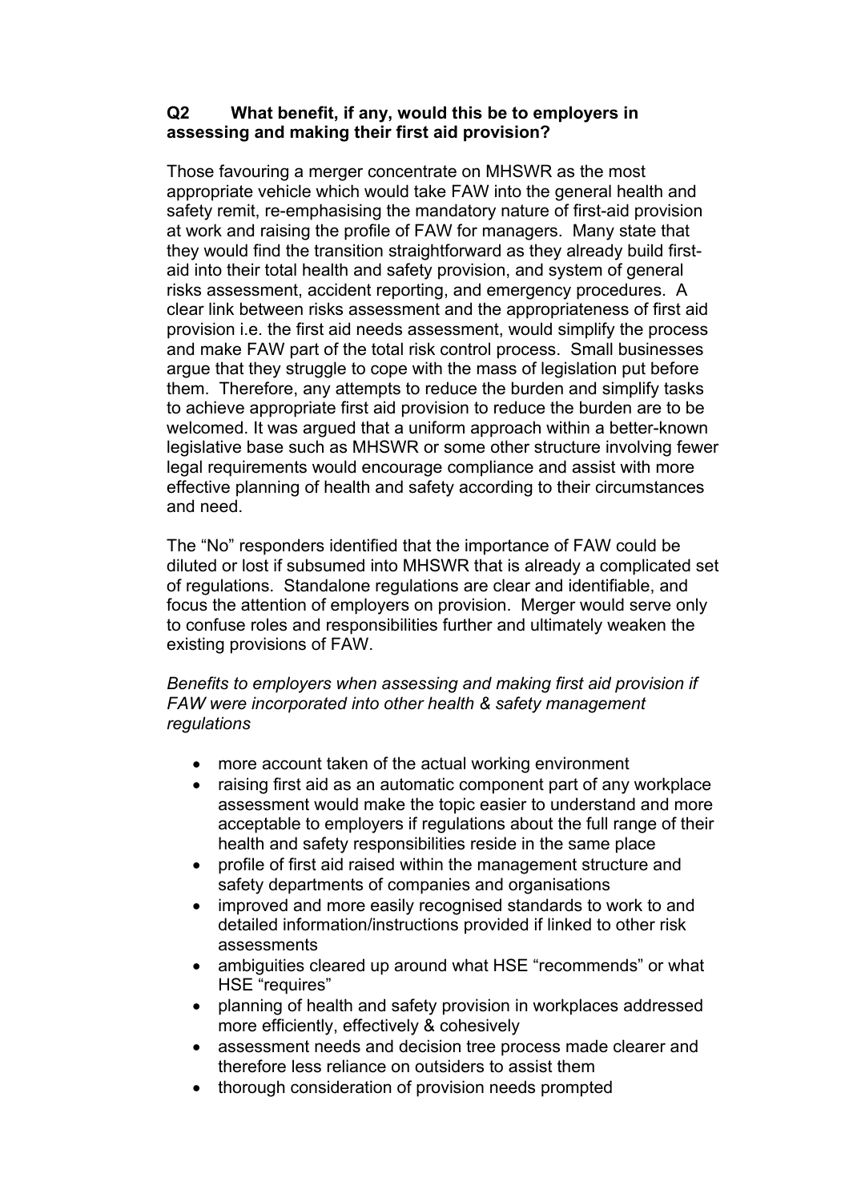**Q2 What benefit, if any, would this be to employers in assessing and making their first aid provision?**

Those favouring a merger concentrate on MHSWR as the most appropriate vehicle which would take FAW into the general health and safety remit, re-emphasising the mandatory nature of first-aid provision at work and raising the profile of FAW for managers. Many state that they would find the transition straightforward as they already build first-aid into their total health and safety provision, and system of general risks assessment, accident reporting, and emergency procedures. A clear link between risks assessment and the appropriateness of first aid provision i.e. the first aid needs assessment, would simplify the process and make FAW part of the total risk control process. Small businesses argue that they struggle to cope with the mass of legislation put before them. Therefore, any attempts to reduce the burden and simplify tasks to achieve appropriate first aid provision to reduce the burden are to be welcomed. It was argued that a uniform approach within a better-known legislative base such as MHSWR or some other structure involving fewer legal requirements would encourage compliance and assist with more effective planning of health and safety according to their circumstances and need.

The "No" responders identified that the importance of FAW could be diluted or lost if subsumed into MHSWR that is already a complicated set of regulations. Standalone regulations are clear and identifiable, and focus the attention of employers on provision. Merger would serve only to confuse roles and responsibilities further and ultimately weaken the existing provisions of FAW.

*Benefits to employers when assessing and making first aid provision if FAW were incorporated into other health & safety management regulations*

- more account taken of the actual working environment
- raising first aid as an automatic component part of any workplace assessment would make the topic easier to understand and more acceptable to employers if regulations about the full range of their health and safety responsibilities reside in the same place
- profile of first aid raised within the management structure and safety departments of companies and organisations
- improved and more easily recognised standards to work to and detailed information/instructions provided if linked to other risk assessments
- ambiguities cleared up around what HSE "recommends" or what HSE "requires"
- planning of health and safety provision in workplaces addressed more efficiently, effectively & cohesively
- assessment needs and decision tree process made clearer and therefore less reliance on outsiders to assist them
- thorough consideration of provision needs prompted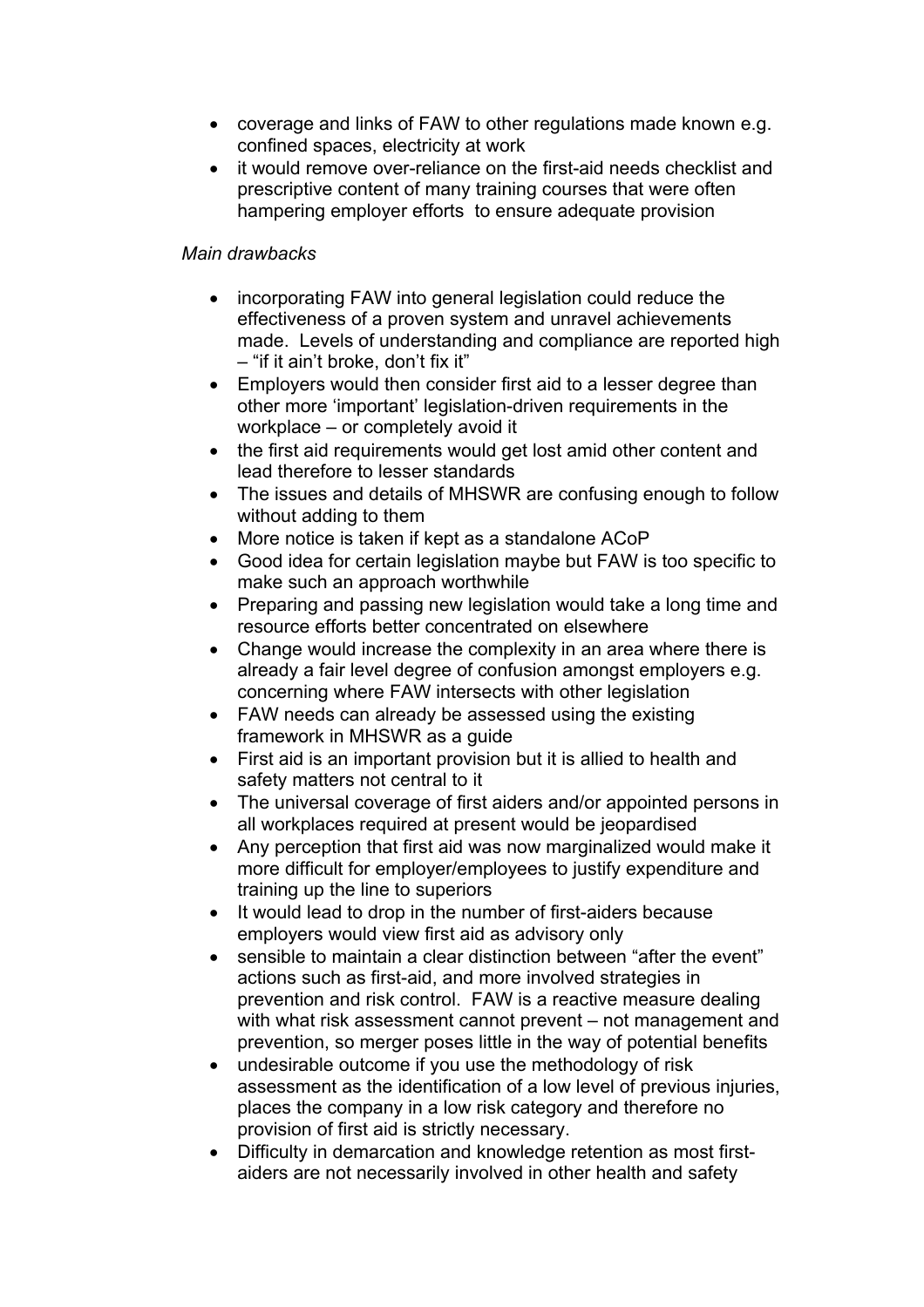- coverage and links of FAW to other regulations made known e.g. confined spaces, electricity at work
- it would remove over-reliance on the first-aid needs checklist and prescriptive content of many training courses that were often hampering employer efforts to ensure adequate provision

*Main drawbacks*

- incorporating FAW into general legislation could reduce the effectiveness of a proven system and unravel achievements made. Levels of understanding and compliance are reported high – "if it ain't broke, don't fix it"
- Employers would then consider first aid to a lesser degree than other more 'important' legislation-driven requirements in the workplace – or completely avoid it
- the first aid requirements would get lost amid other content and lead therefore to lesser standards
- The issues and details of MHSWR are confusing enough to follow without adding to them
- More notice is taken if kept as a standalone ACoP
- Good idea for certain legislation maybe but FAW is too specific to make such an approach worthwhile
- Preparing and passing new legislation would take a long time and resource efforts better concentrated on elsewhere
- Change would increase the complexity in an area where there is already a fair level degree of confusion amongst employers e.g. concerning where FAW intersects with other legislation
- FAW needs can already be assessed using the existing framework in MHSWR as a guide
- First aid is an important provision but it is allied to health and safety matters not central to it
- The universal coverage of first aiders and/or appointed persons in all workplaces required at present would be jeopardised
- Any perception that first aid was now marginalized would make it more difficult for employer/employees to justify expenditure and training up the line to superiors
- It would lead to drop in the number of first-aiders because employers would view first aid as advisory only
- sensible to maintain a clear distinction between "after the event" actions such as first-aid, and more involved strategies in prevention and risk control. FAW is a reactive measure dealing with what risk assessment cannot prevent – not management and prevention, so merger poses little in the way of potential benefits
- undesirable outcome if you use the methodology of risk assessment as the identification of a low level of previous injuries, places the company in a low risk category and therefore no provision of first aid is strictly necessary.
- Difficulty in demarcation and knowledge retention as most first-aiders are not necessarily involved in other health and safety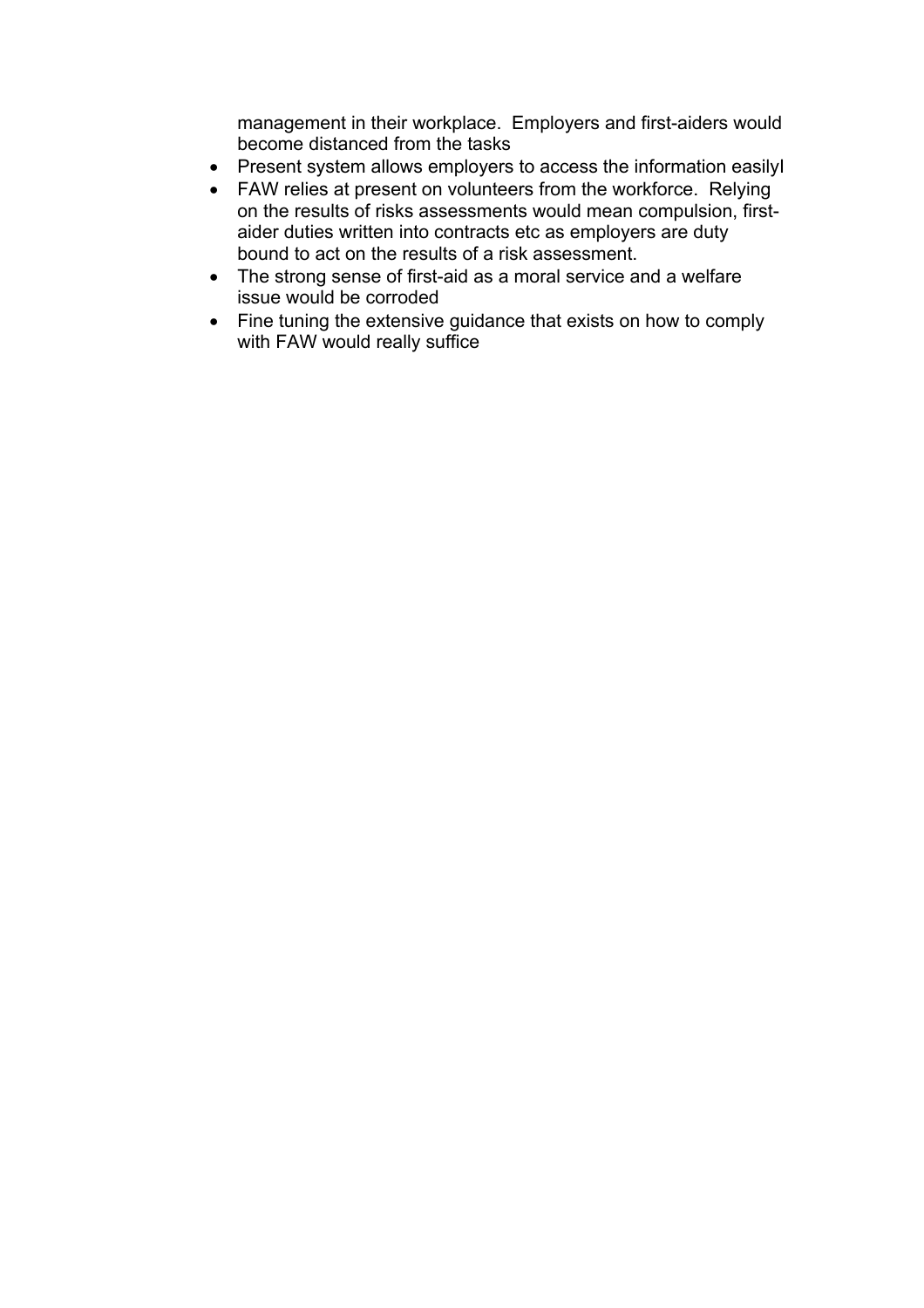management in their workplace. Employers and first-aiders would become distanced from the tasks

- Present system allows employers to access the information easilyl
- FAW relies at present on volunteers from the workforce. Relying on the results of risks assessments would mean compulsion, first-aider duties written into contracts etc as employers are duty bound to act on the results of a risk assessment.
- The strong sense of first-aid as a moral service and a welfare issue would be corroded
- Fine tuning the extensive guidance that exists on how to comply with FAW would really suffice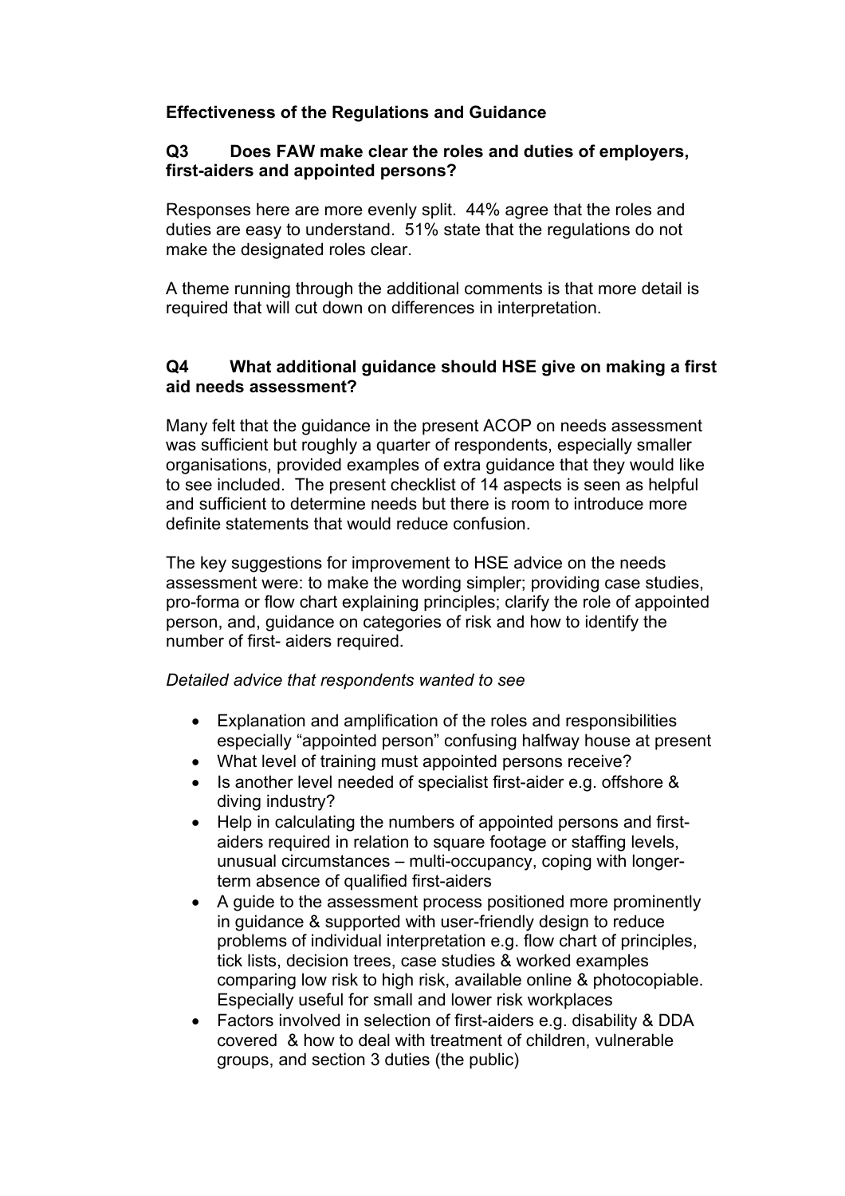## Effectiveness of the Regulations and Guidance

### Q3 Does FAW make clear the roles and duties of employers, first-aiders and appointed persons?

Responses here are more evenly split. 44% agree that the roles and duties are easy to understand. 51% state that the regulations do not make the designated roles clear.

A theme running through the additional comments is that more detail is required that will cut down on differences in interpretation.

### Q4 What additional guidance should HSE give on making a first aid needs assessment?

Many felt that the guidance in the present ACOP on needs assessment was sufficient but roughly a quarter of respondents, especially smaller organisations, provided examples of extra guidance that they would like to see included. The present checklist of 14 aspects is seen as helpful and sufficient to determine needs but there is room to introduce more definite statements that would reduce confusion.

The key suggestions for improvement to HSE advice on the needs assessment were: to make the wording simpler; providing case studies, pro-forma or flow chart explaining principles; clarify the role of appointed person, and, guidance on categories of risk and how to identify the number of first- aiders required.

*Detailed advice that respondents wanted to see*

- Explanation and amplification of the roles and responsibilities especially "appointed person" confusing halfway house at present
- What level of training must appointed persons receive?
- Is another level needed of specialist first-aider e.g. offshore & diving industry?
- Help in calculating the numbers of appointed persons and first-aiders required in relation to square footage or staffing levels, unusual circumstances – multi-occupancy, coping with longer-term absence of qualified first-aiders
- A guide to the assessment process positioned more prominently in guidance & supported with user-friendly design to reduce problems of individual interpretation e.g. flow chart of principles, tick lists, decision trees, case studies & worked examples comparing low risk to high risk, available online & photocopiable. Especially useful for small and lower risk workplaces
- Factors involved in selection of first-aiders e.g. disability & DDA covered & how to deal with treatment of children, vulnerable groups, and section 3 duties (the public)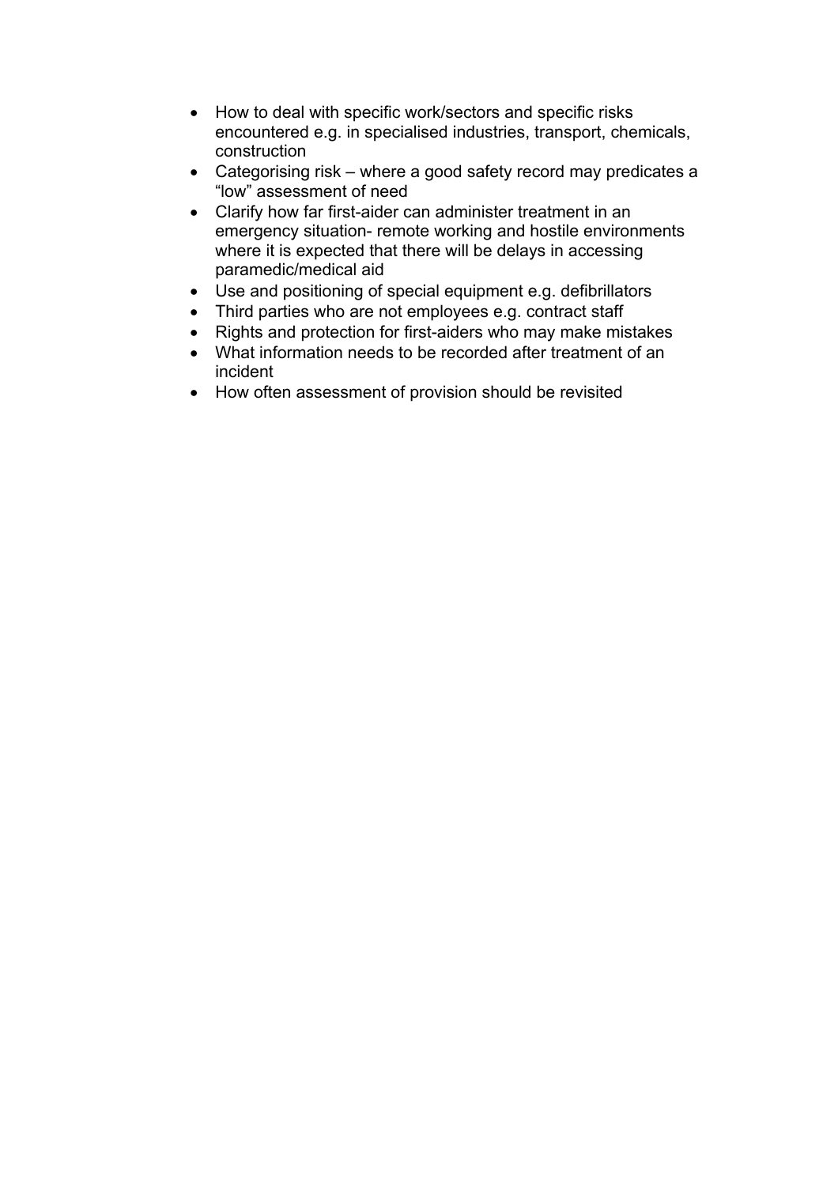- How to deal with specific work/sectors and specific risks encountered e.g. in specialised industries, transport, chemicals, construction
- Categorising risk – where a good safety record may predicates a "low" assessment of need
- Clarify how far first-aider can administer treatment in an emergency situation- remote working and hostile environments where it is expected that there will be delays in accessing paramedic/medical aid
- Use and positioning of special equipment e.g. defibrillators
- Third parties who are not employees e.g. contract staff
- Rights and protection for first-aiders who may make mistakes
- What information needs to be recorded after treatment of an incident
- How often assessment of provision should be revisited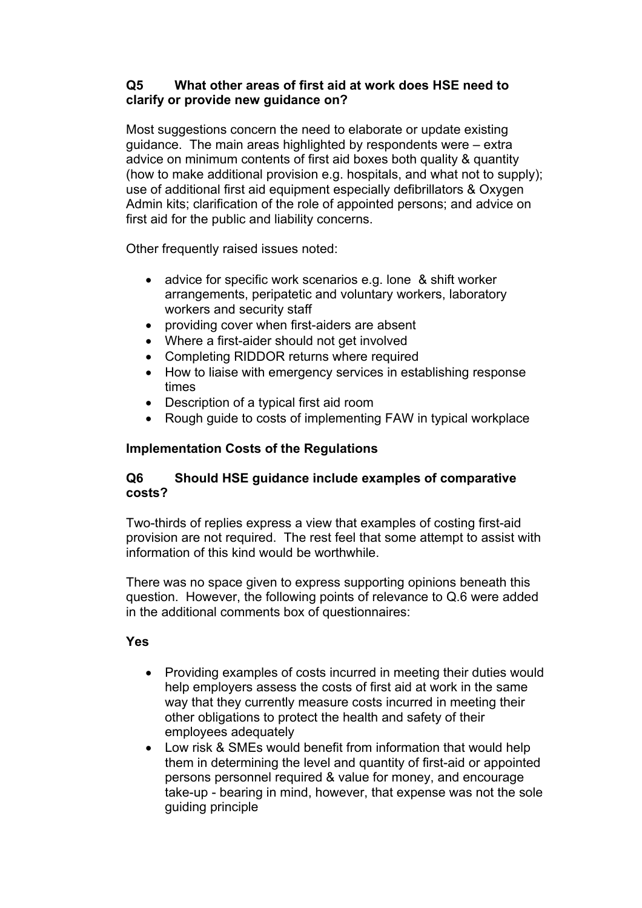**Q5 What other areas of first aid at work does HSE need to clarify or provide new guidance on?**

Most suggestions concern the need to elaborate or update existing guidance. The main areas highlighted by respondents were – extra advice on minimum contents of first aid boxes both quality & quantity (how to make additional provision e.g. hospitals, and what not to supply); use of additional first aid equipment especially defibrillators & Oxygen Admin kits; clarification of the role of appointed persons; and advice on first aid for the public and liability concerns.

Other frequently raised issues noted:

- advice for specific work scenarios e.g. lone & shift worker arrangements, peripatetic and voluntary workers, laboratory workers and security staff
- providing cover when first-aiders are absent
- Where a first-aider should not get involved
- Completing RIDDOR returns where required
- How to liaise with emergency services in establishing response times
- Description of a typical first aid room
- Rough guide to costs of implementing FAW in typical workplace

**Implementation Costs of the Regulations**

**Q6 Should HSE guidance include examples of comparative costs?**

Two-thirds of replies express a view that examples of costing first-aid provision are not required. The rest feel that some attempt to assist with information of this kind would be worthwhile.

There was no space given to express supporting opinions beneath this question. However, the following points of relevance to Q.6 were added in the additional comments box of questionnaires:

**Yes**

- Providing examples of costs incurred in meeting their duties would help employers assess the costs of first aid at work in the same way that they currently measure costs incurred in meeting their other obligations to protect the health and safety of their employees adequately
- Low risk & SMEs would benefit from information that would help them in determining the level and quantity of first-aid or appointed persons personnel required & value for money, and encourage take-up - bearing in mind, however, that expense was not the sole guiding principle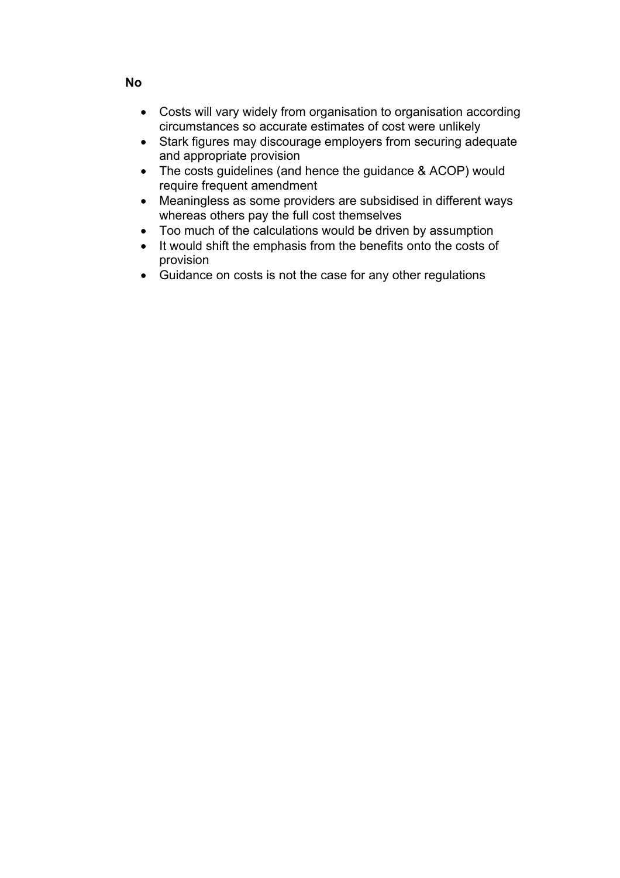**No**

- Costs will vary widely from organisation to organisation according circumstances so accurate estimates of cost were unlikely
- Stark figures may discourage employers from securing adequate and appropriate provision
- The costs guidelines (and hence the guidance & ACOP) would require frequent amendment
- Meaningless as some providers are subsidised in different ways whereas others pay the full cost themselves
- Too much of the calculations would be driven by assumption
- It would shift the emphasis from the benefits onto the costs of provision
- Guidance on costs is not the case for any other regulations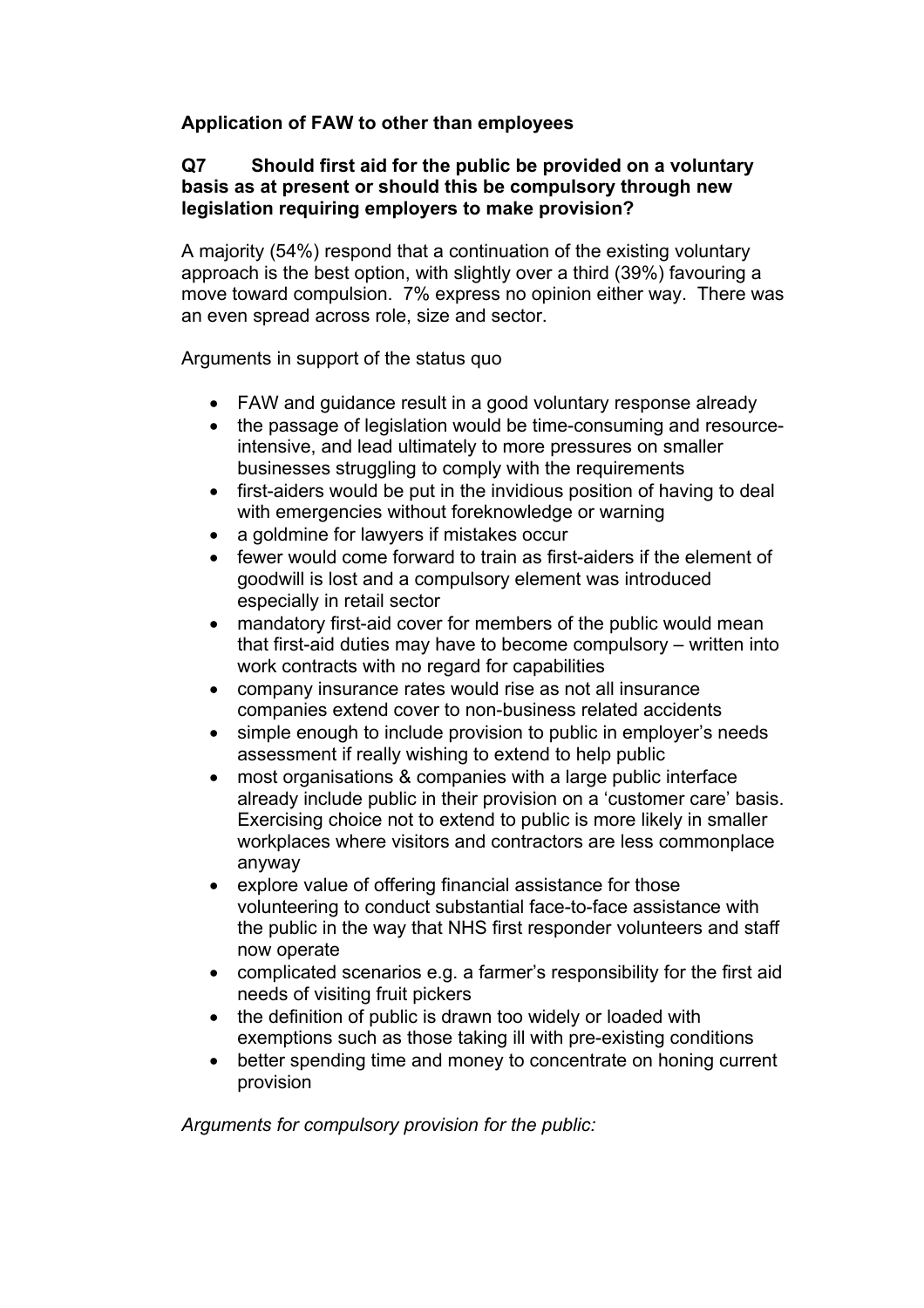**Application of FAW to other than employees**

**Q7 Should first aid for the public be provided on a voluntary basis as at present or should this be compulsory through new legislation requiring employers to make provision?**

A majority (54%) respond that a continuation of the existing voluntary approach is the best option, with slightly over a third (39%) favouring a move toward compulsion. 7% express no opinion either way. There was an even spread across role, size and sector.

Arguments in support of the status quo

- FAW and guidance result in a good voluntary response already
- the passage of legislation would be time-consuming and resource-intensive, and lead ultimately to more pressures on smaller businesses struggling to comply with the requirements
- first-aiders would be put in the invidious position of having to deal with emergencies without foreknowledge or warning
- a goldmine for lawyers if mistakes occur
- fewer would come forward to train as first-aiders if the element of goodwill is lost and a compulsory element was introduced especially in retail sector
- mandatory first-aid cover for members of the public would mean that first-aid duties may have to become compulsory – written into work contracts with no regard for capabilities
- company insurance rates would rise as not all insurance companies extend cover to non-business related accidents
- simple enough to include provision to public in employer's needs assessment if really wishing to extend to help public
- most organisations & companies with a large public interface already include public in their provision on a 'customer care' basis. Exercising choice not to extend to public is more likely in smaller workplaces where visitors and contractors are less commonplace anyway
- explore value of offering financial assistance for those volunteering to conduct substantial face-to-face assistance with the public in the way that NHS first responder volunteers and staff now operate
- complicated scenarios e.g. a farmer's responsibility for the first aid needs of visiting fruit pickers
- the definition of public is drawn too widely or loaded with exemptions such as those taking ill with pre-existing conditions
- better spending time and money to concentrate on honing current provision

*Arguments for compulsory provision for the public:*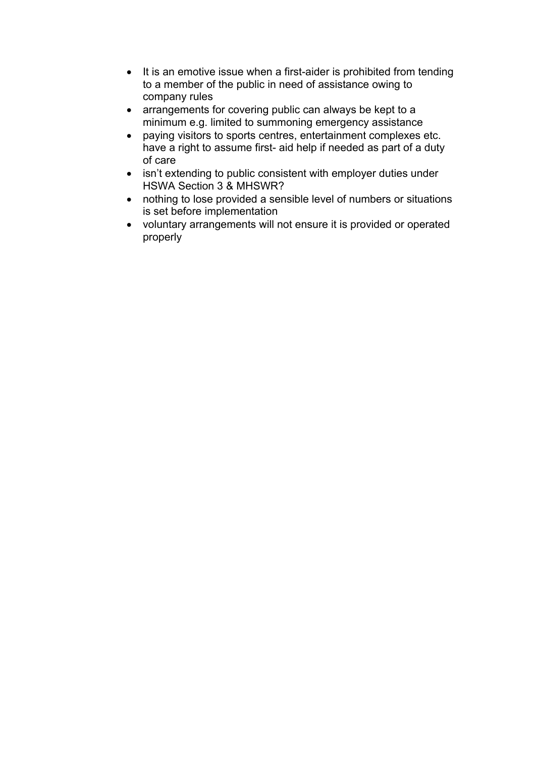- It is an emotive issue when a first-aider is prohibited from tending to a member of the public in need of assistance owing to company rules
- arrangements for covering public can always be kept to a minimum e.g. limited to summoning emergency assistance
- paying visitors to sports centres, entertainment complexes etc. have a right to assume first- aid help if needed as part of a duty of care
- isn't extending to public consistent with employer duties under HSWA Section 3 & MHSWR?
- nothing to lose provided a sensible level of numbers or situations is set before implementation
- voluntary arrangements will not ensure it is provided or operated properly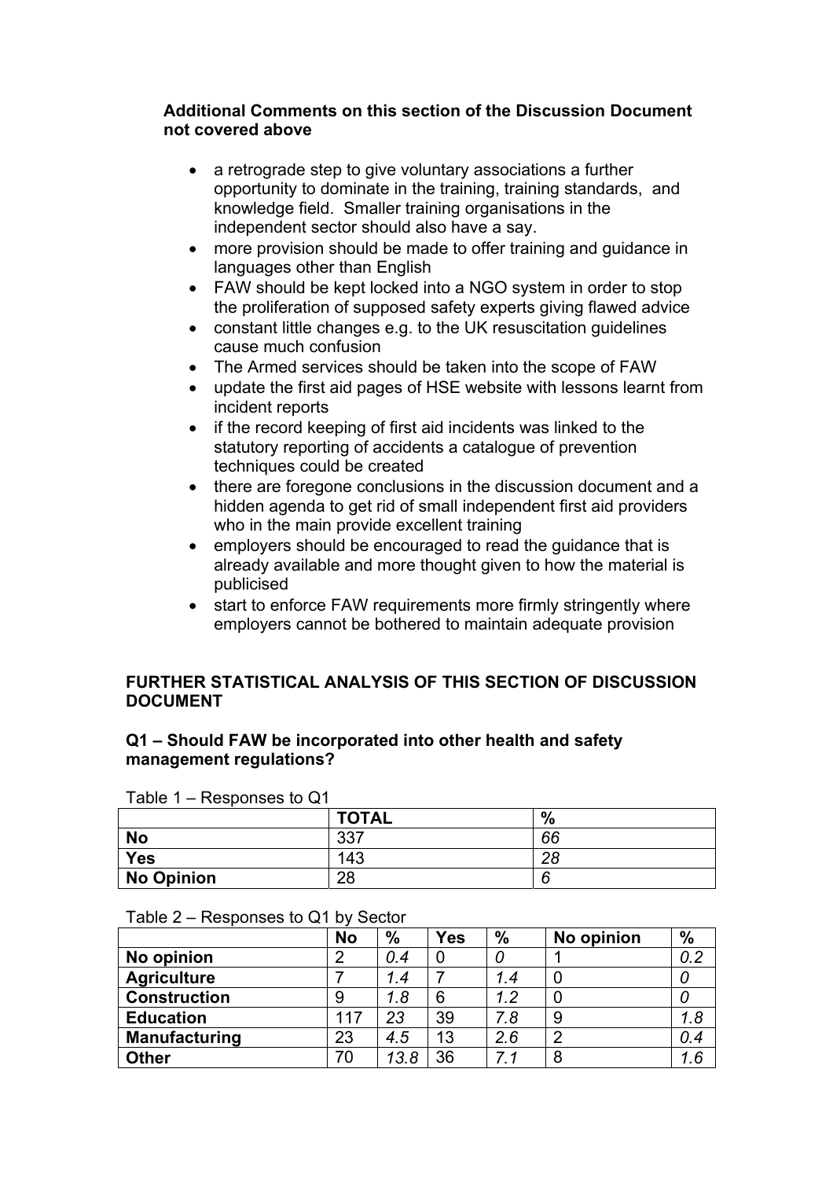**Additional Comments on this section of the Discussion Document not covered above**

- a retrograde step to give voluntary associations a further opportunity to dominate in the training, training standards, and knowledge field. Smaller training organisations in the independent sector should also have a say.
- more provision should be made to offer training and guidance in languages other than English
- FAW should be kept locked into a NGO system in order to stop the proliferation of supposed safety experts giving flawed advice
- constant little changes e.g. to the UK resuscitation guidelines cause much confusion
- The Armed services should be taken into the scope of FAW
- update the first aid pages of HSE website with lessons learnt from incident reports
- if the record keeping of first aid incidents was linked to the statutory reporting of accidents a catalogue of prevention techniques could be created
- there are foregone conclusions in the discussion document and a hidden agenda to get rid of small independent first aid providers who in the main provide excellent training
- employers should be encouraged to read the guidance that is already available and more thought given to how the material is publicised
- start to enforce FAW requirements more firmly stringently where employers cannot be bothered to maintain adequate provision

## FURTHER STATISTICAL ANALYSIS OF THIS SECTION OF DISCUSSION DOCUMENT

### Q1 – Should FAW be incorporated into other health and safety management regulations?

Table 1 – Responses to Q1

| | TOTAL | % |
|---|---|---|
| **No** | 337 | *66* |
| **Yes** | 143 | *28* |
| **No Opinion** | 28 | *6* |

Table 2 – Responses to Q1 by Sector

| | No | % | Yes | % | No opinion | % |
|---|---|---|---|---|---|---|
| **No opinion** | 2 | *0.4* | 0 | *0* | 1 | *0.2* |
| **Agriculture** | 7 | *1.4* | 7 | *1.4* | 0 | *0* |
| **Construction** | 9 | *1.8* | 6 | *1.2* | 0 | *0* |
| **Education** | 117 | *23* | 39 | *7.8* | 9 | *1.8* |
| **Manufacturing** | 23 | *4.5* | 13 | *2.6* | 2 | *0.4* |
| **Other** | 70 | *13.8* | 36 | *7.1* | 8 | *1.6* |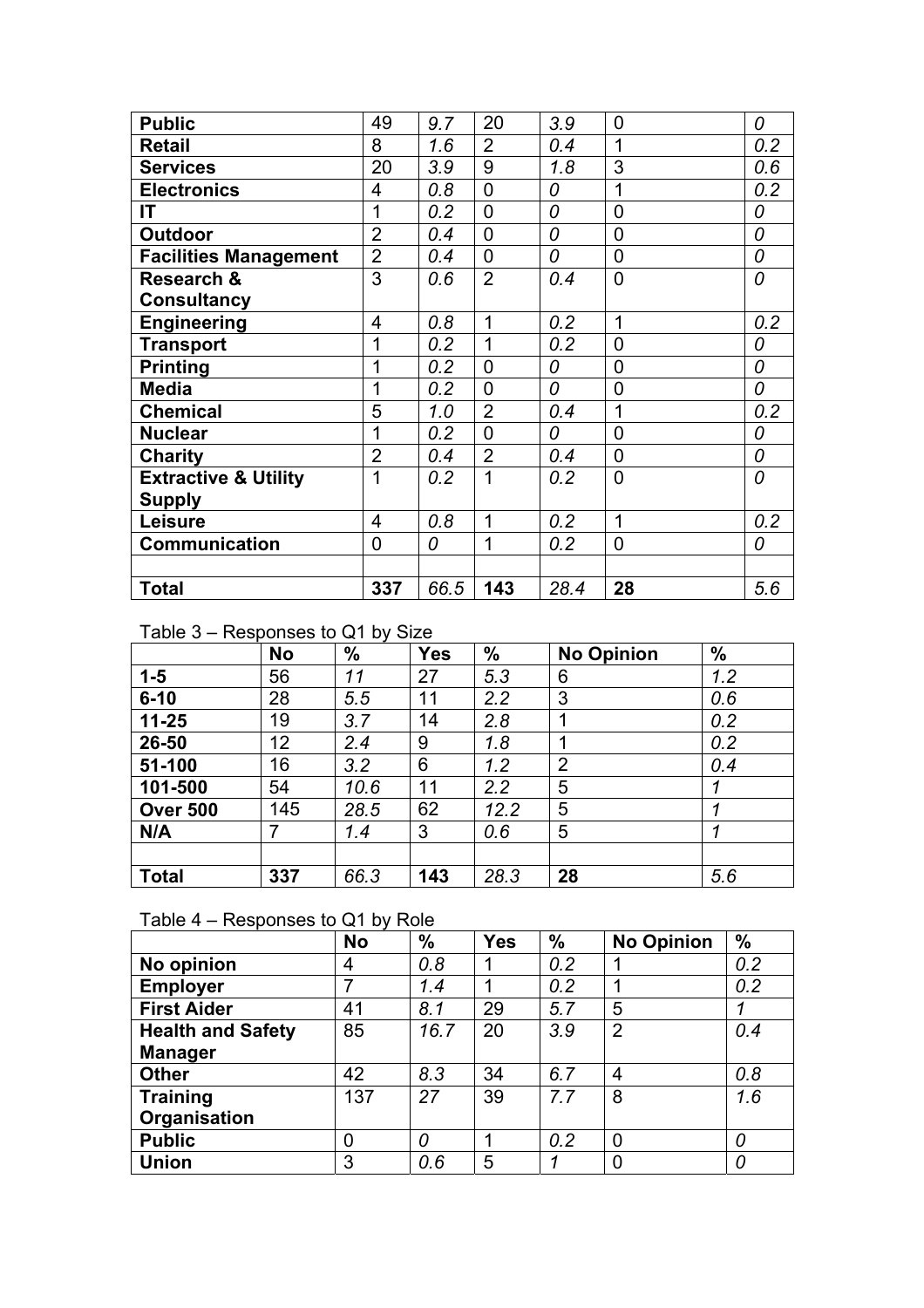| Public | 49 | 9.7 | 20 | 3.9 | 0 | 0 |
|---|---|---|---|---|---|---|
| Retail | 8 | 1.6 | 2 | 0.4 | 1 | 0.2 |
| Services | 20 | 3.9 | 9 | 1.8 | 3 | 0.6 |
| Electronics | 4 | 0.8 | 0 | 0 | 1 | 0.2 |
| IT | 1 | 0.2 | 0 | 0 | 0 | 0 |
| Outdoor | 2 | 0.4 | 0 | 0 | 0 | 0 |
| Facilities Management | 2 | 0.4 | 0 | 0 | 0 | 0 |
| Research & Consultancy | 3 | 0.6 | 2 | 0.4 | 0 | 0 |
| Engineering | 4 | 0.8 | 1 | 0.2 | 1 | 0.2 |
| Transport | 1 | 0.2 | 1 | 0.2 | 0 | 0 |
| Printing | 1 | 0.2 | 0 | 0 | 0 | 0 |
| Media | 1 | 0.2 | 0 | 0 | 0 | 0 |
| Chemical | 5 | 1.0 | 2 | 0.4 | 1 | 0.2 |
| Nuclear | 1 | 0.2 | 0 | 0 | 0 | 0 |
| Charity | 2 | 0.4 | 2 | 0.4 | 0 | 0 |
| Extractive & Utility Supply | 1 | 0.2 | 1 | 0.2 | 0 | 0 |
| Leisure | 4 | 0.8 | 1 | 0.2 | 1 | 0.2 |
| Communication | 0 | 0 | 1 | 0.2 | 0 | 0 |
| | | | | | | |
| **Total** | **337** | 66.5 | **143** | 28.4 | **28** | 5.6 |

Table 3 – Responses to Q1 by Size

| | No | % | Yes | % | No Opinion | % |
|---|---|---|---|---|---|---|
| **1-5** | 56 | 11 | 27 | 5.3 | 6 | 1.2 |
| **6-10** | 28 | 5.5 | 11 | 2.2 | 3 | 0.6 |
| **11-25** | 19 | 3.7 | 14 | 2.8 | 1 | 0.2 |
| **26-50** | 12 | 2.4 | 9 | 1.8 | 1 | 0.2 |
| **51-100** | 16 | 3.2 | 6 | 1.2 | 2 | 0.4 |
| **101-500** | 54 | 10.6 | 11 | 2.2 | 5 | 1 |
| **Over 500** | 145 | 28.5 | 62 | 12.2 | 5 | 1 |
| **N/A** | 7 | 1.4 | 3 | 0.6 | 5 | 1 |
| | | | | | | |
| **Total** | **337** | 66.3 | **143** | 28.3 | **28** | 5.6 |

Table 4 – Responses to Q1 by Role

| | No | % | Yes | % | No Opinion | % |
|---|---|---|---|---|---|---|
| **No opinion** | 4 | 0.8 | 1 | 0.2 | 1 | 0.2 |
| **Employer** | 7 | 1.4 | 1 | 0.2 | 1 | 0.2 |
| **First Aider** | 41 | 8.1 | 29 | 5.7 | 5 | 1 |
| **Health and Safety Manager** | 85 | 16.7 | 20 | 3.9 | 2 | 0.4 |
| **Other** | 42 | 8.3 | 34 | 6.7 | 4 | 0.8 |
| **Training Organisation** | 137 | 27 | 39 | 7.7 | 8 | 1.6 |
| **Public** | 0 | 0 | 1 | 0.2 | 0 | 0 |
| **Union** | 3 | 0.6 | 5 | 1 | 0 | 0 |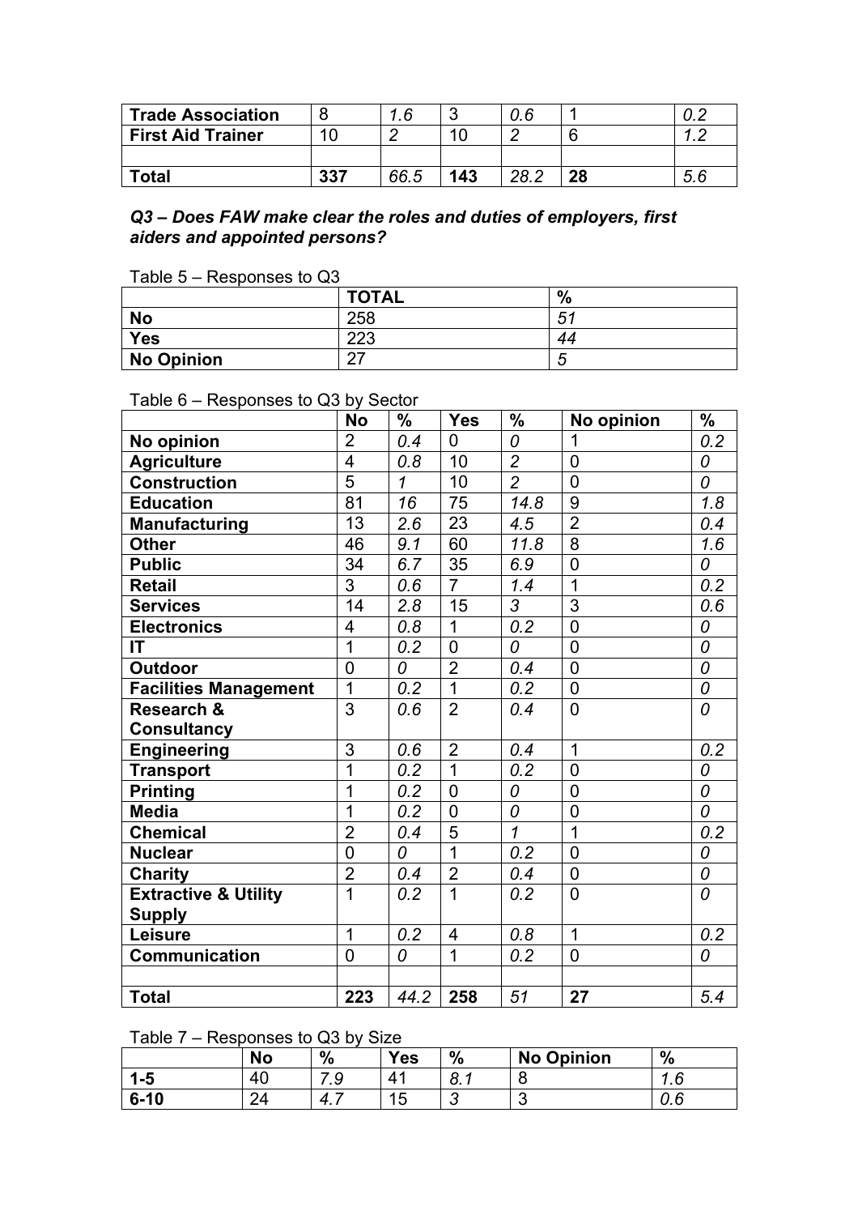| Trade Association | 8 | *1.6* | 3 | *0.6* | 1 | *0.2* |
|---|---|---|---|---|---|---|
| **First Aid Trainer** | 10 | *2* | 10 | *2* | 6 | *1.2* |
| | | | | | | |
| **Total** | **337** | *66.5* | **143** | *28.2* | **28** | *5.6* |

***Q3 – Does FAW make clear the roles and duties of employers, first aiders and appointed persons?***

Table 5 – Responses to Q3

| | **TOTAL** | **%** |
|---|---|---|
| **No** | 258 | *51* |
| **Yes** | 223 | *44* |
| **No Opinion** | 27 | *5* |

Table 6 – Responses to Q3 by Sector

| | **No** | **%** | **Yes** | **%** | **No opinion** | **%** |
|---|---|---|---|---|---|---|
| **No opinion** | 2 | *0.4* | 0 | *0* | 1 | *0.2* |
| **Agriculture** | 4 | *0.8* | 10 | *2* | 0 | *0* |
| **Construction** | 5 | *1* | 10 | *2* | 0 | *0* |
| **Education** | 81 | *16* | 75 | *14.8* | 9 | *1.8* |
| **Manufacturing** | 13 | *2.6* | 23 | *4.5* | 2 | *0.4* |
| **Other** | 46 | *9.1* | 60 | *11.8* | 8 | *1.6* |
| **Public** | 34 | *6.7* | 35 | *6.9* | 0 | *0* |
| **Retail** | 3 | *0.6* | 7 | *1.4* | 1 | *0.2* |
| **Services** | 14 | *2.8* | 15 | *3* | 3 | *0.6* |
| **Electronics** | 4 | *0.8* | 1 | *0.2* | 0 | *0* |
| **IT** | 1 | *0.2* | 0 | *0* | 0 | *0* |
| **Outdoor** | 0 | *0* | 2 | *0.4* | 0 | *0* |
| **Facilities Management** | 1 | *0.2* | 1 | *0.2* | 0 | *0* |
| **Research & Consultancy** | 3 | *0.6* | 2 | *0.4* | 0 | *0* |
| **Engineering** | 3 | *0.6* | 2 | *0.4* | 1 | *0.2* |
| **Transport** | 1 | *0.2* | 1 | *0.2* | 0 | *0* |
| **Printing** | 1 | *0.2* | 0 | *0* | 0 | *0* |
| **Media** | 1 | *0.2* | 0 | *0* | 0 | *0* |
| **Chemical** | 2 | *0.4* | 5 | *1* | 1 | *0.2* |
| **Nuclear** | 0 | *0* | 1 | *0.2* | 0 | *0* |
| **Charity** | 2 | *0.4* | 2 | *0.4* | 0 | *0* |
| **Extractive & Utility Supply** | 1 | *0.2* | 1 | *0.2* | 0 | *0* |
| **Leisure** | 1 | *0.2* | 4 | *0.8* | 1 | *0.2* |
| **Communication** | 0 | *0* | 1 | *0.2* | 0 | *0* |
| | | | | | | |
| **Total** | **223** | *44.2* | **258** | *51* | **27** | *5.4* |

Table 7 – Responses to Q3 by Size

| | **No** | **%** | **Yes** | **%** | **No Opinion** | **%** |
|---|---|---|---|---|---|---|
| **1-5** | 40 | *7.9* | 41 | *8.1* | 8 | *1.6* |
| **6-10** | 24 | *4.7* | 15 | *3* | 3 | *0.6* |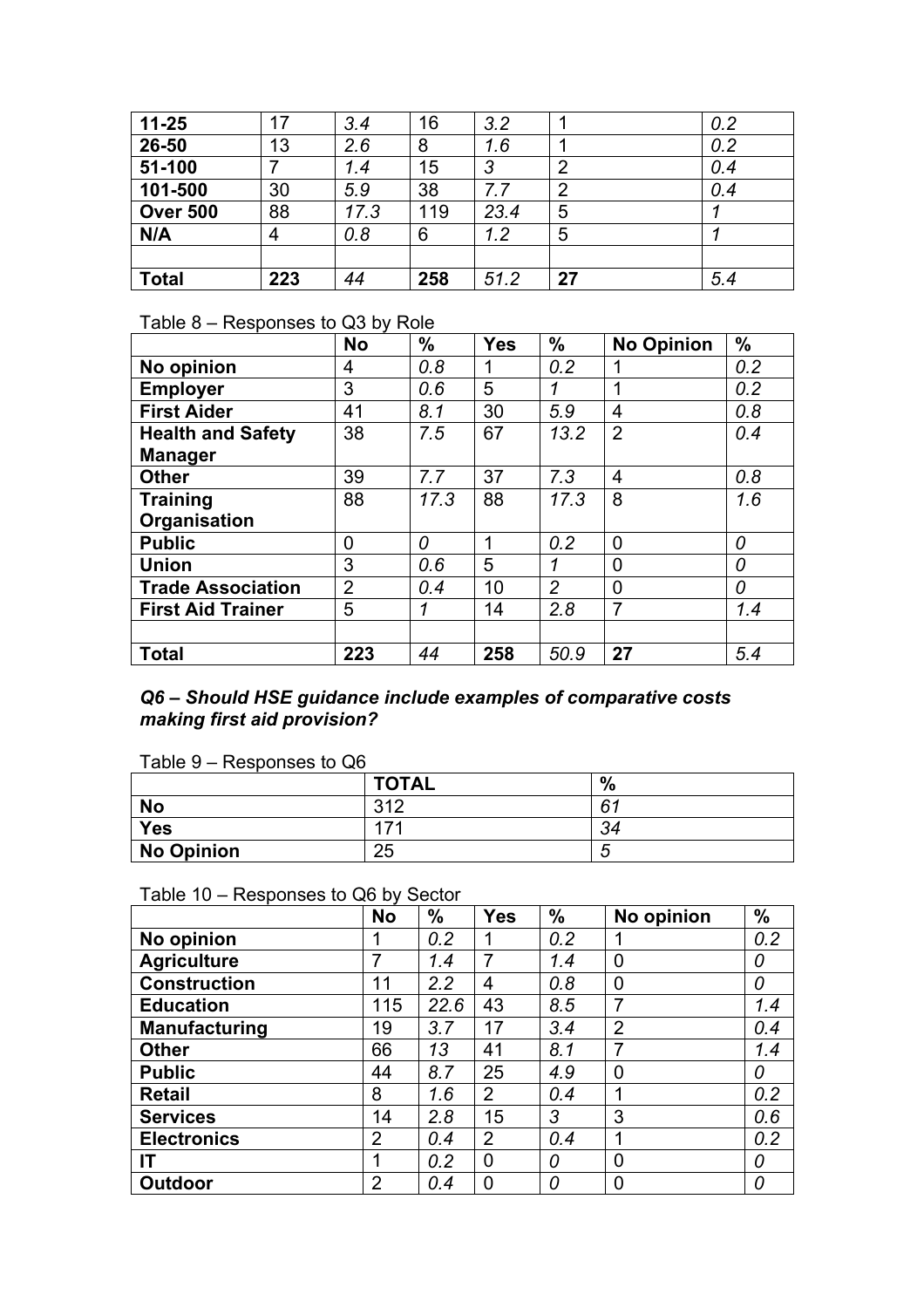| | | | | | | |
|---|---|---|---|---|---|---|
| **11-25** | 17 | *3.4* | 16 | *3.2* | 1 | *0.2* |
| **26-50** | 13 | *2.6* | 8 | *1.6* | 1 | *0.2* |
| **51-100** | 7 | *1.4* | 15 | *3* | 2 | *0.4* |
| **101-500** | 30 | *5.9* | 38 | *7.7* | 2 | *0.4* |
| **Over 500** | 88 | *17.3* | 119 | *23.4* | 5 | *1* |
| **N/A** | 4 | *0.8* | 6 | *1.2* | 5 | *1* |
| | | | | | | |
| **Total** | **223** | *44* | **258** | *51.2* | **27** | *5.4* |

Table 8 – Responses to Q3 by Role

| | **No** | **%** | **Yes** | **%** | **No Opinion** | **%** |
|---|---|---|---|---|---|---|
| **No opinion** | 4 | *0.8* | 1 | *0.2* | 1 | *0.2* |
| **Employer** | 3 | *0.6* | 5 | *1* | 1 | *0.2* |
| **First Aider** | 41 | *8.1* | 30 | *5.9* | 4 | *0.8* |
| **Health and Safety Manager** | 38 | *7.5* | 67 | *13.2* | 2 | *0.4* |
| **Other** | 39 | *7.7* | 37 | *7.3* | 4 | *0.8* |
| **Training Organisation** | 88 | *17.3* | 88 | *17.3* | 8 | *1.6* |
| **Public** | 0 | *0* | 1 | *0.2* | 0 | *0* |
| **Union** | 3 | *0.6* | 5 | *1* | 0 | *0* |
| **Trade Association** | 2 | *0.4* | 10 | *2* | 0 | *0* |
| **First Aid Trainer** | 5 | *1* | 14 | *2.8* | 7 | *1.4* |
| | | | | | | |
| **Total** | **223** | *44* | **258** | *50.9* | **27** | *5.4* |

***Q6 – Should HSE guidance include examples of comparative costs making first aid provision?***

Table 9 – Responses to Q6

| | **TOTAL** | **%** |
|---|---|---|
| **No** | 312 | *61* |
| **Yes** | 171 | *34* |
| **No Opinion** | 25 | *5* |

Table 10 – Responses to Q6 by Sector

| | **No** | **%** | **Yes** | **%** | **No opinion** | **%** |
|---|---|---|---|---|---|---|
| **No opinion** | 1 | *0.2* | 1 | *0.2* | 1 | *0.2* |
| **Agriculture** | 7 | *1.4* | 7 | *1.4* | 0 | *0* |
| **Construction** | 11 | *2.2* | 4 | *0.8* | 0 | *0* |
| **Education** | 115 | *22.6* | 43 | *8.5* | 7 | *1.4* |
| **Manufacturing** | 19 | *3.7* | 17 | *3.4* | 2 | *0.4* |
| **Other** | 66 | *13* | 41 | *8.1* | 7 | *1.4* |
| **Public** | 44 | *8.7* | 25 | *4.9* | 0 | *0* |
| **Retail** | 8 | *1.6* | 2 | *0.4* | 1 | *0.2* |
| **Services** | 14 | *2.8* | 15 | *3* | 3 | *0.6* |
| **Electronics** | 2 | *0.4* | 2 | *0.4* | 1 | *0.2* |
| **IT** | 1 | *0.2* | 0 | *0* | 0 | *0* |
| **Outdoor** | 2 | *0.4* | 0 | *0* | 0 | *0* |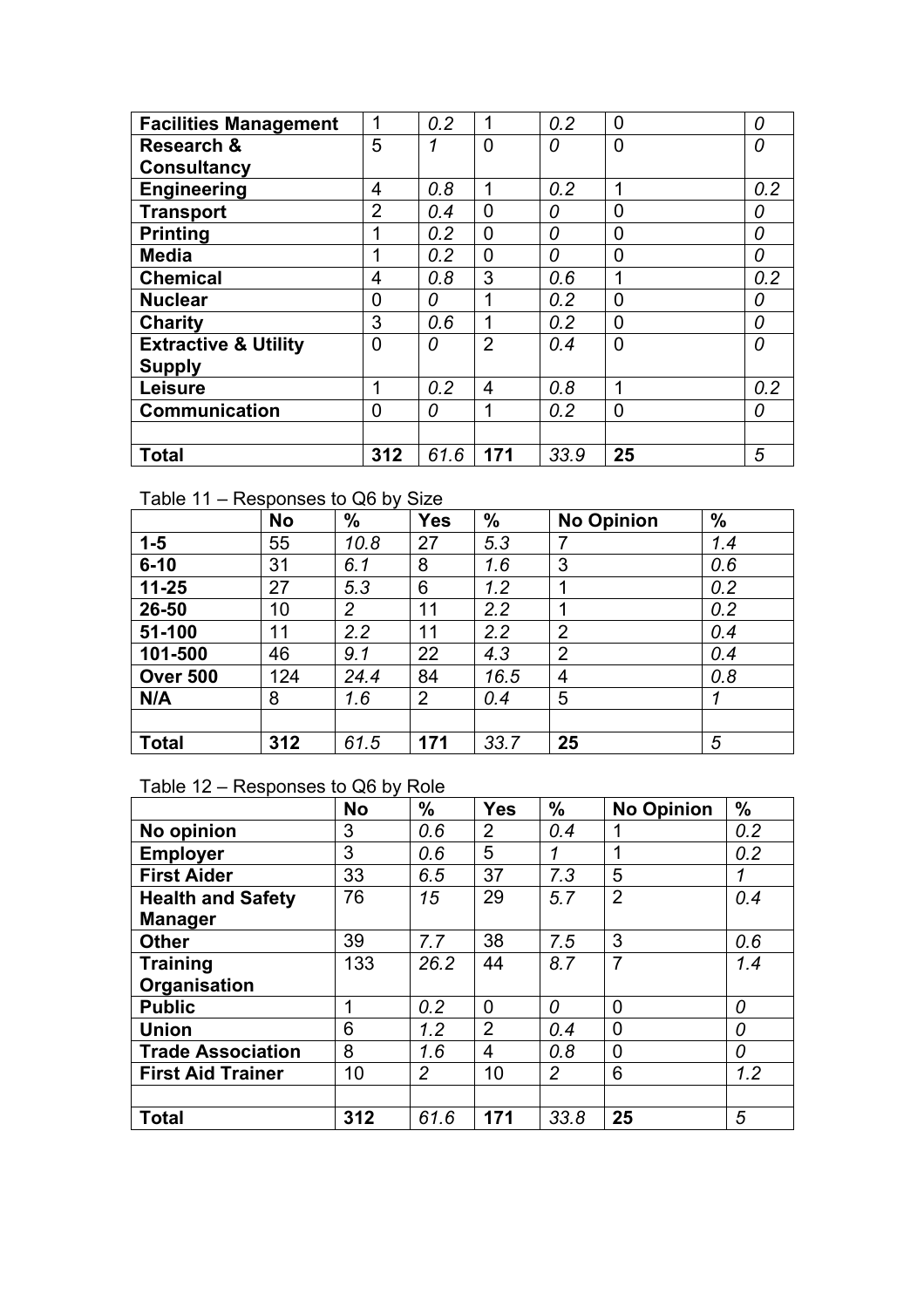| | | | | | | |
|---|---|---|---|---|---|---|
| **Facilities Management** | 1 | *0.2* | 1 | *0.2* | 0 | *0* |
| **Research & Consultancy** | 5 | *1* | 0 | *0* | 0 | *0* |
| **Engineering** | 4 | *0.8* | 1 | *0.2* | 1 | *0.2* |
| **Transport** | 2 | *0.4* | 0 | *0* | 0 | *0* |
| **Printing** | 1 | *0.2* | 0 | *0* | 0 | *0* |
| **Media** | 1 | *0.2* | 0 | *0* | 0 | *0* |
| **Chemical** | 4 | *0.8* | 3 | *0.6* | 1 | *0.2* |
| **Nuclear** | 0 | *0* | 1 | *0.2* | 0 | *0* |
| **Charity** | 3 | *0.6* | 1 | *0.2* | 0 | *0* |
| **Extractive & Utility Supply** | 0 | *0* | 2 | *0.4* | 0 | *0* |
| **Leisure** | 1 | *0.2* | 4 | *0.8* | 1 | *0.2* |
| **Communication** | 0 | *0* | 1 | *0.2* | 0 | *0* |
| | | | | | | |
| **Total** | **312** | *61.6* | **171** | *33.9* | **25** | *5* |

Table 11 – Responses to Q6 by Size

| | No | % | Yes | % | No Opinion | % |
|---|---|---|---|---|---|---|
| **1-5** | 55 | *10.8* | 27 | *5.3* | 7 | *1.4* |
| **6-10** | 31 | *6.1* | 8 | *1.6* | 3 | *0.6* |
| **11-25** | 27 | *5.3* | 6 | *1.2* | 1 | *0.2* |
| **26-50** | 10 | *2* | 11 | *2.2* | 1 | *0.2* |
| **51-100** | 11 | *2.2* | 11 | *2.2* | 2 | *0.4* |
| **101-500** | 46 | *9.1* | 22 | *4.3* | 2 | *0.4* |
| **Over 500** | 124 | *24.4* | 84 | *16.5* | 4 | *0.8* |
| **N/A** | 8 | *1.6* | 2 | *0.4* | 5 | *1* |
| | | | | | | |
| **Total** | **312** | *61.5* | **171** | *33.7* | **25** | *5* |

Table 12 – Responses to Q6 by Role

| | No | % | Yes | % | No Opinion | % |
|---|---|---|---|---|---|---|
| **No opinion** | 3 | *0.6* | 2 | *0.4* | 1 | *0.2* |
| **Employer** | 3 | *0.6* | 5 | *1* | 1 | *0.2* |
| **First Aider** | 33 | *6.5* | 37 | *7.3* | 5 | *1* |
| **Health and Safety Manager** | 76 | *15* | 29 | *5.7* | 2 | *0.4* |
| **Other** | 39 | *7.7* | 38 | *7.5* | 3 | *0.6* |
| **Training Organisation** | 133 | *26.2* | 44 | *8.7* | 7 | *1.4* |
| **Public** | 1 | *0.2* | 0 | *0* | 0 | *0* |
| **Union** | 6 | *1.2* | 2 | *0.4* | 0 | *0* |
| **Trade Association** | 8 | *1.6* | 4 | *0.8* | 0 | *0* |
| **First Aid Trainer** | 10 | *2* | 10 | *2* | 6 | *1.2* |
| | | | | | | |
| **Total** | **312** | *61.6* | **171** | *33.8* | **25** | *5* |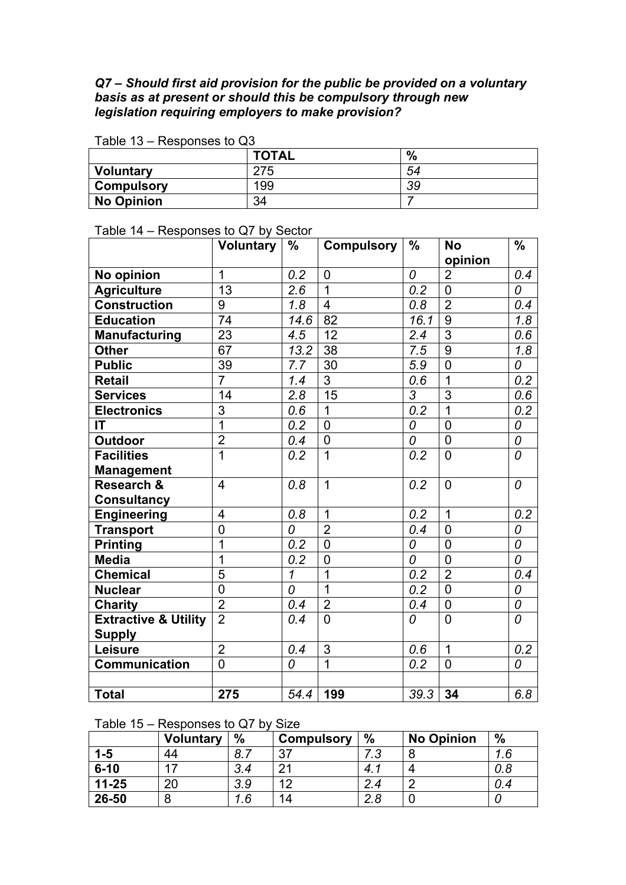***Q7 – Should first aid provision for the public be provided on a voluntary basis as at present or should this be compulsory through new legislation requiring employers to make provision?***

Table 13 – Responses to Q3

| | TOTAL | % |
|---|---|---|
| **Voluntary** | 275 | *54* |
| **Compulsory** | 199 | *39* |
| **No Opinion** | 34 | *7* |

Table 14 – Responses to Q7 by Sector

| | Voluntary | % | Compulsory | % | No opinion | % |
|---|---|---|---|---|---|---|
| **No opinion** | 1 | *0.2* | 0 | *0* | 2 | *0.4* |
| **Agriculture** | 13 | *2.6* | 1 | *0.2* | 0 | *0* |
| **Construction** | 9 | *1.8* | 4 | *0.8* | 2 | *0.4* |
| **Education** | 74 | *14.6* | 82 | *16.1* | 9 | *1.8* |
| **Manufacturing** | 23 | *4.5* | 12 | *2.4* | 3 | *0.6* |
| **Other** | 67 | *13.2* | 38 | *7.5* | 9 | *1.8* |
| **Public** | 39 | *7.7* | 30 | *5.9* | 0 | *0* |
| **Retail** | 7 | *1.4* | 3 | *0.6* | 1 | *0.2* |
| **Services** | 14 | *2.8* | 15 | *3* | 3 | *0.6* |
| **Electronics** | 3 | *0.6* | 1 | *0.2* | 1 | *0.2* |
| **IT** | 1 | *0.2* | 0 | *0* | 0 | *0* |
| **Outdoor** | 2 | *0.4* | 0 | *0* | 0 | *0* |
| **Facilities Management** | 1 | *0.2* | 1 | *0.2* | 0 | *0* |
| **Research & Consultancy** | 4 | *0.8* | 1 | *0.2* | 0 | *0* |
| **Engineering** | 4 | *0.8* | 1 | *0.2* | 1 | *0.2* |
| **Transport** | 0 | *0* | 2 | *0.4* | 0 | *0* |
| **Printing** | 1 | *0.2* | 0 | *0* | 0 | *0* |
| **Media** | 1 | *0.2* | 0 | *0* | 0 | *0* |
| **Chemical** | 5 | *1* | 1 | *0.2* | 2 | *0.4* |
| **Nuclear** | 0 | *0* | 1 | *0.2* | 0 | *0* |
| **Charity** | 2 | *0.4* | 2 | *0.4* | 0 | *0* |
| **Extractive & Utility Supply** | 2 | *0.4* | 0 | *0* | 0 | *0* |
| **Leisure** | 2 | *0.4* | 3 | *0.6* | 1 | *0.2* |
| **Communication** | 0 | *0* | 1 | *0.2* | 0 | *0* |
| | | | | | | |
| **Total** | **275** | *54.4* | **199** | *39.3* | **34** | *6.8* |

Table 15 – Responses to Q7 by Size

| | Voluntary | % | Compulsory | % | No Opinion | % |
|---|---|---|---|---|---|---|
| **1-5** | 44 | *8.7* | 37 | *7.3* | 8 | *1.6* |
| **6-10** | 17 | *3.4* | 21 | *4.1* | 4 | *0.8* |
| **11-25** | 20 | *3.9* | 12 | *2.4* | 2 | *0.4* |
| **26-50** | 8 | *1.6* | 14 | *2.8* | 0 | *0* |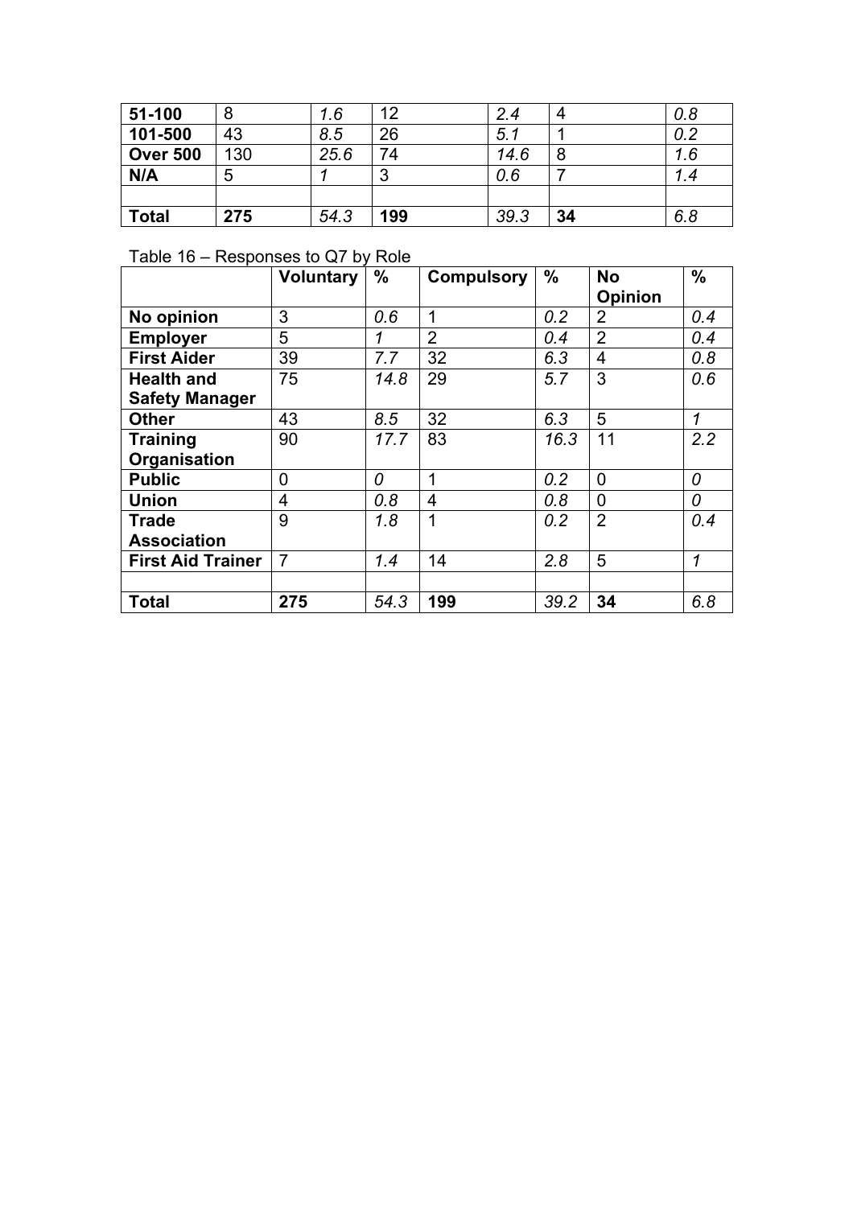| | | | | | | |
|---|---|---|---|---|---|---|
| **51-100** | 8 | *1.6* | 12 | *2.4* | 4 | *0.8* |
| **101-500** | 43 | *8.5* | 26 | *5.1* | 1 | *0.2* |
| **Over 500** | 130 | *25.6* | 74 | *14.6* | 8 | *1.6* |
| **N/A** | 5 | *1* | 3 | *0.6* | 7 | *1.4* |
| | | | | | | |
| **Total** | **275** | *54.3* | **199** | *39.3* | **34** | *6.8* |

Table 16 – Responses to Q7 by Role

| | **Voluntary** | **%** | **Compulsory** | **%** | **No Opinion** | **%** |
|---|---|---|---|---|---|---|
| **No opinion** | 3 | *0.6* | 1 | *0.2* | 2 | *0.4* |
| **Employer** | 5 | *1* | 2 | *0.4* | 2 | *0.4* |
| **First Aider** | 39 | *7.7* | 32 | *6.3* | 4 | *0.8* |
| **Health and Safety Manager** | 75 | *14.8* | 29 | *5.7* | 3 | *0.6* |
| **Other** | 43 | *8.5* | 32 | *6.3* | 5 | *1* |
| **Training Organisation** | 90 | *17.7* | 83 | *16.3* | 11 | *2.2* |
| **Public** | 0 | *0* | 1 | *0.2* | 0 | *0* |
| **Union** | 4 | *0.8* | 4 | *0.8* | 0 | *0* |
| **Trade Association** | 9 | *1.8* | 1 | *0.2* | 2 | *0.4* |
| **First Aid Trainer** | 7 | *1.4* | 14 | *2.8* | 5 | *1* |
| | | | | | | |
| **Total** | **275** | *54.3* | **199** | *39.2* | **34** | *6.8* |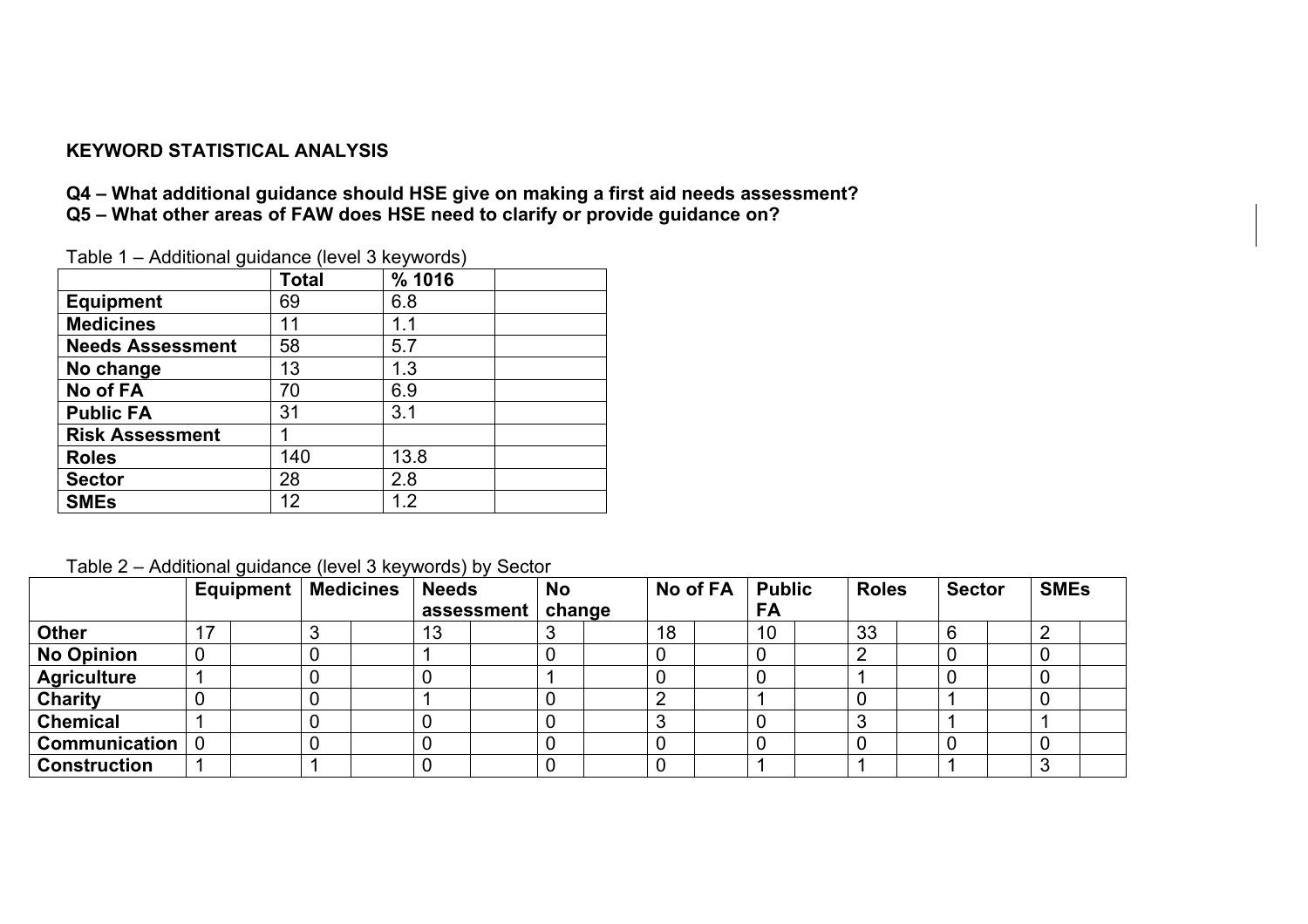**KEYWORD STATISTICAL ANALYSIS**

**Q4 – What additional guidance should HSE give on making a first aid needs assessment?**
**Q5 – What other areas of FAW does HSE need to clarify or provide guidance on?**

Table 1 – Additional guidance (level 3 keywords)

| | Total | % 1016 | |
|---|---|---|---|
| **Equipment** | 69 | 6.8 | |
| **Medicines** | 11 | 1.1 | |
| **Needs Assessment** | 58 | 5.7 | |
| **No change** | 13 | 1.3 | |
| **No of FA** | 70 | 6.9 | |
| **Public FA** | 31 | 3.1 | |
| **Risk Assessment** | 1 | | |
| **Roles** | 140 | 13.8 | |
| **Sector** | 28 | 2.8 | |
| **SMEs** | 12 | 1.2 | |

Table 2 – Additional guidance (level 3 keywords) by Sector

| | Equipment | | Medicines | | Needs assessment | | No change | | No of FA | | Public FA | | Roles | | Sector | | SMEs | |
|---|---|---|---|---|---|---|---|---|---|---|---|---|---|---|---|---|---|---|
| **Other** | 17 | | 3 | | 13 | | 3 | | 18 | | 10 | | 33 | | 6 | | 2 | |
| **No Opinion** | 0 | | 0 | | 1 | | 0 | | 0 | | 0 | | 2 | | 0 | | 0 | |
| **Agriculture** | 1 | | 0 | | 0 | | 1 | | 0 | | 0 | | 1 | | 0 | | 0 | |
| **Charity** | 0 | | 0 | | 1 | | 0 | | 2 | | 1 | | 0 | | 1 | | 0 | |
| **Chemical** | 1 | | 0 | | 0 | | 0 | | 3 | | 0 | | 3 | | 1 | | 1 | |
| **Communication** | 0 | | 0 | | 0 | | 0 | | 0 | | 0 | | 0 | | 0 | | 0 | |
| **Construction** | 1 | | 1 | | 0 | | 0 | | 0 | | 1 | | 1 | | 1 | | 3 | |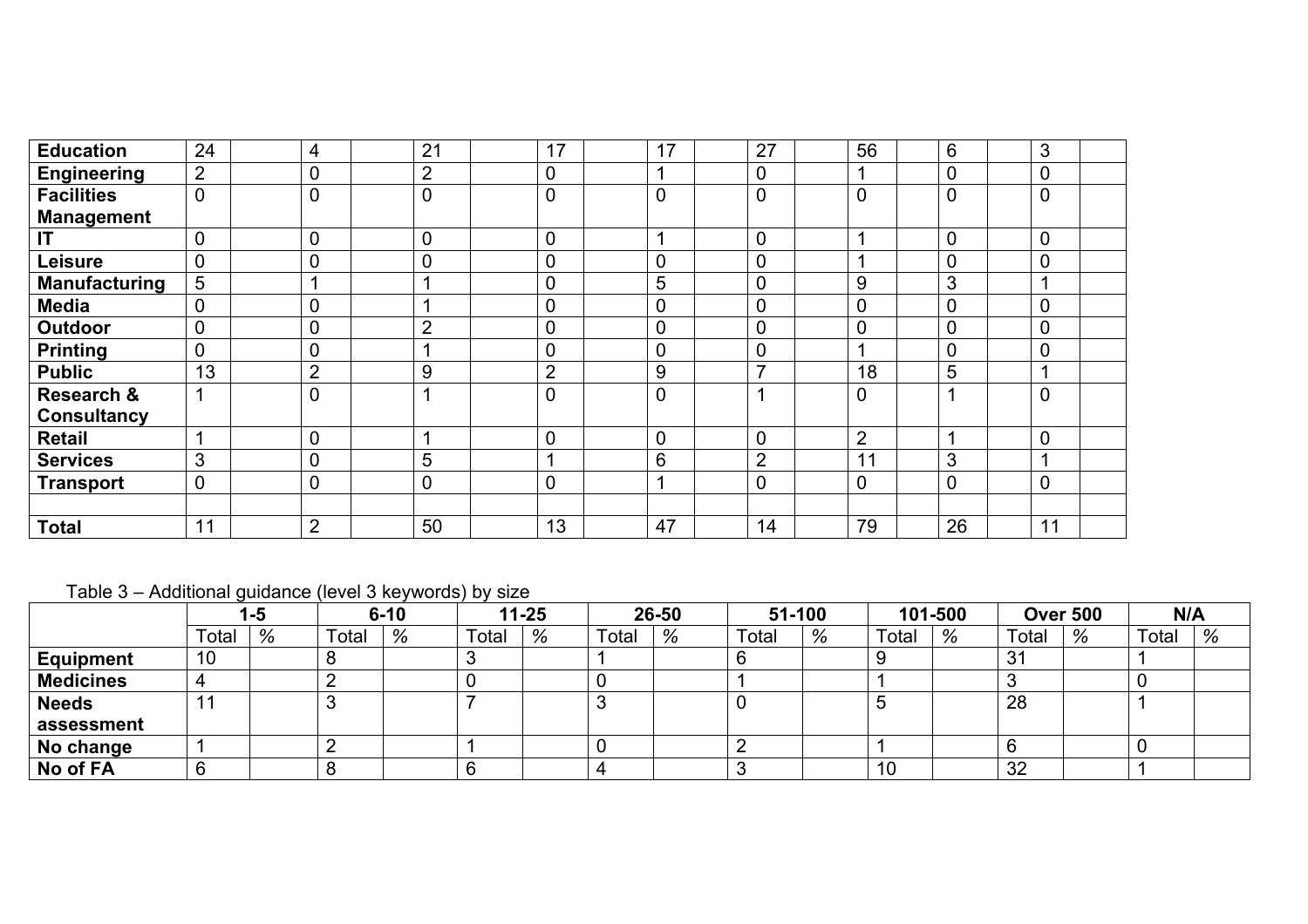| | | | | | | | | | | | | | | | | | |
|---|---|---|---|---|---|---|---|---|---|---|---|---|---|---|---|---|---|
| **Education** | 24 | | 4 | | 21 | | 17 | | 17 | | 27 | | 56 | | 6 | | 3 |
| **Engineering** | 2 | | 0 | | 2 | | 0 | | 1 | | 0 | | 1 | | 0 | | 0 |
| **Facilities Management** | 0 | | 0 | | 0 | | 0 | | 0 | | 0 | | 0 | | 0 | | 0 |
| **IT** | 0 | | 0 | | 0 | | 0 | | 1 | | 0 | | 1 | | 0 | | 0 |
| **Leisure** | 0 | | 0 | | 0 | | 0 | | 0 | | 0 | | 1 | | 0 | | 0 |
| **Manufacturing** | 5 | | 1 | | 1 | | 0 | | 5 | | 0 | | 9 | | 3 | | 1 |
| **Media** | 0 | | 0 | | 1 | | 0 | | 0 | | 0 | | 0 | | 0 | | 0 |
| **Outdoor** | 0 | | 0 | | 2 | | 0 | | 0 | | 0 | | 0 | | 0 | | 0 |
| **Printing** | 0 | | 0 | | 1 | | 0 | | 0 | | 0 | | 1 | | 0 | | 0 |
| **Public** | 13 | | 2 | | 9 | | 2 | | 9 | | 7 | | 18 | | 5 | | 1 |
| **Research & Consultancy** | 1 | | 0 | | 1 | | 0 | | 0 | | 1 | | 0 | | 1 | | 0 |
| **Retail** | 1 | | 0 | | 1 | | 0 | | 0 | | 0 | | 2 | | 1 | | 0 |
| **Services** | 3 | | 0 | | 5 | | 1 | | 6 | | 2 | | 11 | | 3 | | 1 |
| **Transport** | 0 | | 0 | | 0 | | 0 | | 1 | | 0 | | 0 | | 0 | | 0 |
| | | | | | | | | | | | | | | | | | |
| **Total** | 11 | | 2 | | 50 | | 13 | | 47 | | 14 | | 79 | | 26 | | 11 |

Table 3 – Additional guidance (level 3 keywords) by size

| | 1-5 | | 6-10 | | 11-25 | | 26-50 | | 51-100 | | 101-500 | | Over 500 | | N/A | |
|---|---|---|---|---|---|---|---|---|---|---|---|---|---|---|---|---|
| | Total | % | Total | % | Total | % | Total | % | Total | % | Total | % | Total | % | Total | % |
| **Equipment** | 10 | | 8 | | 3 | | 1 | | 6 | | 9 | | 31 | | 1 | |
| **Medicines** | 4 | | 2 | | 0 | | 0 | | 1 | | 1 | | 3 | | 0 | |
| **Needs assessment** | 11 | | 3 | | 7 | | 3 | | 0 | | 5 | | 28 | | 1 | |
| **No change** | 1 | | 2 | | 1 | | 0 | | 2 | | 1 | | 6 | | 0 | |
| **No of FA** | 6 | | 8 | | 6 | | 4 | | 3 | | 10 | | 32 | | 1 | |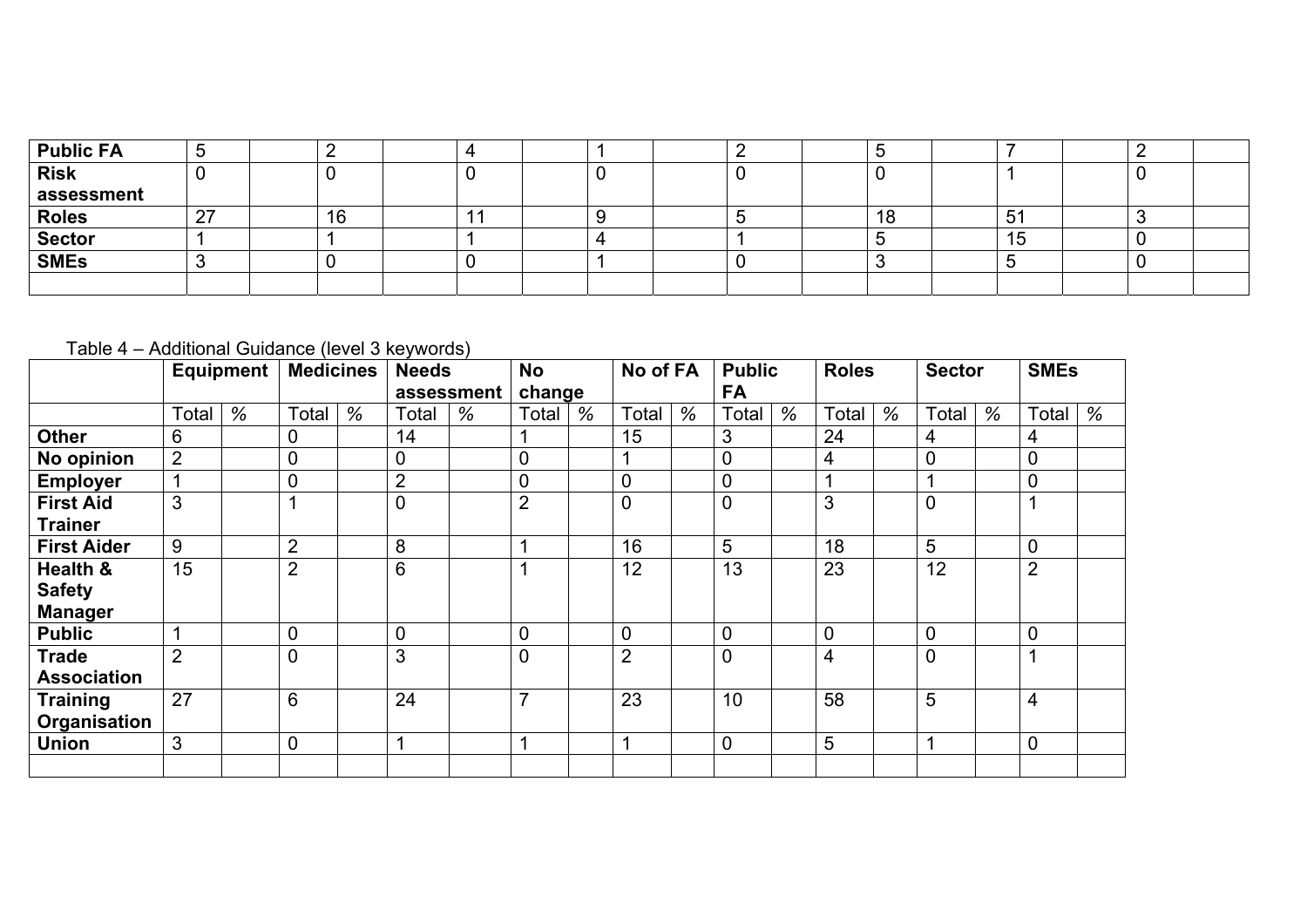| | | | | | | | | | | | | | | | | | | |
|---|---|---|---|---|---|---|---|---|---|---|---|---|---|---|---|---|---|---|
| **Public FA** | 5 | | 2 | | 4 | | 1 | | 2 | | 5 | | 7 | | 2 | |
| **Risk assessment** | 0 | | 0 | | 0 | | 0 | | 0 | | 0 | | 1 | | 0 | |
| **Roles** | 27 | | 16 | | 11 | | 9 | | 5 | | 18 | | 51 | | 3 | |
| **Sector** | 1 | | 1 | | 1 | | 4 | | 1 | | 5 | | 15 | | 0 | |
| **SMEs** | 3 | | 0 | | 0 | | 1 | | 0 | | 3 | | 5 | | 0 | |
| | | | | | | | | | | | | | | | | |

Table 4 – Additional Guidance (level 3 keywords)

| | **Equipment** | | **Medicines** | | **Needs assessment** | | **No change** | | **No of FA** | | **Public FA** | | **Roles** | | **Sector** | | **SMEs** | |
|---|---|---|---|---|---|---|---|---|---|---|---|---|---|---|---|---|---|---|
| | Total | % | Total | % | Total | % | Total | % | Total | % | Total | % | Total | % | Total | % | Total | % |
| **Other** | 6 | | 0 | | 14 | | 1 | | 15 | | 3 | | 24 | | 4 | | 4 | |
| **No opinion** | 2 | | 0 | | 0 | | 0 | | 1 | | 0 | | 4 | | 0 | | 0 | |
| **Employer** | 1 | | 0 | | 2 | | 0 | | 0 | | 0 | | 1 | | 1 | | 0 | |
| **First Aid Trainer** | 3 | | 1 | | 0 | | 2 | | 0 | | 0 | | 3 | | 0 | | 1 | |
| **First Aider** | 9 | | 2 | | 8 | | 1 | | 16 | | 5 | | 18 | | 5 | | 0 | |
| **Health & Safety Manager** | 15 | | 2 | | 6 | | 1 | | 12 | | 13 | | 23 | | 12 | | 2 | |
| **Public** | 1 | | 0 | | 0 | | 0 | | 0 | | 0 | | 0 | | 0 | | 0 | |
| **Trade Association** | 2 | | 0 | | 3 | | 0 | | 2 | | 0 | | 4 | | 0 | | 1 | |
| **Training Organisation** | 27 | | 6 | | 24 | | 7 | | 23 | | 10 | | 58 | | 5 | | 4 | |
| **Union** | 3 | | 0 | | 1 | | 1 | | 1 | | 0 | | 5 | | 1 | | 0 | |
| | | | | | | | | | | | | | | | | | | |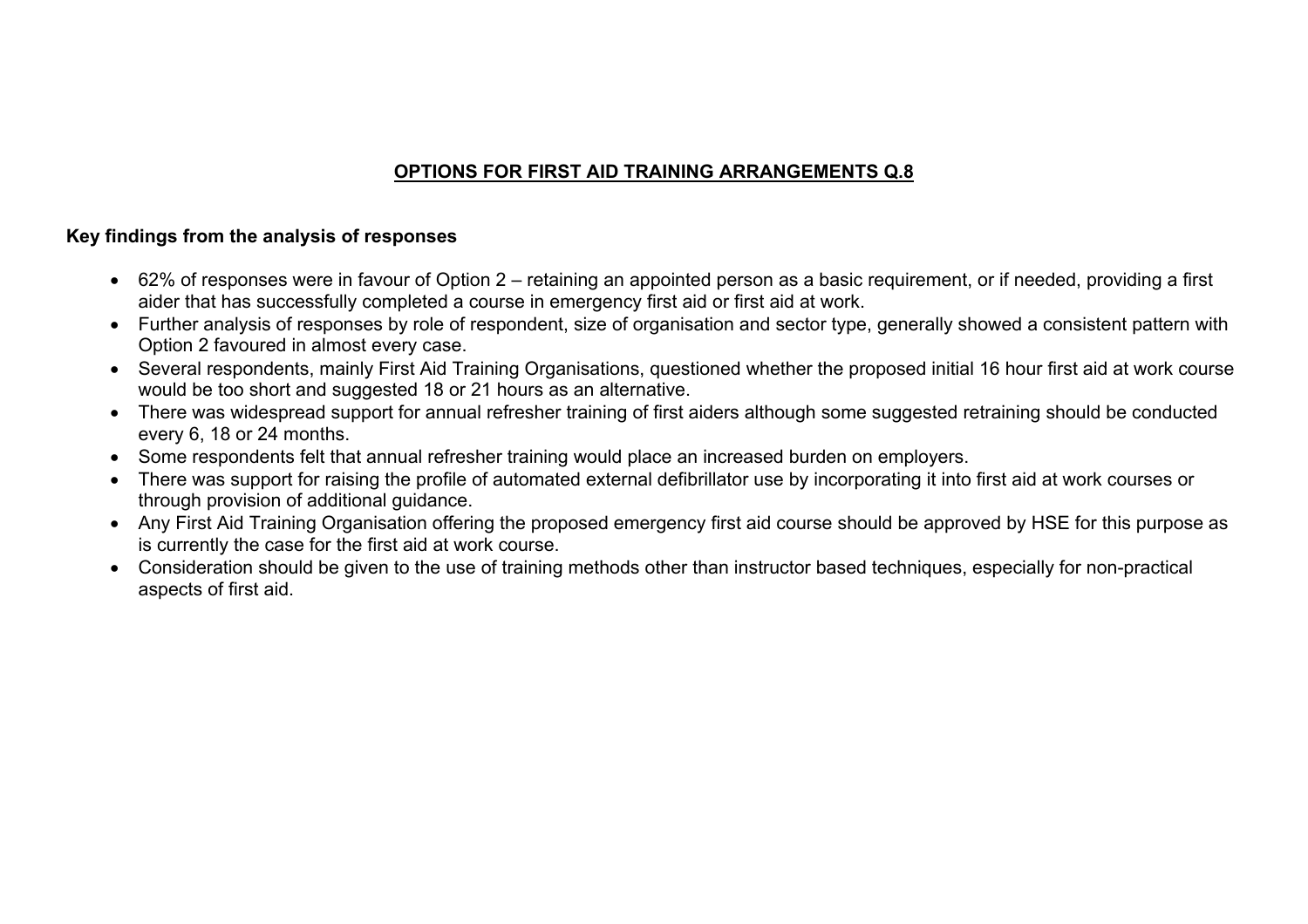## OPTIONS FOR FIRST AID TRAINING ARRANGEMENTS Q.8

**Key findings from the analysis of responses**

- 62% of responses were in favour of Option 2 – retaining an appointed person as a basic requirement, or if needed, providing a first aider that has successfully completed a course in emergency first aid or first aid at work.
- Further analysis of responses by role of respondent, size of organisation and sector type, generally showed a consistent pattern with Option 2 favoured in almost every case.
- Several respondents, mainly First Aid Training Organisations, questioned whether the proposed initial 16 hour first aid at work course would be too short and suggested 18 or 21 hours as an alternative.
- There was widespread support for annual refresher training of first aiders although some suggested retraining should be conducted every 6, 18 or 24 months.
- Some respondents felt that annual refresher training would place an increased burden on employers.
- There was support for raising the profile of automated external defibrillator use by incorporating it into first aid at work courses or through provision of additional guidance.
- Any First Aid Training Organisation offering the proposed emergency first aid course should be approved by HSE for this purpose as is currently the case for the first aid at work course.
- Consideration should be given to the use of training methods other than instructor based techniques, especially for non-practical aspects of first aid.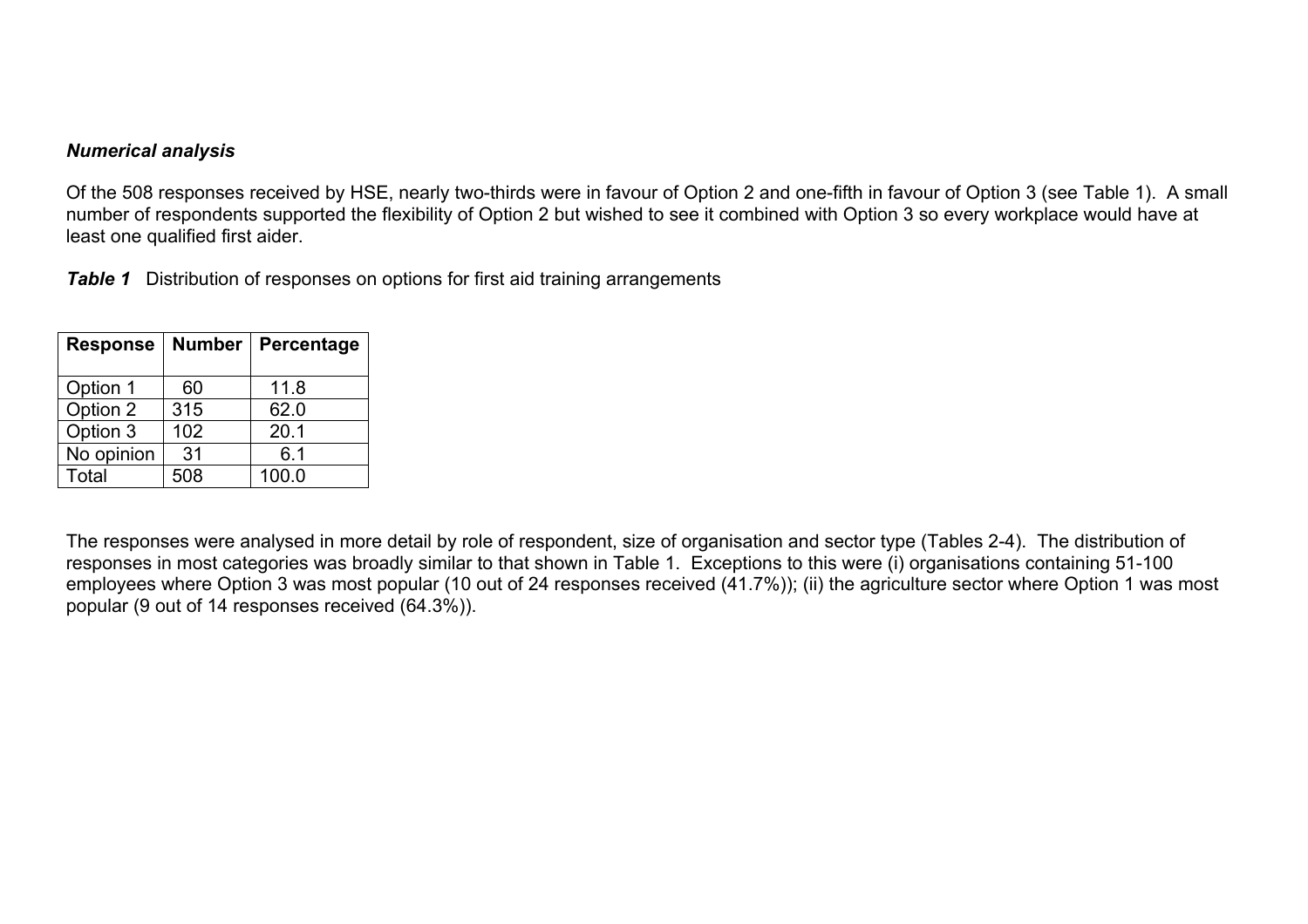***Numerical analysis***

Of the 508 responses received by HSE, nearly two-thirds were in favour of Option 2 and one-fifth in favour of Option 3 (see Table 1). A small number of respondents supported the flexibility of Option 2 but wished to see it combined with Option 3 so every workplace would have at least one qualified first aider.

***Table 1*** Distribution of responses on options for first aid training arrangements

| Response | Number | Percentage |
|---|---|---|
| Option 1 | 60 | 11.8 |
| Option 2 | 315 | 62.0 |
| Option 3 | 102 | 20.1 |
| No opinion | 31 | 6.1 |
| Total | 508 | 100.0 |

The responses were analysed in more detail by role of respondent, size of organisation and sector type (Tables 2-4). The distribution of responses in most categories was broadly similar to that shown in Table 1. Exceptions to this were (i) organisations containing 51-100 employees where Option 3 was most popular (10 out of 24 responses received (41.7%)); (ii) the agriculture sector where Option 1 was most popular (9 out of 14 responses received (64.3%)).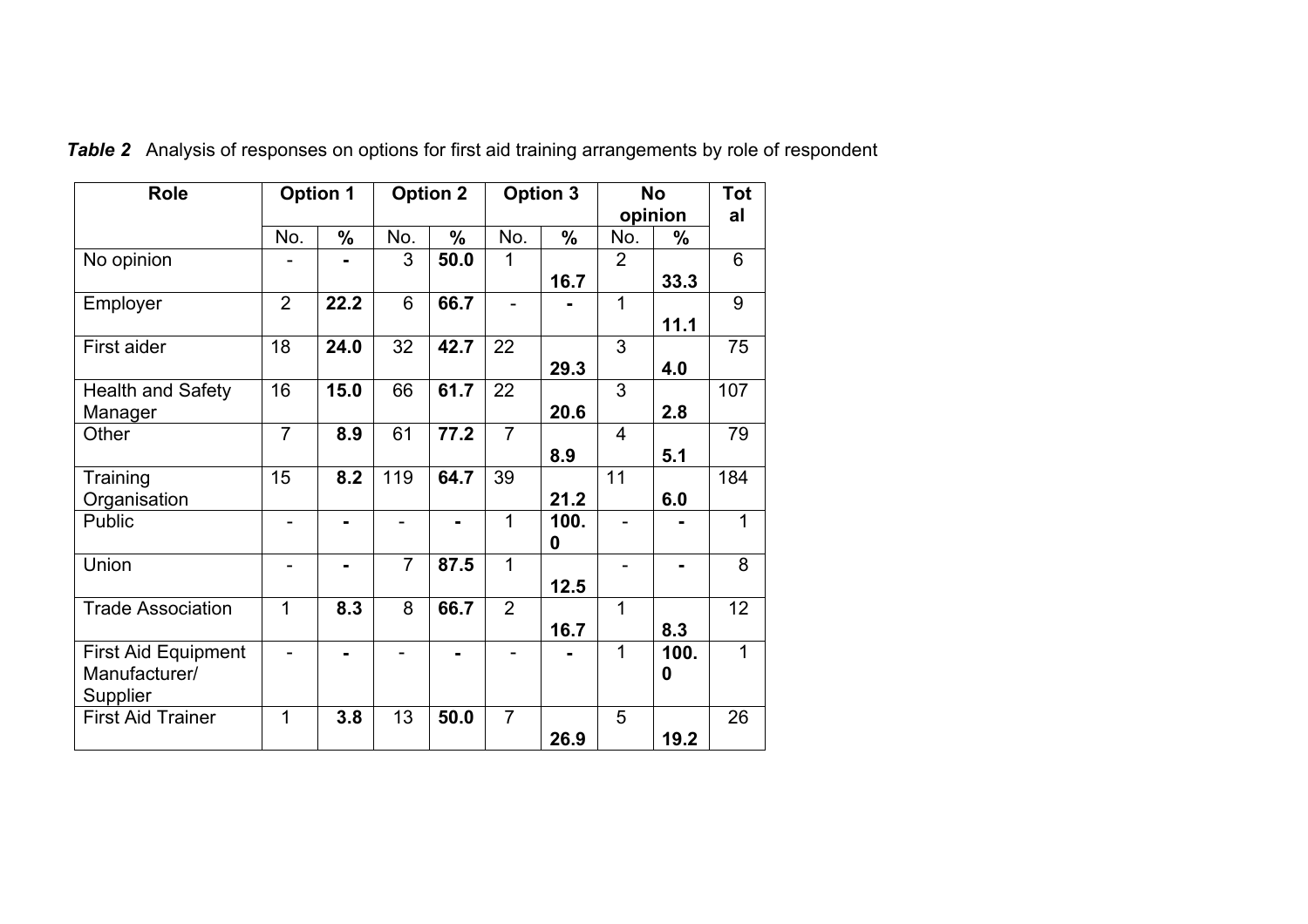***Table 2*** Analysis of responses on options for first aid training arrangements by role of respondent

| Role | Option 1 | | Option 2 | | Option 3 | | No opinion | | Total |
|---|---|---|---|---|---|---|---|---|---|
| | No. | % | No. | % | No. | % | No. | % | |
| No opinion | - | **-** | 3 | **50.0** | 1 | **16.7** | 2 | **33.3** | 6 |
| Employer | 2 | **22.2** | 6 | **66.7** | - | **-** | 1 | **11.1** | 9 |
| First aider | 18 | **24.0** | 32 | **42.7** | 22 | **29.3** | 3 | **4.0** | 75 |
| Health and Safety Manager | 16 | **15.0** | 66 | **61.7** | 22 | **20.6** | 3 | **2.8** | 107 |
| Other | 7 | **8.9** | 61 | **77.2** | 7 | **8.9** | 4 | **5.1** | 79 |
| Training Organisation | 15 | **8.2** | 119 | **64.7** | 39 | **21.2** | 11 | **6.0** | 184 |
| Public | - | **-** | - | **-** | 1 | **100.0** | - | **-** | 1 |
| Union | - | **-** | 7 | **87.5** | 1 | **12.5** | - | **-** | 8 |
| Trade Association | 1 | **8.3** | 8 | **66.7** | 2 | **16.7** | 1 | **8.3** | 12 |
| First Aid Equipment Manufacturer/ Supplier | - | **-** | - | **-** | - | **-** | 1 | **100.0** | 1 |
| First Aid Trainer | 1 | **3.8** | 13 | **50.0** | 7 | **26.9** | 5 | **19.2** | 26 |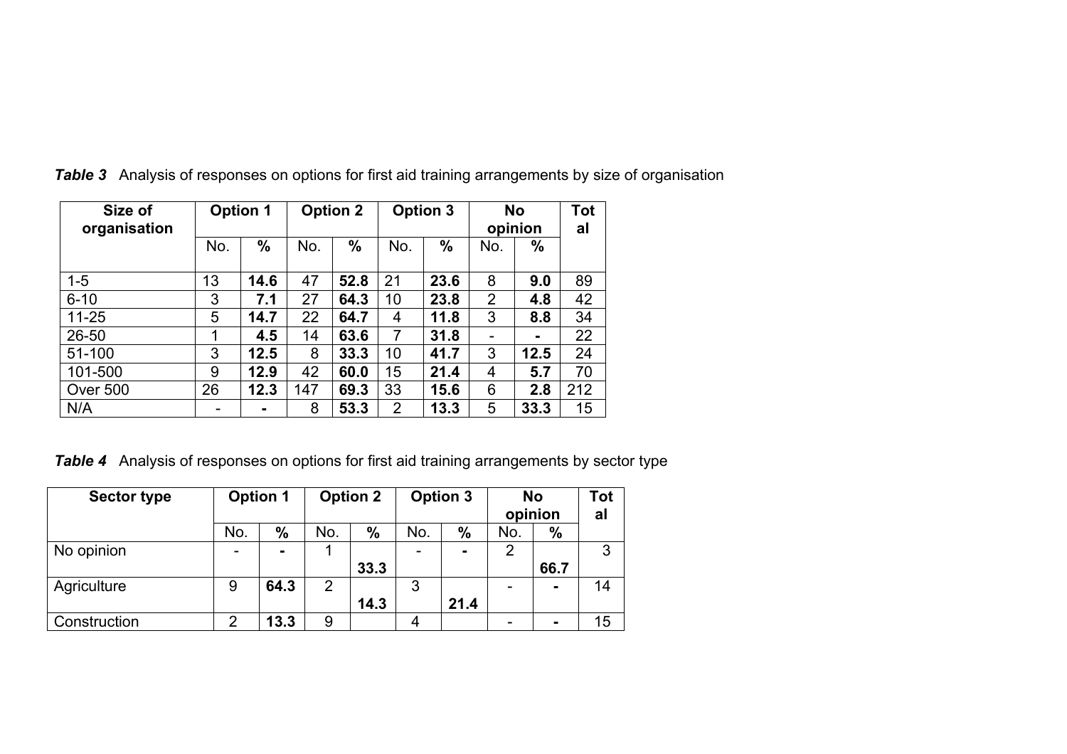***Table 3*** Analysis of responses on options for first aid training arrangements by size of organisation

| Size of organisation | Option 1 | | Option 2 | | Option 3 | | No opinion | | Total |
|---|---|---|---|---|---|---|---|---|---|
| | No. | % | No. | % | No. | % | No. | % | |
| 1-5 | 13 | **14.6** | 47 | **52.8** | 21 | **23.6** | 8 | **9.0** | 89 |
| 6-10 | 3 | **7.1** | 27 | **64.3** | 10 | **23.8** | 2 | **4.8** | 42 |
| 11-25 | 5 | **14.7** | 22 | **64.7** | 4 | **11.8** | 3 | **8.8** | 34 |
| 26-50 | 1 | **4.5** | 14 | **63.6** | 7 | **31.8** | - | **-** | 22 |
| 51-100 | 3 | **12.5** | 8 | **33.3** | 10 | **41.7** | 3 | **12.5** | 24 |
| 101-500 | 9 | **12.9** | 42 | **60.0** | 15 | **21.4** | 4 | **5.7** | 70 |
| Over 500 | 26 | **12.3** | 147 | **69.3** | 33 | **15.6** | 6 | **2.8** | 212 |
| N/A | - | **-** | 8 | **53.3** | 2 | **13.3** | 5 | **33.3** | 15 |

***Table 4*** Analysis of responses on options for first aid training arrangements by sector type

| Sector type | Option 1 | | Option 2 | | Option 3 | | No opinion | | Total |
|---|---|---|---|---|---|---|---|---|---|
| | No. | % | No. | % | No. | % | No. | % | |
| No opinion | - | **-** | 1 | **33.3** | - | **-** | 2 | **66.7** | 3 |
| Agriculture | 9 | **64.3** | 2 | **14.3** | 3 | **21.4** | - | **-** | 14 |
| Construction | 2 | **13.3** | 9 | | 4 | | - | **-** | 15 |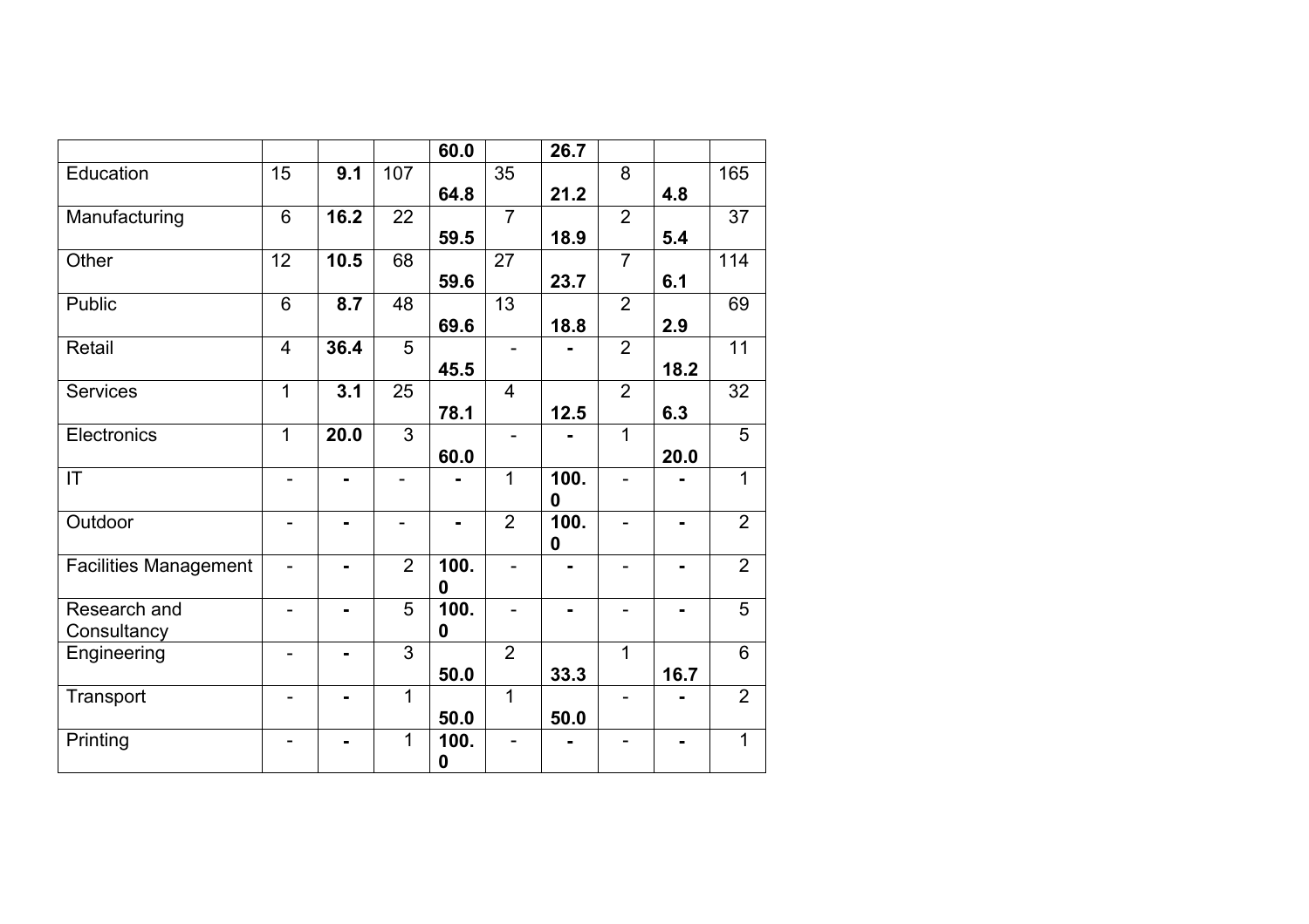| | | | | | | | | | |
|---|---|---|---|---|---|---|---|---|---|
| | | | | **60.0** | | **26.7** | | | |
| Education | 15 | **9.1** | 107 | **64.8** | 35 | **21.2** | 8 | **4.8** | 165 |
| Manufacturing | 6 | **16.2** | 22 | **59.5** | 7 | **18.9** | 2 | **5.4** | 37 |
| Other | 12 | **10.5** | 68 | **59.6** | 27 | **23.7** | 7 | **6.1** | 114 |
| Public | 6 | **8.7** | 48 | **69.6** | 13 | **18.8** | 2 | **2.9** | 69 |
| Retail | 4 | **36.4** | 5 | **45.5** | - | **-** | 2 | **18.2** | 11 |
| Services | 1 | **3.1** | 25 | **78.1** | 4 | **12.5** | 2 | **6.3** | 32 |
| Electronics | 1 | **20.0** | 3 | **60.0** | - | **-** | 1 | **20.0** | 5 |
| IT | - | **-** | - | **-** | 1 | **100.0** | - | **-** | 1 |
| Outdoor | - | **-** | - | **-** | 2 | **100.0** | - | **-** | 2 |
| Facilities Management | - | **-** | 2 | **100.0** | - | **-** | - | **-** | 2 |
| Research and Consultancy | - | **-** | 5 | **100.0** | - | **-** | - | **-** | 5 |
| Engineering | - | **-** | 3 | **50.0** | 2 | **33.3** | 1 | **16.7** | 6 |
| Transport | - | **-** | 1 | **50.0** | 1 | **50.0** | - | **-** | 2 |
| Printing | - | **-** | 1 | **100.0** | - | **-** | - | **-** | 1 |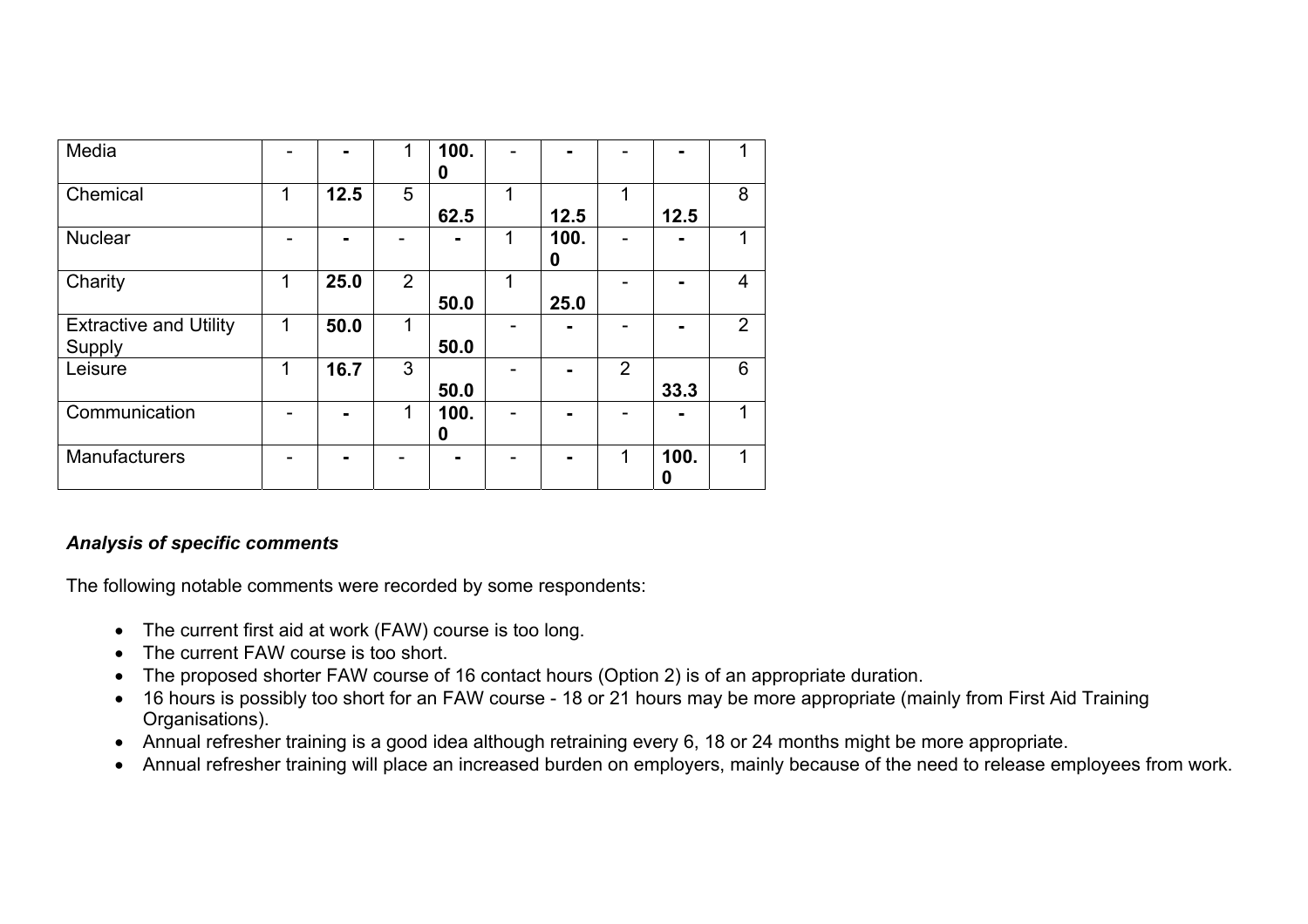| Media | - | - | 1 | **100.0** | - | - | - | - | 1 |
|---|---|---|---|---|---|---|---|---|---|
| Chemical | 1 | **12.5** | 5 | **62.5** | 1 | **12.5** | 1 | **12.5** | 8 |
| Nuclear | - | - | - | - | 1 | **100.0** | - | - | 1 |
| Charity | 1 | **25.0** | 2 | **50.0** | 1 | **25.0** | - | - | 4 |
| Extractive and Utility Supply | 1 | **50.0** | 1 | **50.0** | - | - | - | - | 2 |
| Leisure | 1 | **16.7** | 3 | **50.0** | - | - | 2 | **33.3** | 6 |
| Communication | - | - | 1 | **100.0** | - | - | - | - | 1 |
| Manufacturers | - | - | - | - | - | - | 1 | **100.0** | 1 |

***Analysis of specific comments***

The following notable comments were recorded by some respondents:

- The current first aid at work (FAW) course is too long.
- The current FAW course is too short.
- The proposed shorter FAW course of 16 contact hours (Option 2) is of an appropriate duration.
- 16 hours is possibly too short for an FAW course - 18 or 21 hours may be more appropriate (mainly from First Aid Training Organisations).
- Annual refresher training is a good idea although retraining every 6, 18 or 24 months might be more appropriate.
- Annual refresher training will place an increased burden on employers, mainly because of the need to release employees from work.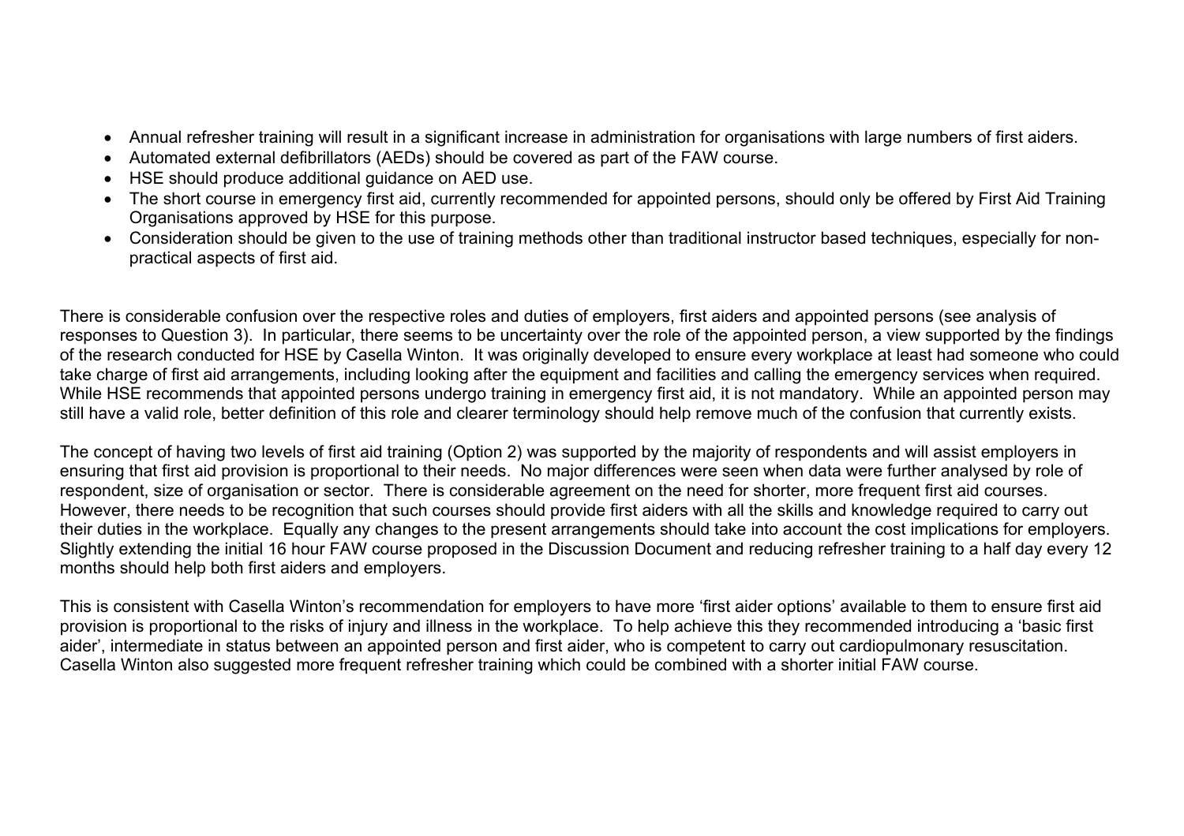- Annual refresher training will result in a significant increase in administration for organisations with large numbers of first aiders.
- Automated external defibrillators (AEDs) should be covered as part of the FAW course.
- HSE should produce additional guidance on AED use.
- The short course in emergency first aid, currently recommended for appointed persons, should only be offered by First Aid Training Organisations approved by HSE for this purpose.
- Consideration should be given to the use of training methods other than traditional instructor based techniques, especially for non-practical aspects of first aid.

There is considerable confusion over the respective roles and duties of employers, first aiders and appointed persons (see analysis of responses to Question 3). In particular, there seems to be uncertainty over the role of the appointed person, a view supported by the findings of the research conducted for HSE by Casella Winton. It was originally developed to ensure every workplace at least had someone who could take charge of first aid arrangements, including looking after the equipment and facilities and calling the emergency services when required. While HSE recommends that appointed persons undergo training in emergency first aid, it is not mandatory. While an appointed person may still have a valid role, better definition of this role and clearer terminology should help remove much of the confusion that currently exists.

The concept of having two levels of first aid training (Option 2) was supported by the majority of respondents and will assist employers in ensuring that first aid provision is proportional to their needs. No major differences were seen when data were further analysed by role of respondent, size of organisation or sector. There is considerable agreement on the need for shorter, more frequent first aid courses. However, there needs to be recognition that such courses should provide first aiders with all the skills and knowledge required to carry out their duties in the workplace. Equally any changes to the present arrangements should take into account the cost implications for employers. Slightly extending the initial 16 hour FAW course proposed in the Discussion Document and reducing refresher training to a half day every 12 months should help both first aiders and employers.

This is consistent with Casella Winton's recommendation for employers to have more 'first aider options' available to them to ensure first aid provision is proportional to the risks of injury and illness in the workplace. To help achieve this they recommended introducing a 'basic first aider', intermediate in status between an appointed person and first aider, who is competent to carry out cardiopulmonary resuscitation. Casella Winton also suggested more frequent refresher training which could be combined with a shorter initial FAW course.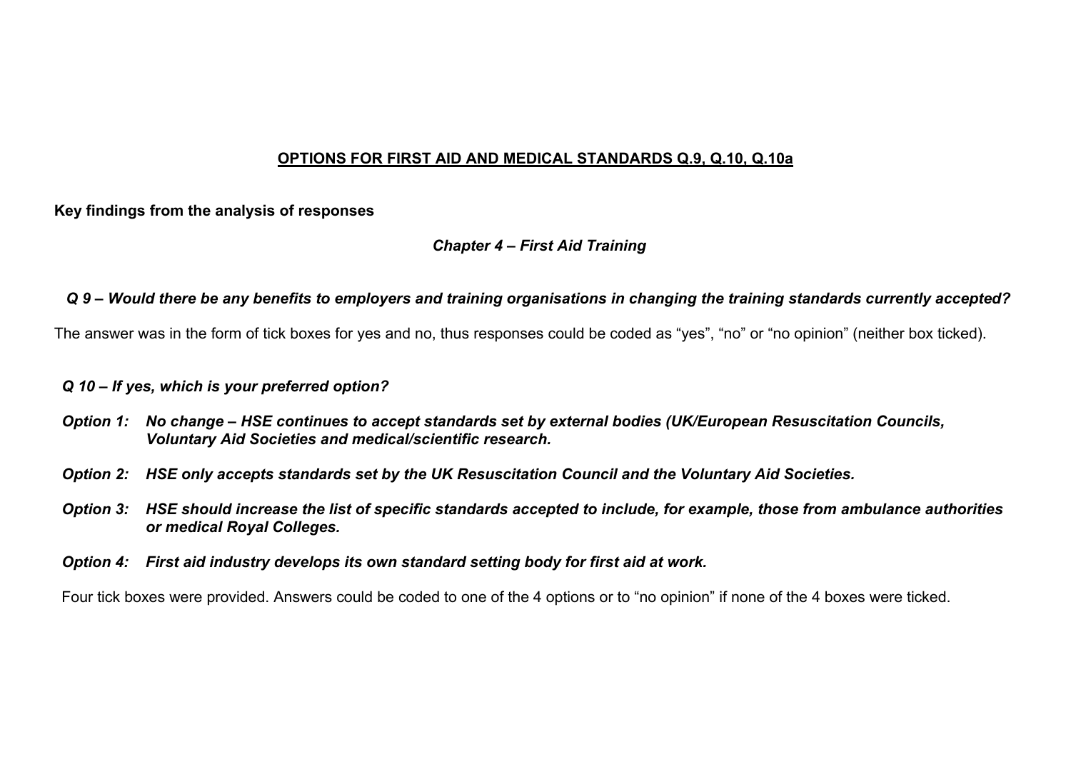## OPTIONS FOR FIRST AID AND MEDICAL STANDARDS Q.9, Q.10, Q.10a

**Key findings from the analysis of responses**

### *Chapter 4 – First Aid Training*

***Q 9 – Would there be any benefits to employers and training organisations in changing the training standards currently accepted?***

The answer was in the form of tick boxes for yes and no, thus responses could be coded as "yes", "no" or "no opinion" (neither box ticked).

***Q 10 – If yes, which is your preferred option?***

***Option 1: No change – HSE continues to accept standards set by external bodies (UK/European Resuscitation Councils, Voluntary Aid Societies and medical/scientific research.***

***Option 2: HSE only accepts standards set by the UK Resuscitation Council and the Voluntary Aid Societies.***

***Option 3: HSE should increase the list of specific standards accepted to include, for example, those from ambulance authorities or medical Royal Colleges.***

***Option 4: First aid industry develops its own standard setting body for first aid at work.***

Four tick boxes were provided. Answers could be coded to one of the 4 options or to "no opinion" if none of the 4 boxes were ticked.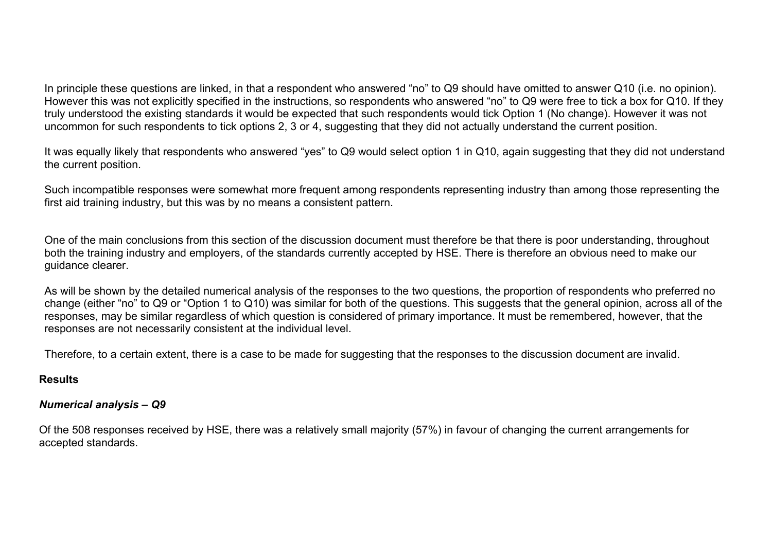In principle these questions are linked, in that a respondent who answered "no" to Q9 should have omitted to answer Q10 (i.e. no opinion). However this was not explicitly specified in the instructions, so respondents who answered "no" to Q9 were free to tick a box for Q10. If they truly understood the existing standards it would be expected that such respondents would tick Option 1 (No change). However it was not uncommon for such respondents to tick options 2, 3 or 4, suggesting that they did not actually understand the current position.

It was equally likely that respondents who answered "yes" to Q9 would select option 1 in Q10, again suggesting that they did not understand the current position.

Such incompatible responses were somewhat more frequent among respondents representing industry than among those representing the first aid training industry, but this was by no means a consistent pattern.

One of the main conclusions from this section of the discussion document must therefore be that there is poor understanding, throughout both the training industry and employers, of the standards currently accepted by HSE. There is therefore an obvious need to make our guidance clearer.

As will be shown by the detailed numerical analysis of the responses to the two questions, the proportion of respondents who preferred no change (either "no" to Q9 or "Option 1 to Q10) was similar for both of the questions. This suggests that the general opinion, across all of the responses, may be similar regardless of which question is considered of primary importance. It must be remembered, however, that the responses are not necessarily consistent at the individual level.

Therefore, to a certain extent, there is a case to be made for suggesting that the responses to the discussion document are invalid.

## Results

### *Numerical analysis – Q9*

Of the 508 responses received by HSE, there was a relatively small majority (57%) in favour of changing the current arrangements for accepted standards.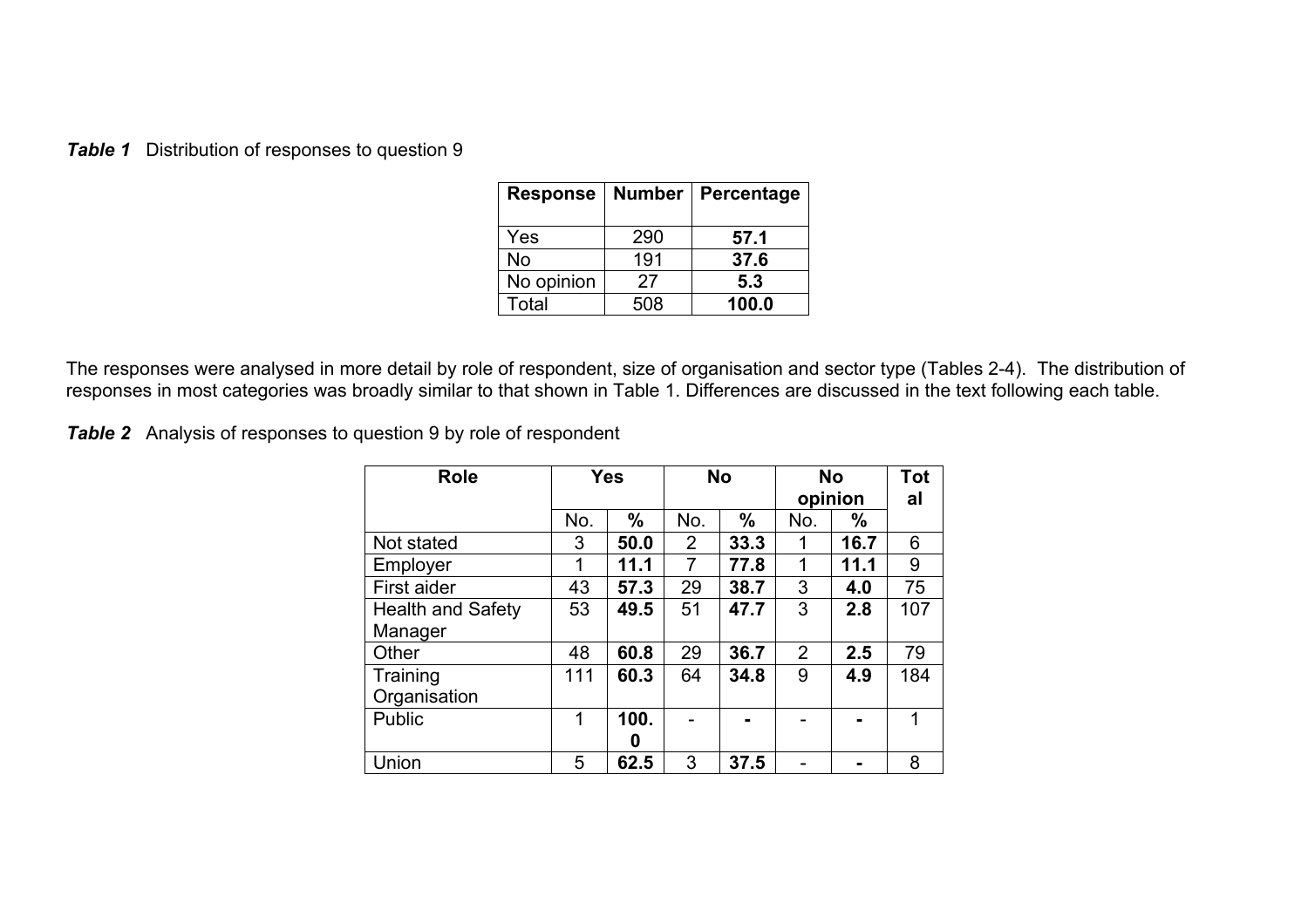***Table 1*** Distribution of responses to question 9

| Response | Number | Percentage |
|---|---|---|
| Yes | 290 | **57.1** |
| No | 191 | **37.6** |
| No opinion | 27 | **5.3** |
| Total | 508 | **100.0** |

The responses were analysed in more detail by role of respondent, size of organisation and sector type (Tables 2-4). The distribution of responses in most categories was broadly similar to that shown in Table 1. Differences are discussed in the text following each table.

***Table 2*** Analysis of responses to question 9 by role of respondent

| Role | Yes | | No | | No opinion | | Total |
|---|---|---|---|---|---|---|---|
| | No. | % | No. | % | No. | % | |
| Not stated | 3 | **50.0** | 2 | **33.3** | 1 | **16.7** | 6 |
| Employer | 1 | **11.1** | 7 | **77.8** | 1 | **11.1** | 9 |
| First aider | 43 | **57.3** | 29 | **38.7** | 3 | **4.0** | 75 |
| Health and Safety Manager | 53 | **49.5** | 51 | **47.7** | 3 | **2.8** | 107 |
| Other | 48 | **60.8** | 29 | **36.7** | 2 | **2.5** | 79 |
| Training Organisation | 111 | **60.3** | 64 | **34.8** | 9 | **4.9** | 184 |
| Public | 1 | **100.0** | - | **-** | - | **-** | 1 |
| Union | 5 | **62.5** | 3 | **37.5** | - | **-** | 8 |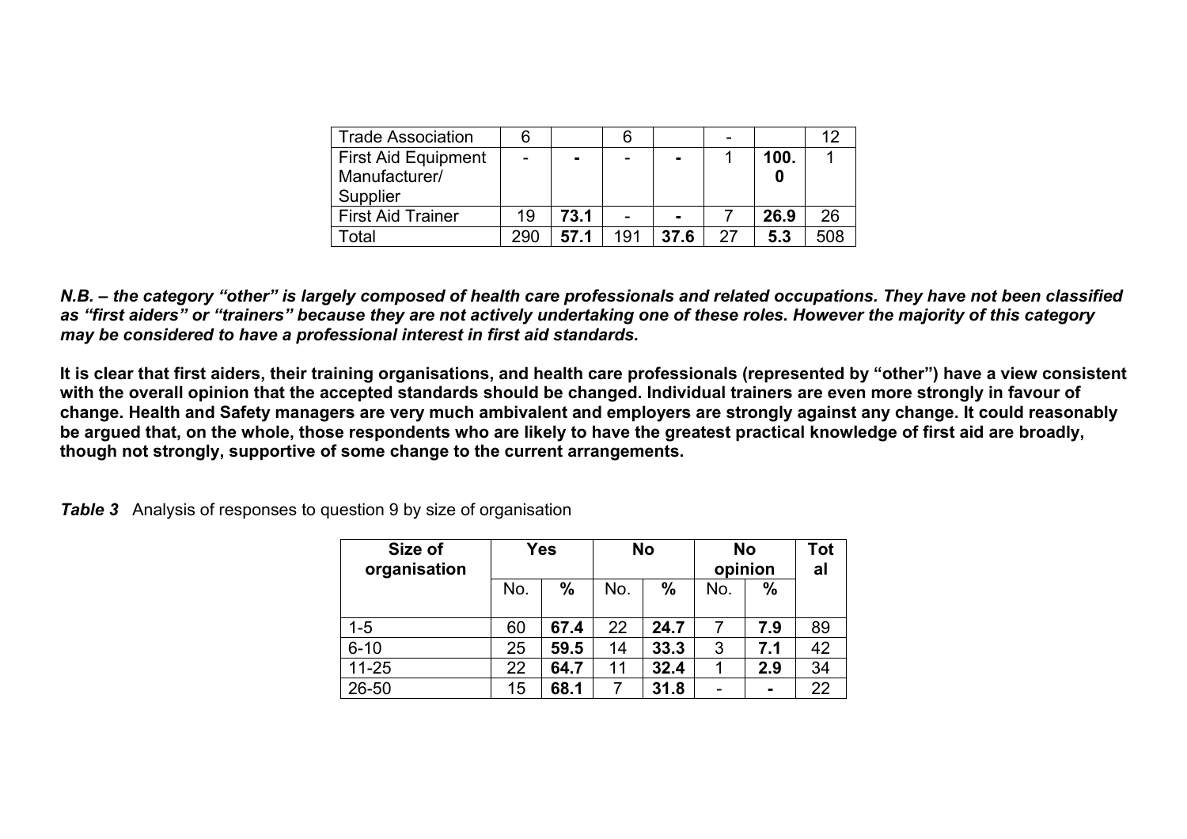| Trade Association | 6 | | 6 | | - | | 12 |
|---|---|---|---|---|---|---|---|
| First Aid Equipment Manufacturer/ Supplier | - | **-** | - | **-** | 1 | **100.0** | 1 |
| First Aid Trainer | 19 | **73.1** | - | **-** | 7 | **26.9** | 26 |
| Total | 290 | **57.1** | 191 | **37.6** | 27 | **5.3** | 508 |

***N.B. – the category "other" is largely composed of health care professionals and related occupations. They have not been classified as "first aiders" or "trainers" because they are not actively undertaking one of these roles. However the majority of this category may be considered to have a professional interest in first aid standards.***

**It is clear that first aiders, their training organisations, and health care professionals (represented by "other") have a view consistent with the overall opinion that the accepted standards should be changed. Individual trainers are even more strongly in favour of change. Health and Safety managers are very much ambivalent and employers are strongly against any change. It could reasonably be argued that, on the whole, those respondents who are likely to have the greatest practical knowledge of first aid are broadly, though not strongly, supportive of some change to the current arrangements.**

***Table 3*** Analysis of responses to question 9 by size of organisation

| **Size of organisation** | **Yes** | | **No** | | **No opinion** | | **Total** |
|---|---|---|---|---|---|---|---|
| | No. | **%** | No. | **%** | No. | **%** | |
| 1-5 | 60 | **67.4** | 22 | **24.7** | 7 | **7.9** | 89 |
| 6-10 | 25 | **59.5** | 14 | **33.3** | 3 | **7.1** | 42 |
| 11-25 | 22 | **64.7** | 11 | **32.4** | 1 | **2.9** | 34 |
| 26-50 | 15 | **68.1** | 7 | **31.8** | - | **-** | 22 |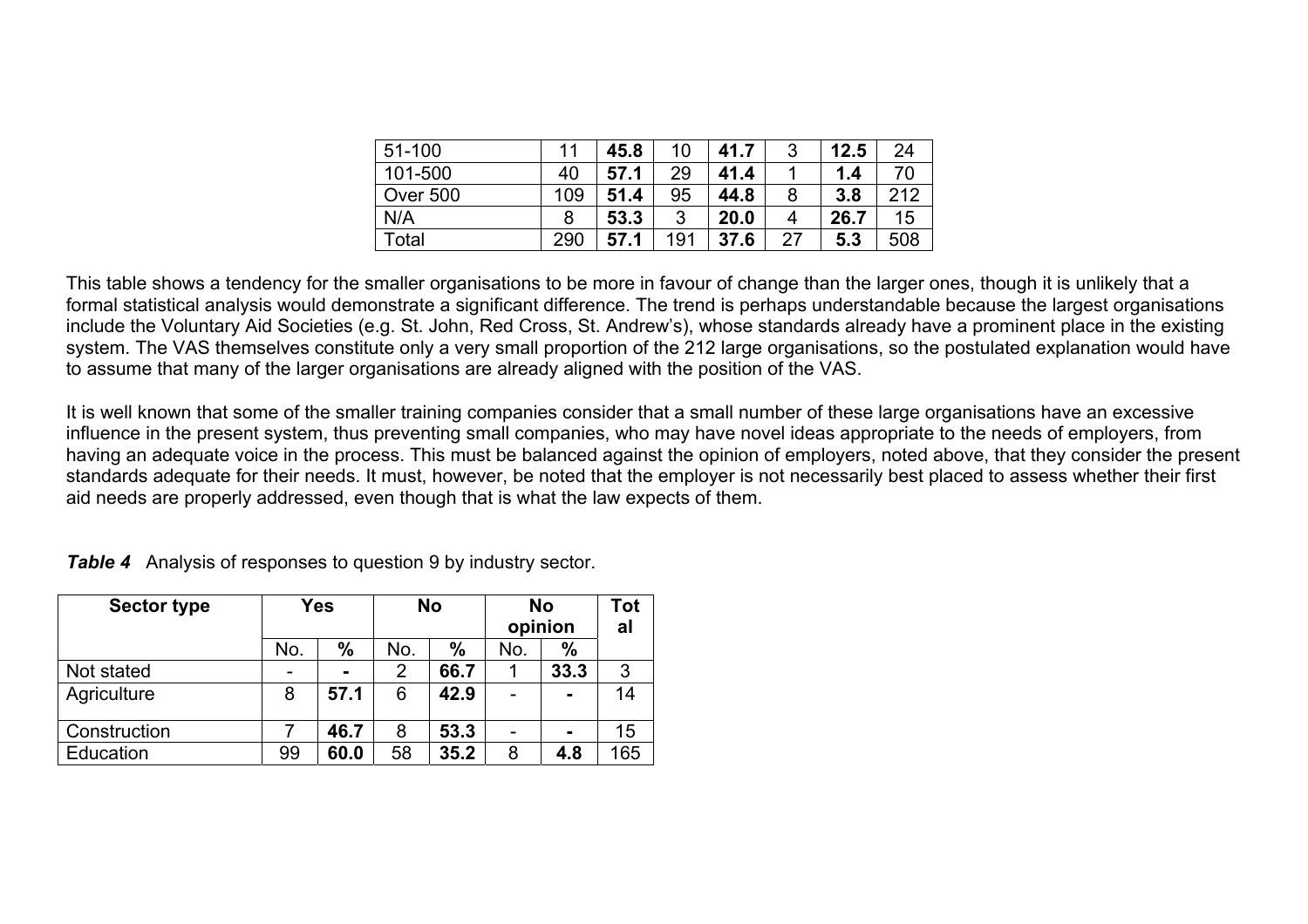| | | | | | | | |
|---|---|---|---|---|---|---|---|
| 51-100 | 11 | **45.8** | 10 | **41.7** | 3 | **12.5** | 24 |
| 101-500 | 40 | **57.1** | 29 | **41.4** | 1 | **1.4** | 70 |
| Over 500 | 109 | **51.4** | 95 | **44.8** | 8 | **3.8** | 212 |
| N/A | 8 | **53.3** | 3 | **20.0** | 4 | **26.7** | 15 |
| Total | 290 | **57.1** | 191 | **37.6** | 27 | **5.3** | 508 |

This table shows a tendency for the smaller organisations to be more in favour of change than the larger ones, though it is unlikely that a formal statistical analysis would demonstrate a significant difference. The trend is perhaps understandable because the largest organisations include the Voluntary Aid Societies (e.g. St. John, Red Cross, St. Andrew's), whose standards already have a prominent place in the existing system. The VAS themselves constitute only a very small proportion of the 212 large organisations, so the postulated explanation would have to assume that many of the larger organisations are already aligned with the position of the VAS.

It is well known that some of the smaller training companies consider that a small number of these large organisations have an excessive influence in the present system, thus preventing small companies, who may have novel ideas appropriate to the needs of employers, from having an adequate voice in the process. This must be balanced against the opinion of employers, noted above, that they consider the present standards adequate for their needs. It must, however, be noted that the employer is not necessarily best placed to assess whether their first aid needs are properly addressed, even though that is what the law expects of them.

***Table 4*** Analysis of responses to question 9 by industry sector.

| **Sector type** | **Yes** | | **No** | | **No opinion** | | **Total** |
|---|---|---|---|---|---|---|---|
| | No. | **%** | No. | **%** | No. | **%** | |
| Not stated | - | **-** | 2 | **66.7** | 1 | **33.3** | 3 |
| Agriculture | 8 | **57.1** | 6 | **42.9** | - | **-** | 14 |
| Construction | 7 | **46.7** | 8 | **53.3** | - | **-** | 15 |
| Education | 99 | **60.0** | 58 | **35.2** | 8 | **4.8** | 165 |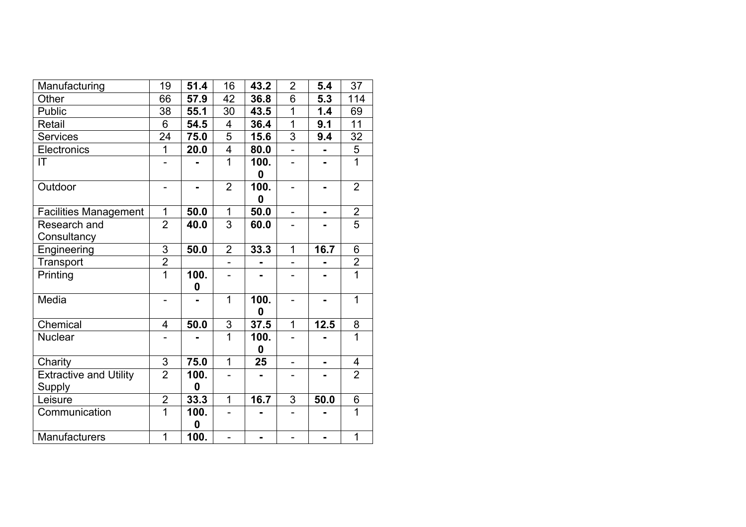| Manufacturing | 19 | **51.4** | 16 | **43.2** | 2 | **5.4** | 37 |
|---|---|---|---|---|---|---|---|
| Other | 66 | **57.9** | 42 | **36.8** | 6 | **5.3** | 114 |
| Public | 38 | **55.1** | 30 | **43.5** | 1 | **1.4** | 69 |
| Retail | 6 | **54.5** | 4 | **36.4** | 1 | **9.1** | 11 |
| Services | 24 | **75.0** | 5 | **15.6** | 3 | **9.4** | 32 |
| Electronics | 1 | **20.0** | 4 | **80.0** | - | **-** | 5 |
| IT | - | **-** | 1 | **100.0** | - | **-** | 1 |
| Outdoor | - | **-** | 2 | **100.0** | - | **-** | 2 |
| Facilities Management | 1 | **50.0** | 1 | **50.0** | - | **-** | 2 |
| Research and Consultancy | 2 | **40.0** | 3 | **60.0** | - | **-** | 5 |
| Engineering | 3 | **50.0** | 2 | **33.3** | 1 | **16.7** | 6 |
| Transport | 2 | | - | **-** | - | **-** | 2 |
| Printing | 1 | **100.0** | - | **-** | - | **-** | 1 |
| Media | - | **-** | 1 | **100.0** | - | **-** | 1 |
| Chemical | 4 | **50.0** | 3 | **37.5** | 1 | **12.5** | 8 |
| Nuclear | - | **-** | 1 | **100.0** | - | **-** | 1 |
| Charity | 3 | **75.0** | 1 | **25** | - | **-** | 4 |
| Extractive and Utility Supply | 2 | **100.0** | - | **-** | - | **-** | 2 |
| Leisure | 2 | **33.3** | 1 | **16.7** | 3 | **50.0** | 6 |
| Communication | 1 | **100.0** | - | **-** | - | **-** | 1 |
| Manufacturers | 1 | **100.** | - | **-** | - | **-** | 1 |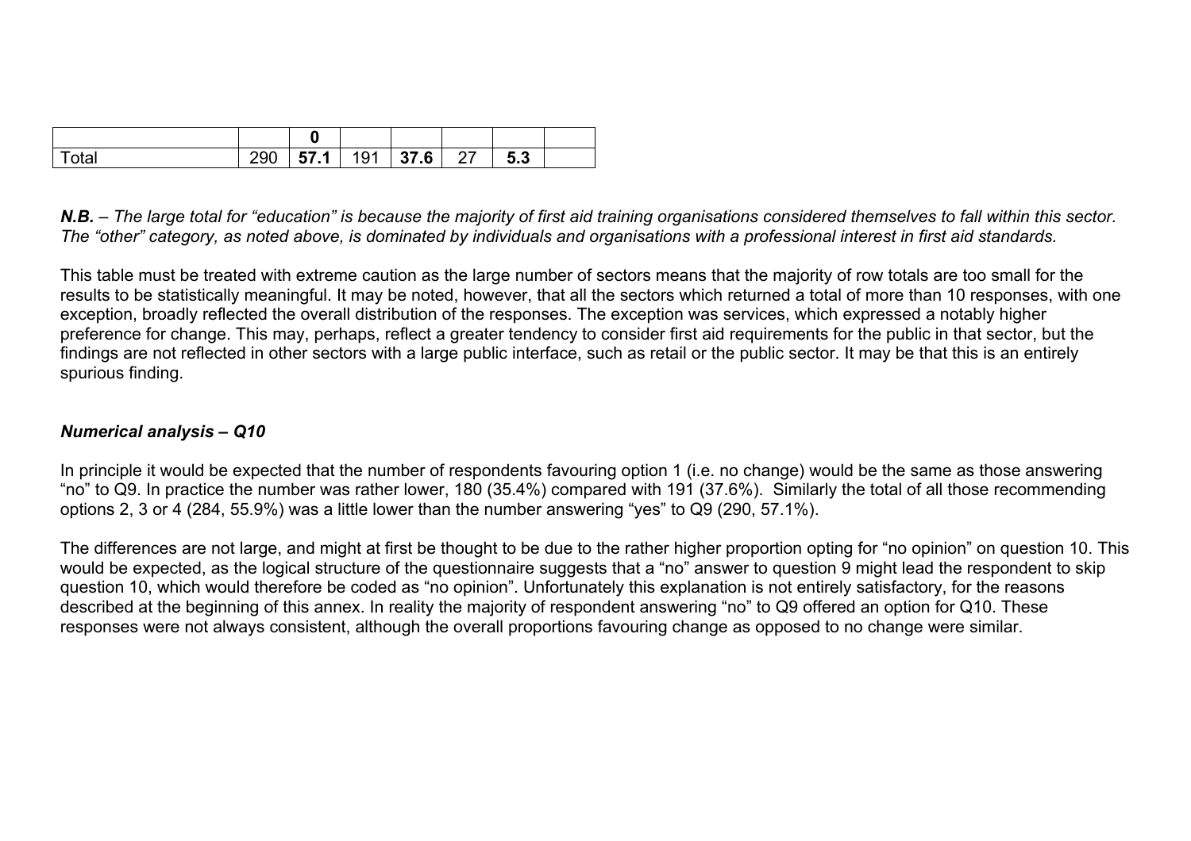|  |  | **0** |  |  |  |  |  |
|---|---|---|---|---|---|---|---|
| Total | 290 | **57.1** | 191 | **37.6** | 27 | **5.3** |  |

***N.B.*** *– The large total for "education" is because the majority of first aid training organisations considered themselves to fall within this sector. The "other" category, as noted above, is dominated by individuals and organisations with a professional interest in first aid standards.*

This table must be treated with extreme caution as the large number of sectors means that the majority of row totals are too small for the results to be statistically meaningful. It may be noted, however, that all the sectors which returned a total of more than 10 responses, with one exception, broadly reflected the overall distribution of the responses. The exception was services, which expressed a notably higher preference for change. This may, perhaps, reflect a greater tendency to consider first aid requirements for the public in that sector, but the findings are not reflected in other sectors with a large public interface, such as retail or the public sector. It may be that this is an entirely spurious finding.

***Numerical analysis – Q10***

In principle it would be expected that the number of respondents favouring option 1 (i.e. no change) would be the same as those answering "no" to Q9. In practice the number was rather lower, 180 (35.4%) compared with 191 (37.6%). Similarly the total of all those recommending options 2, 3 or 4 (284, 55.9%) was a little lower than the number answering "yes" to Q9 (290, 57.1%).

The differences are not large, and might at first be thought to be due to the rather higher proportion opting for "no opinion" on question 10. This would be expected, as the logical structure of the questionnaire suggests that a "no" answer to question 9 might lead the respondent to skip question 10, which would therefore be coded as "no opinion". Unfortunately this explanation is not entirely satisfactory, for the reasons described at the beginning of this annex. In reality the majority of respondent answering "no" to Q9 offered an option for Q10. These responses were not always consistent, although the overall proportions favouring change as opposed to no change were similar.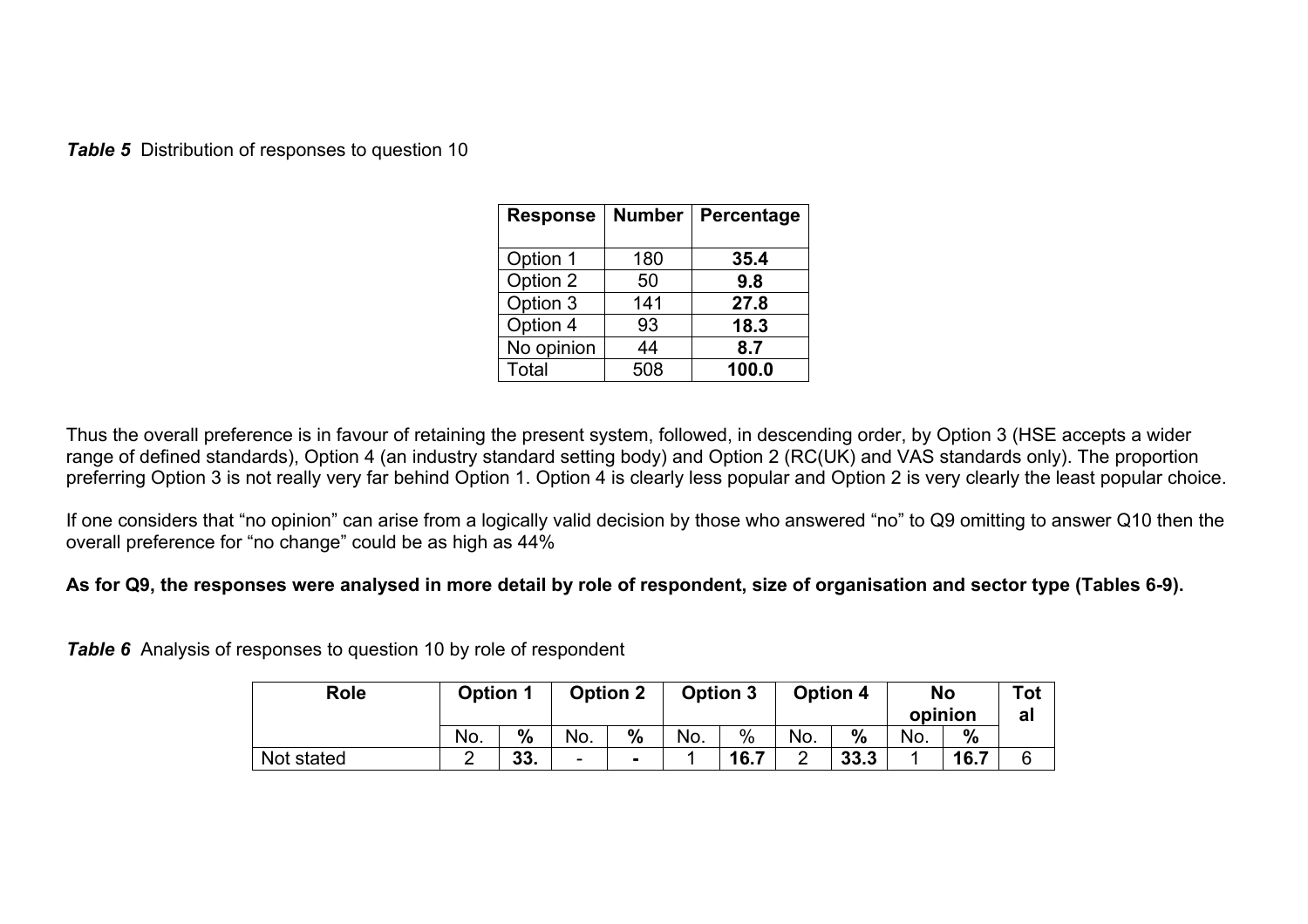***Table 5*** Distribution of responses to question 10

| Response | Number | Percentage |
|---|---|---|
| Option 1 | 180 | **35.4** |
| Option 2 | 50 | **9.8** |
| Option 3 | 141 | **27.8** |
| Option 4 | 93 | **18.3** |
| No opinion | 44 | **8.7** |
| Total | 508 | **100.0** |

Thus the overall preference is in favour of retaining the present system, followed, in descending order, by Option 3 (HSE accepts a wider range of defined standards), Option 4 (an industry standard setting body) and Option 2 (RC(UK) and VAS standards only). The proportion preferring Option 3 is not really very far behind Option 1. Option 4 is clearly less popular and Option 2 is very clearly the least popular choice.

If one considers that "no opinion" can arise from a logically valid decision by those who answered "no" to Q9 omitting to answer Q10 then the overall preference for "no change" could be as high as 44%

**As for Q9, the responses were analysed in more detail by role of respondent, size of organisation and sector type (Tables 6-9).**

***Table 6*** Analysis of responses to question 10 by role of respondent

| Role | Option 1 | | Option 2 | | Option 3 | | Option 4 | | No opinion | | Total |
|---|---|---|---|---|---|---|---|---|---|---|---|
| | No. | % | No. | % | No. | % | No. | % | No. | % | |
| Not stated | 2 | **33.** | - | **-** | 1 | **16.7** | 2 | **33.3** | 1 | **16.7** | 6 |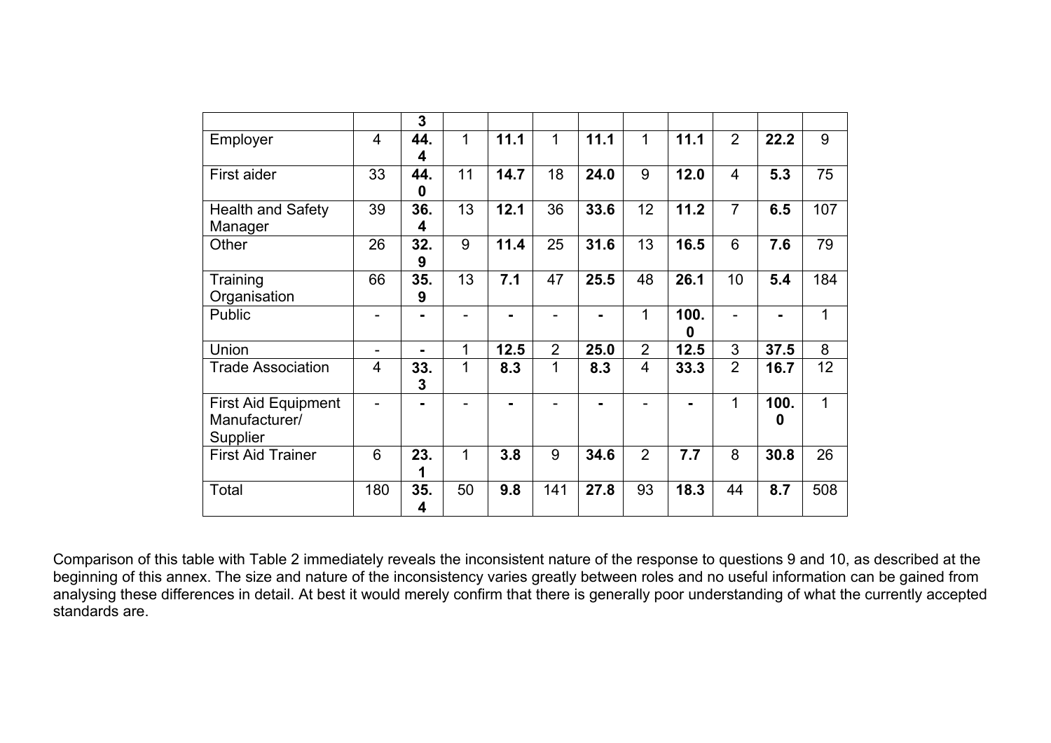| | | 3 | | | | | | | | | |
|---|---|---|---|---|---|---|---|---|---|---|---|
| Employer | 4 | **44.4** | 1 | **11.1** | 1 | **11.1** | 1 | **11.1** | 2 | **22.2** | 9 |
| First aider | 33 | **44.0** | 11 | **14.7** | 18 | **24.0** | 9 | **12.0** | 4 | **5.3** | 75 |
| Health and Safety Manager | 39 | **36.4** | 13 | **12.1** | 36 | **33.6** | 12 | **11.2** | 7 | **6.5** | 107 |
| Other | 26 | **32.9** | 9 | **11.4** | 25 | **31.6** | 13 | **16.5** | 6 | **7.6** | 79 |
| Training Organisation | 66 | **35.9** | 13 | **7.1** | 47 | **25.5** | 48 | **26.1** | 10 | **5.4** | 184 |
| Public | - | **-** | - | **-** | - | **-** | 1 | **100.0** | - | **-** | 1 |
| Union | - | **-** | 1 | **12.5** | 2 | **25.0** | 2 | **12.5** | 3 | **37.5** | 8 |
| Trade Association | 4 | **33.3** | 1 | **8.3** | 1 | **8.3** | 4 | **33.3** | 2 | **16.7** | 12 |
| First Aid Equipment Manufacturer/ Supplier | - | **-** | - | **-** | - | **-** | - | **-** | 1 | **100.0** | 1 |
| First Aid Trainer | 6 | **23.1** | 1 | **3.8** | 9 | **34.6** | 2 | **7.7** | 8 | **30.8** | 26 |
| Total | 180 | **35.4** | 50 | **9.8** | 141 | **27.8** | 93 | **18.3** | 44 | **8.7** | 508 |

Comparison of this table with Table 2 immediately reveals the inconsistent nature of the response to questions 9 and 10, as described at the beginning of this annex. The size and nature of the inconsistency varies greatly between roles and no useful information can be gained from analysing these differences in detail. At best it would merely confirm that there is generally poor understanding of what the currently accepted standards are.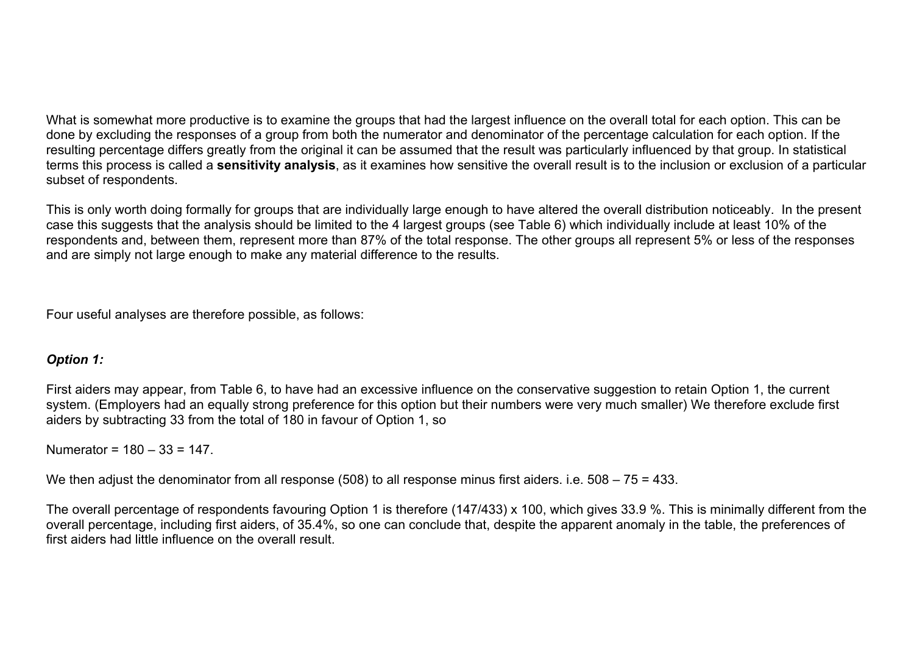What is somewhat more productive is to examine the groups that had the largest influence on the overall total for each option. This can be done by excluding the responses of a group from both the numerator and denominator of the percentage calculation for each option. If the resulting percentage differs greatly from the original it can be assumed that the result was particularly influenced by that group. In statistical terms this process is called a **sensitivity analysis**, as it examines how sensitive the overall result is to the inclusion or exclusion of a particular subset of respondents.

This is only worth doing formally for groups that are individually large enough to have altered the overall distribution noticeably. In the present case this suggests that the analysis should be limited to the 4 largest groups (see Table 6) which individually include at least 10% of the respondents and, between them, represent more than 87% of the total response. The other groups all represent 5% or less of the responses and are simply not large enough to make any material difference to the results.

Four useful analyses are therefore possible, as follows:

***Option 1:***

First aiders may appear, from Table 6, to have had an excessive influence on the conservative suggestion to retain Option 1, the current system. (Employers had an equally strong preference for this option but their numbers were very much smaller) We therefore exclude first aiders by subtracting 33 from the total of 180 in favour of Option 1, so

Numerator = 180 – 33 = 147.

We then adjust the denominator from all response (508) to all response minus first aiders. i.e. 508 – 75 = 433.

The overall percentage of respondents favouring Option 1 is therefore (147/433) x 100, which gives 33.9 %. This is minimally different from the overall percentage, including first aiders, of 35.4%, so one can conclude that, despite the apparent anomaly in the table, the preferences of first aiders had little influence on the overall result.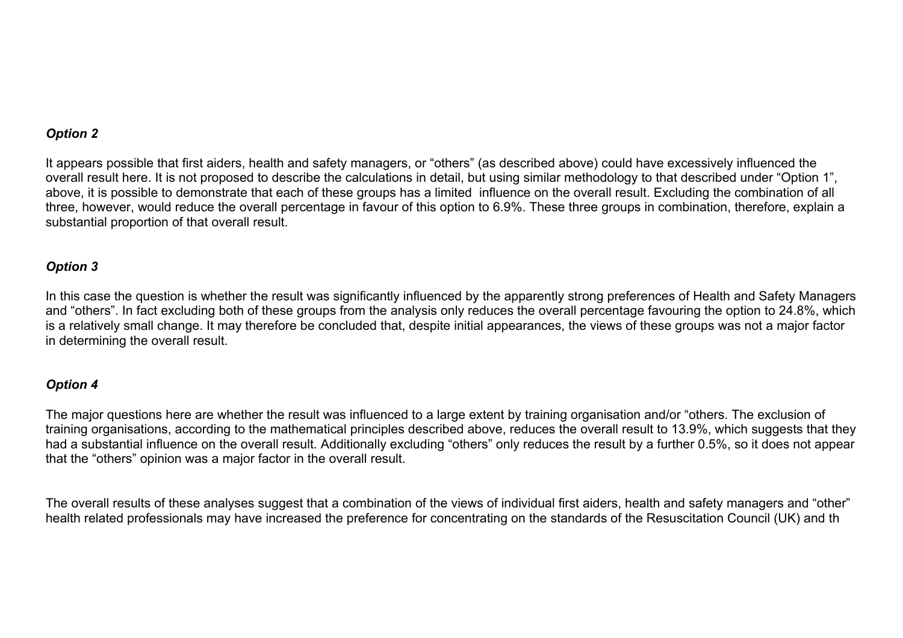***Option 2***

It appears possible that first aiders, health and safety managers, or "others" (as described above) could have excessively influenced the overall result here. It is not proposed to describe the calculations in detail, but using similar methodology to that described under "Option 1", above, it is possible to demonstrate that each of these groups has a limited influence on the overall result. Excluding the combination of all three, however, would reduce the overall percentage in favour of this option to 6.9%. These three groups in combination, therefore, explain a substantial proportion of that overall result.

***Option 3***

In this case the question is whether the result was significantly influenced by the apparently strong preferences of Health and Safety Managers and "others". In fact excluding both of these groups from the analysis only reduces the overall percentage favouring the option to 24.8%, which is a relatively small change. It may therefore be concluded that, despite initial appearances, the views of these groups was not a major factor in determining the overall result.

***Option 4***

The major questions here are whether the result was influenced to a large extent by training organisation and/or "others. The exclusion of training organisations, according to the mathematical principles described above, reduces the overall result to 13.9%, which suggests that they had a substantial influence on the overall result. Additionally excluding "others" only reduces the result by a further 0.5%, so it does not appear that the "others" opinion was a major factor in the overall result.

The overall results of these analyses suggest that a combination of the views of individual first aiders, health and safety managers and "other" health related professionals may have increased the preference for concentrating on the standards of the Resuscitation Council (UK) and th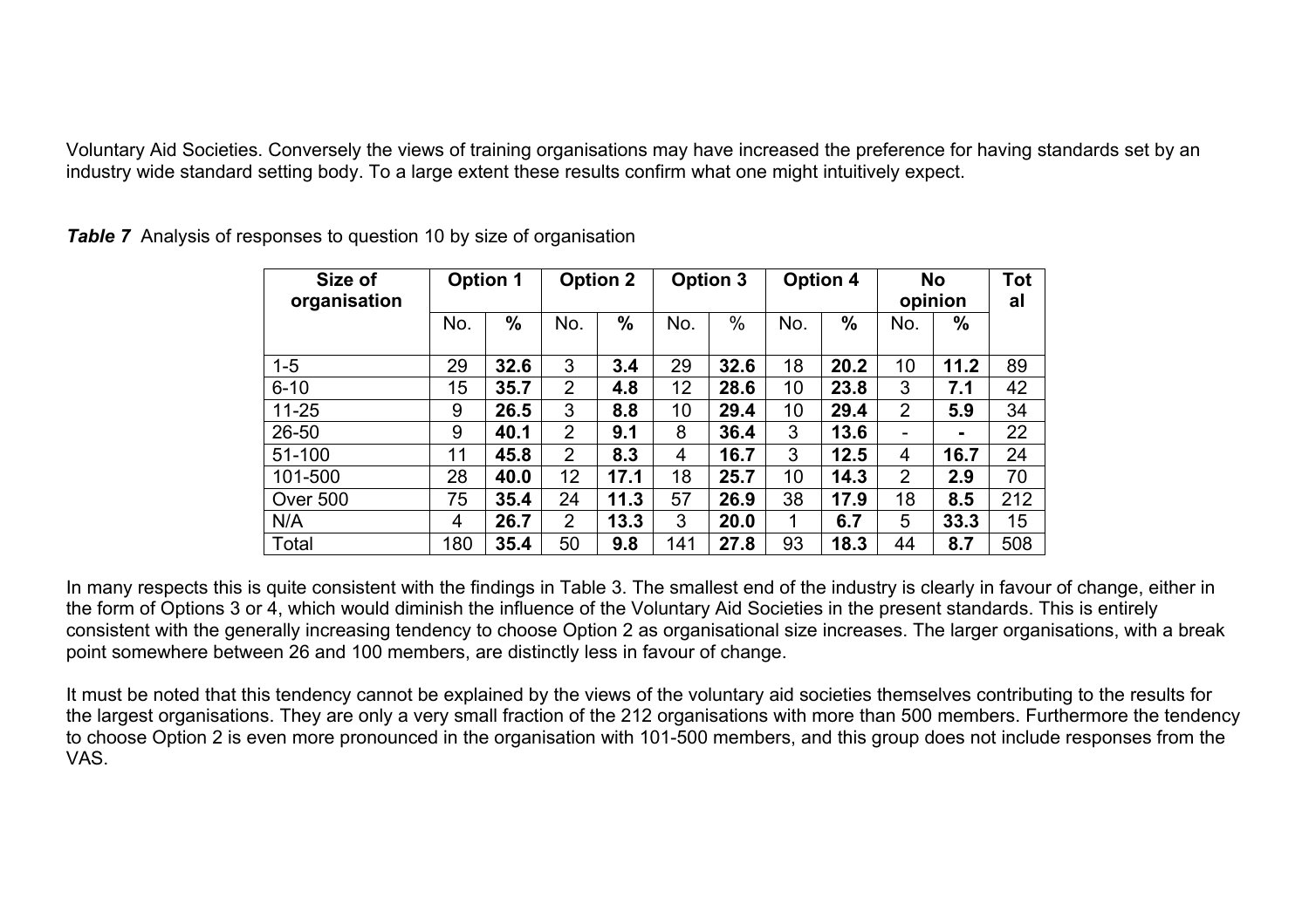Voluntary Aid Societies. Conversely the views of training organisations may have increased the preference for having standards set by an industry wide standard setting body. To a large extent these results confirm what one might intuitively expect.

***Table 7*** Analysis of responses to question 10 by size of organisation

| Size of organisation | Option 1 | | Option 2 | | Option 3 | | Option 4 | | No opinion | | Total |
|---|---|---|---|---|---|---|---|---|---|---|---|
| | No. | % | No. | % | No. | % | No. | % | No. | % | |
| 1-5 | 29 | **32.6** | 3 | **3.4** | 29 | **32.6** | 18 | **20.2** | 10 | **11.2** | 89 |
| 6-10 | 15 | **35.7** | 2 | **4.8** | 12 | **28.6** | 10 | **23.8** | 3 | **7.1** | 42 |
| 11-25 | 9 | **26.5** | 3 | **8.8** | 10 | **29.4** | 10 | **29.4** | 2 | **5.9** | 34 |
| 26-50 | 9 | **40.1** | 2 | **9.1** | 8 | **36.4** | 3 | **13.6** | - | **-** | 22 |
| 51-100 | 11 | **45.8** | 2 | **8.3** | 4 | **16.7** | 3 | **12.5** | 4 | **16.7** | 24 |
| 101-500 | 28 | **40.0** | 12 | **17.1** | 18 | **25.7** | 10 | **14.3** | 2 | **2.9** | 70 |
| Over 500 | 75 | **35.4** | 24 | **11.3** | 57 | **26.9** | 38 | **17.9** | 18 | **8.5** | 212 |
| N/A | 4 | **26.7** | 2 | **13.3** | 3 | **20.0** | 1 | **6.7** | 5 | **33.3** | 15 |
| Total | 180 | **35.4** | 50 | **9.8** | 141 | **27.8** | 93 | **18.3** | 44 | **8.7** | 508 |

In many respects this is quite consistent with the findings in Table 3. The smallest end of the industry is clearly in favour of change, either in the form of Options 3 or 4, which would diminish the influence of the Voluntary Aid Societies in the present standards. This is entirely consistent with the generally increasing tendency to choose Option 2 as organisational size increases. The larger organisations, with a break point somewhere between 26 and 100 members, are distinctly less in favour of change.

It must be noted that this tendency cannot be explained by the views of the voluntary aid societies themselves contributing to the results for the largest organisations. They are only a very small fraction of the 212 organisations with more than 500 members. Furthermore the tendency to choose Option 2 is even more pronounced in the organisation with 101-500 members, and this group does not include responses from the VAS.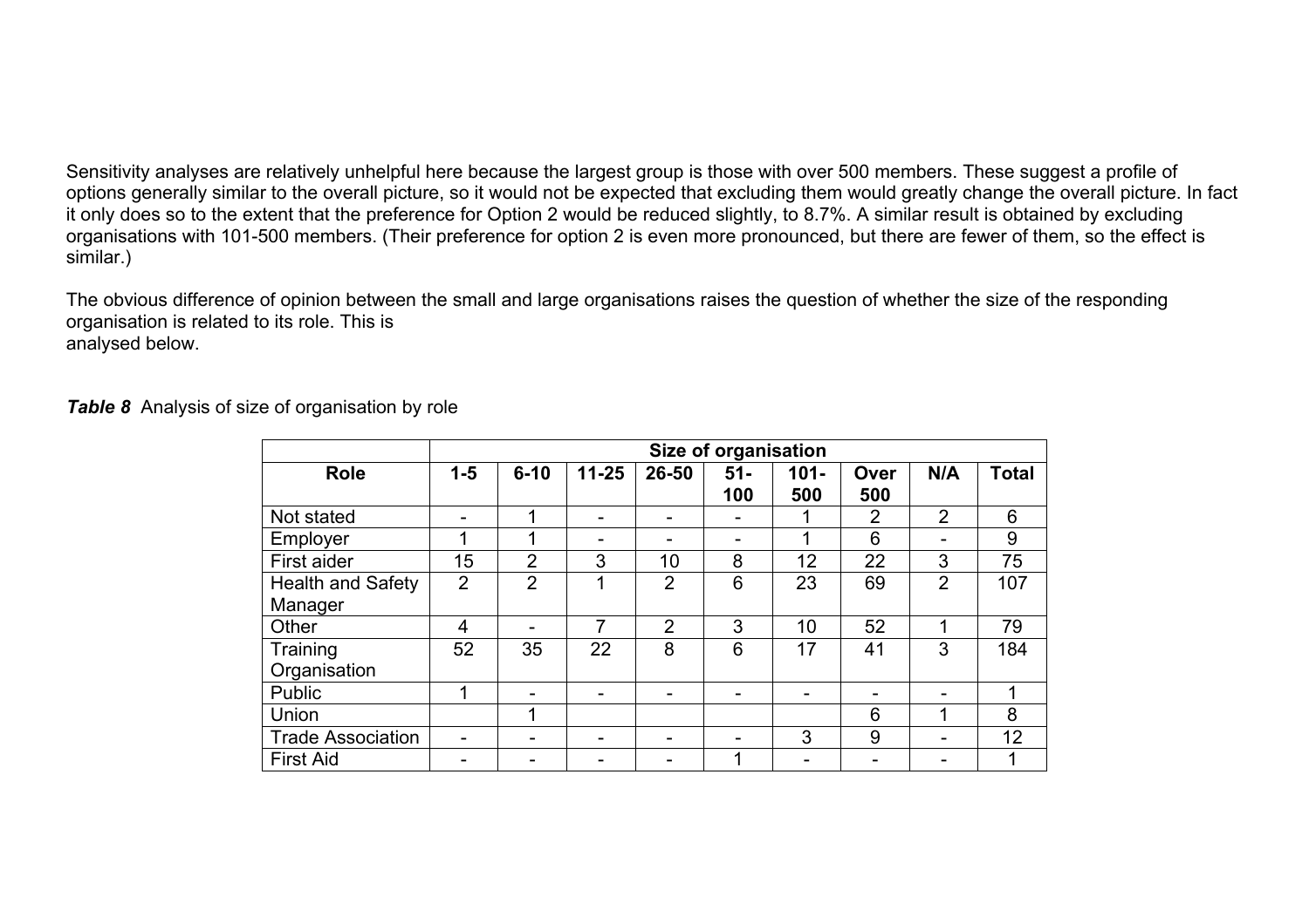Sensitivity analyses are relatively unhelpful here because the largest group is those with over 500 members. These suggest a profile of options generally similar to the overall picture, so it would not be expected that excluding them would greatly change the overall picture. In fact it only does so to the extent that the preference for Option 2 would be reduced slightly, to 8.7%. A similar result is obtained by excluding organisations with 101-500 members. (Their preference for option 2 is even more pronounced, but there are fewer of them, so the effect is similar.)

The obvious difference of opinion between the small and large organisations raises the question of whether the size of the responding organisation is related to its role. This is analysed below.

***Table 8*** Analysis of size of organisation by role

| | Size of organisation | | | | | | | | |
|---|---|---|---|---|---|---|---|---|---|
| **Role** | **1-5** | **6-10** | **11-25** | **26-50** | **51-100** | **101-500** | **Over 500** | **N/A** | **Total** |
| Not stated | - | 1 | - | - | - | 1 | 2 | 2 | 6 |
| Employer | 1 | 1 | - | - | - | 1 | 6 | - | 9 |
| First aider | 15 | 2 | 3 | 10 | 8 | 12 | 22 | 3 | 75 |
| Health and Safety Manager | 2 | 2 | 1 | 2 | 6 | 23 | 69 | 2 | 107 |
| Other | 4 | - | 7 | 2 | 3 | 10 | 52 | 1 | 79 |
| Training Organisation | 52 | 35 | 22 | 8 | 6 | 17 | 41 | 3 | 184 |
| Public | 1 | - | - | - | - | - | - | - | 1 |
| Union | | 1 | | | | | 6 | 1 | 8 |
| Trade Association | - | - | - | - | - | 3 | 9 | - | 12 |
| First Aid | - | - | - | - | 1 | - | - | - | 1 |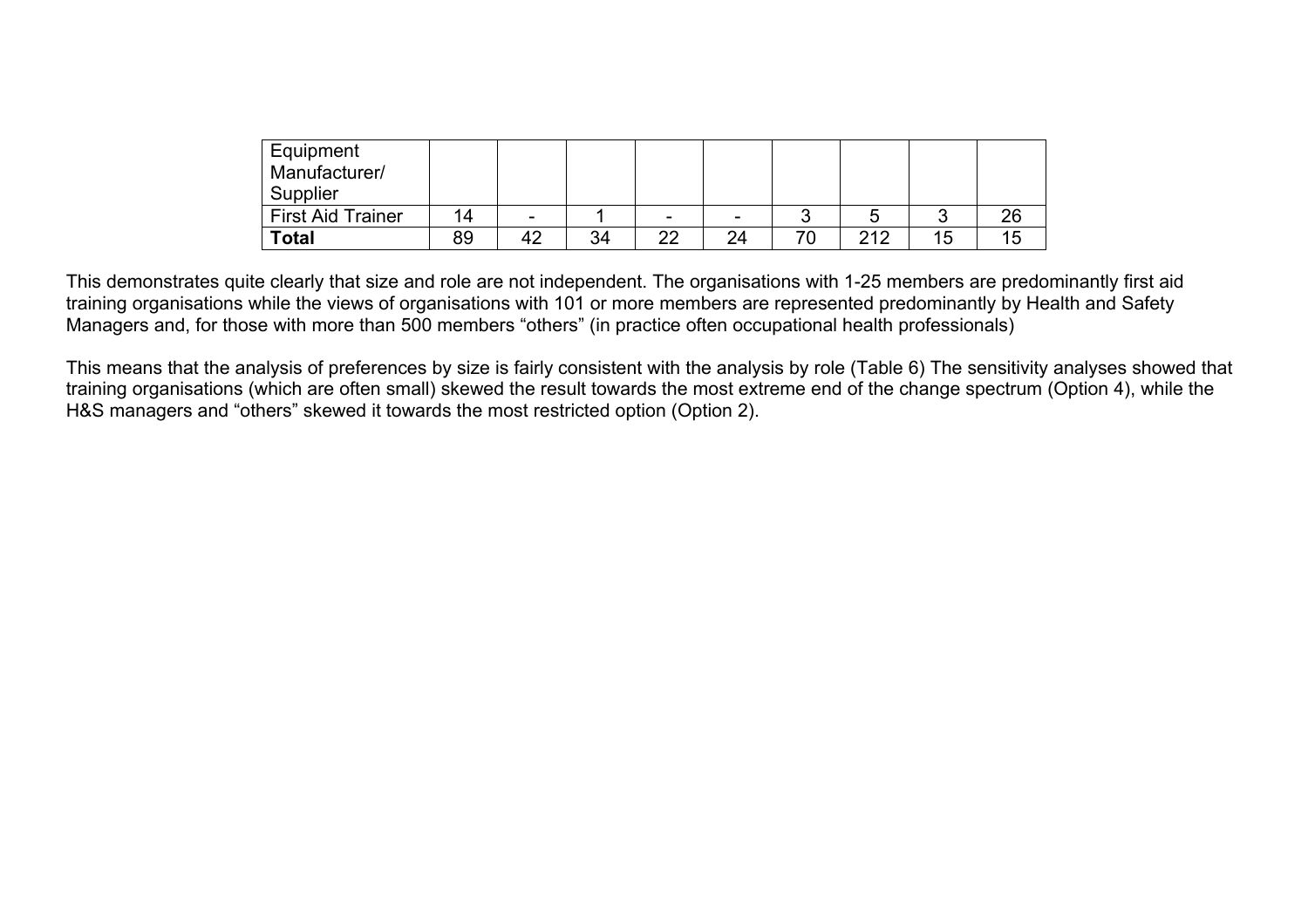| Equipment Manufacturer/ Supplier | | | | | | | | | |
|---|---|---|---|---|---|---|---|---|---|
| First Aid Trainer | 14 | - | 1 | - | - | 3 | 5 | 3 | 26 |
| **Total** | 89 | 42 | 34 | 22 | 24 | 70 | 212 | 15 | 15 |

This demonstrates quite clearly that size and role are not independent. The organisations with 1-25 members are predominantly first aid training organisations while the views of organisations with 101 or more members are represented predominantly by Health and Safety Managers and, for those with more than 500 members "others" (in practice often occupational health professionals)

This means that the analysis of preferences by size is fairly consistent with the analysis by role (Table 6) The sensitivity analyses showed that training organisations (which are often small) skewed the result towards the most extreme end of the change spectrum (Option 4), while the H&S managers and "others" skewed it towards the most restricted option (Option 2).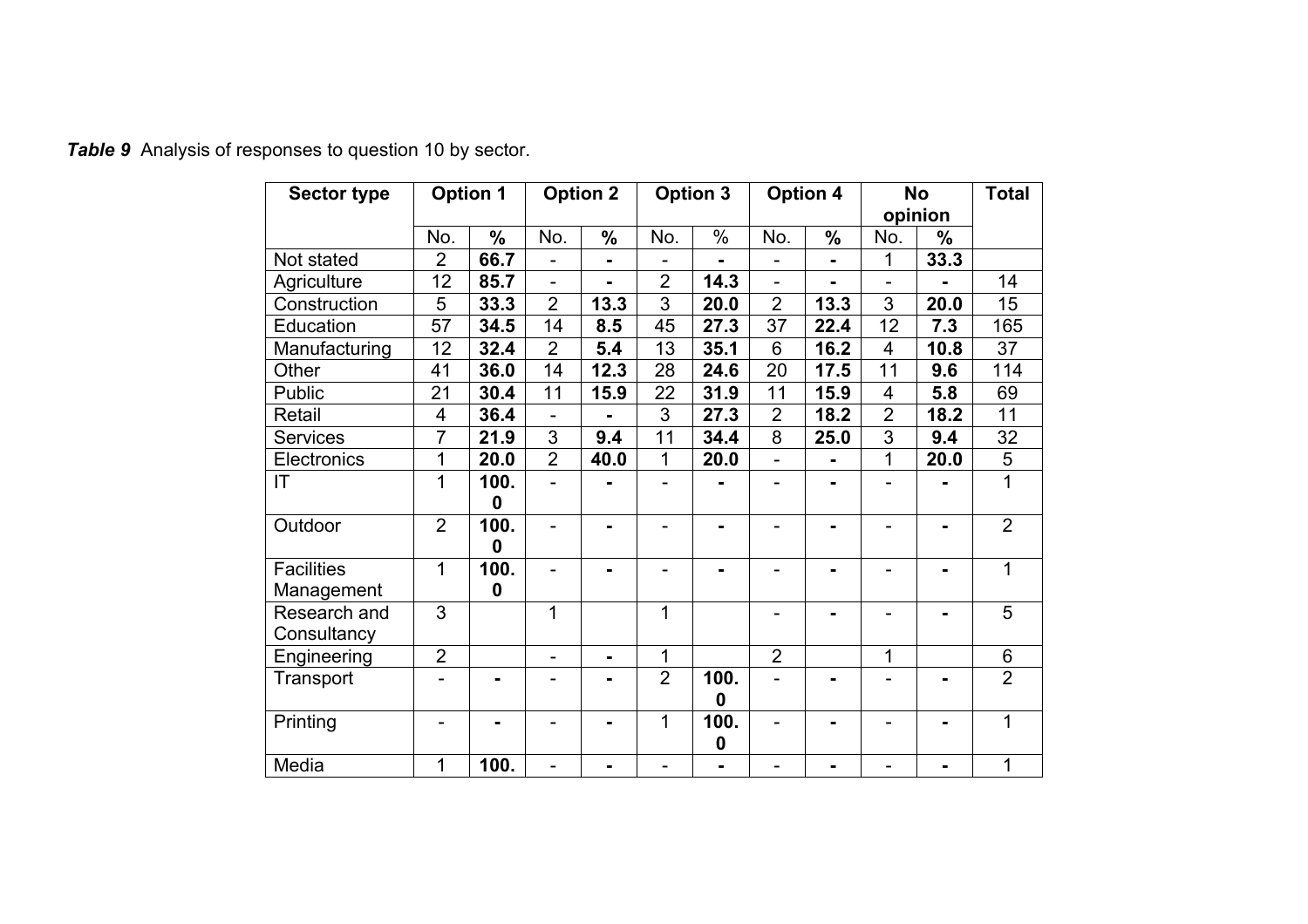***Table 9*** Analysis of responses to question 10 by sector.

| Sector type | Option 1 | | Option 2 | | Option 3 | | Option 4 | | No opinion | | Total |
|---|---|---|---|---|---|---|---|---|---|---|---|
| | No. | **%** | No. | **%** | No. | % | No. | **%** | No. | **%** | |
| Not stated | 2 | **66.7** | - | **-** | - | **-** | - | **-** | 1 | **33.3** | |
| Agriculture | 12 | **85.7** | - | **-** | 2 | **14.3** | - | **-** | - | **-** | 14 |
| Construction | 5 | **33.3** | 2 | **13.3** | 3 | **20.0** | 2 | **13.3** | 3 | **20.0** | 15 |
| Education | 57 | **34.5** | 14 | **8.5** | 45 | **27.3** | 37 | **22.4** | 12 | **7.3** | 165 |
| Manufacturing | 12 | **32.4** | 2 | **5.4** | 13 | **35.1** | 6 | **16.2** | 4 | **10.8** | 37 |
| Other | 41 | **36.0** | 14 | **12.3** | 28 | **24.6** | 20 | **17.5** | 11 | **9.6** | 114 |
| Public | 21 | **30.4** | 11 | **15.9** | 22 | **31.9** | 11 | **15.9** | 4 | **5.8** | 69 |
| Retail | 4 | **36.4** | - | **-** | 3 | **27.3** | 2 | **18.2** | 2 | **18.2** | 11 |
| Services | 7 | **21.9** | 3 | **9.4** | 11 | **34.4** | 8 | **25.0** | 3 | **9.4** | 32 |
| Electronics | 1 | **20.0** | 2 | **40.0** | 1 | **20.0** | - | **-** | 1 | **20.0** | 5 |
| IT | 1 | **100.0** | - | **-** | - | **-** | - | **-** | - | **-** | 1 |
| Outdoor | 2 | **100.0** | - | **-** | - | **-** | - | **-** | - | **-** | 2 |
| Facilities Management | 1 | **100.0** | - | **-** | - | **-** | - | **-** | - | **-** | 1 |
| Research and Consultancy | 3 | | 1 | | 1 | | - | **-** | - | **-** | 5 |
| Engineering | 2 | | - | **-** | 1 | | 2 | | 1 | | 6 |
| Transport | - | **-** | - | **-** | 2 | **100.0** | - | **-** | - | **-** | 2 |
| Printing | - | **-** | - | **-** | 1 | **100.0** | - | **-** | - | **-** | 1 |
| Media | 1 | **100.** | - | **-** | - | **-** | - | **-** | - | **-** | 1 |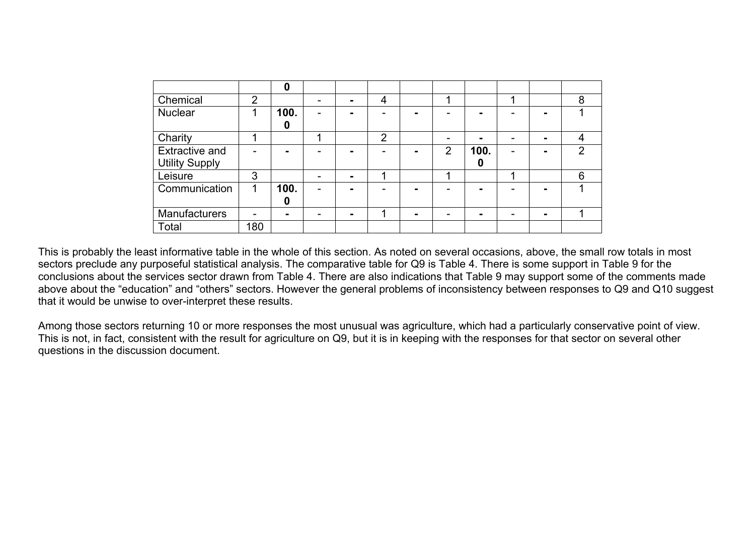| | | 0 | | | | | | | | | |
|---|---|---|---|---|---|---|---|---|---|---|---|
| Chemical | 2 | | - | **-** | 4 | | 1 | | 1 | | 8 |
| Nuclear | 1 | **100.0** | - | **-** | - | **-** | - | **-** | - | **-** | 1 |
| Charity | 1 | | 1 | | 2 | | - | **-** | - | **-** | 4 |
| Extractive and Utility Supply | - | **-** | - | **-** | - | **-** | 2 | **100.0** | - | **-** | 2 |
| Leisure | 3 | | - | **-** | 1 | | 1 | | 1 | | 6 |
| Communication | 1 | **100.0** | - | **-** | - | **-** | - | **-** | - | **-** | 1 |
| Manufacturers | - | **-** | - | **-** | 1 | **-** | - | **-** | - | **-** | 1 |
| Total | 180 | | | | | | | | | | |

This is probably the least informative table in the whole of this section. As noted on several occasions, above, the small row totals in most sectors preclude any purposeful statistical analysis. The comparative table for Q9 is Table 4. There is some support in Table 9 for the conclusions about the services sector drawn from Table 4. There are also indications that Table 9 may support some of the comments made above about the "education" and "others" sectors. However the general problems of inconsistency between responses to Q9 and Q10 suggest that it would be unwise to over-interpret these results.

Among those sectors returning 10 or more responses the most unusual was agriculture, which had a particularly conservative point of view. This is not, in fact, consistent with the result for agriculture on Q9, but it is in keeping with the responses for that sector on several other questions in the discussion document.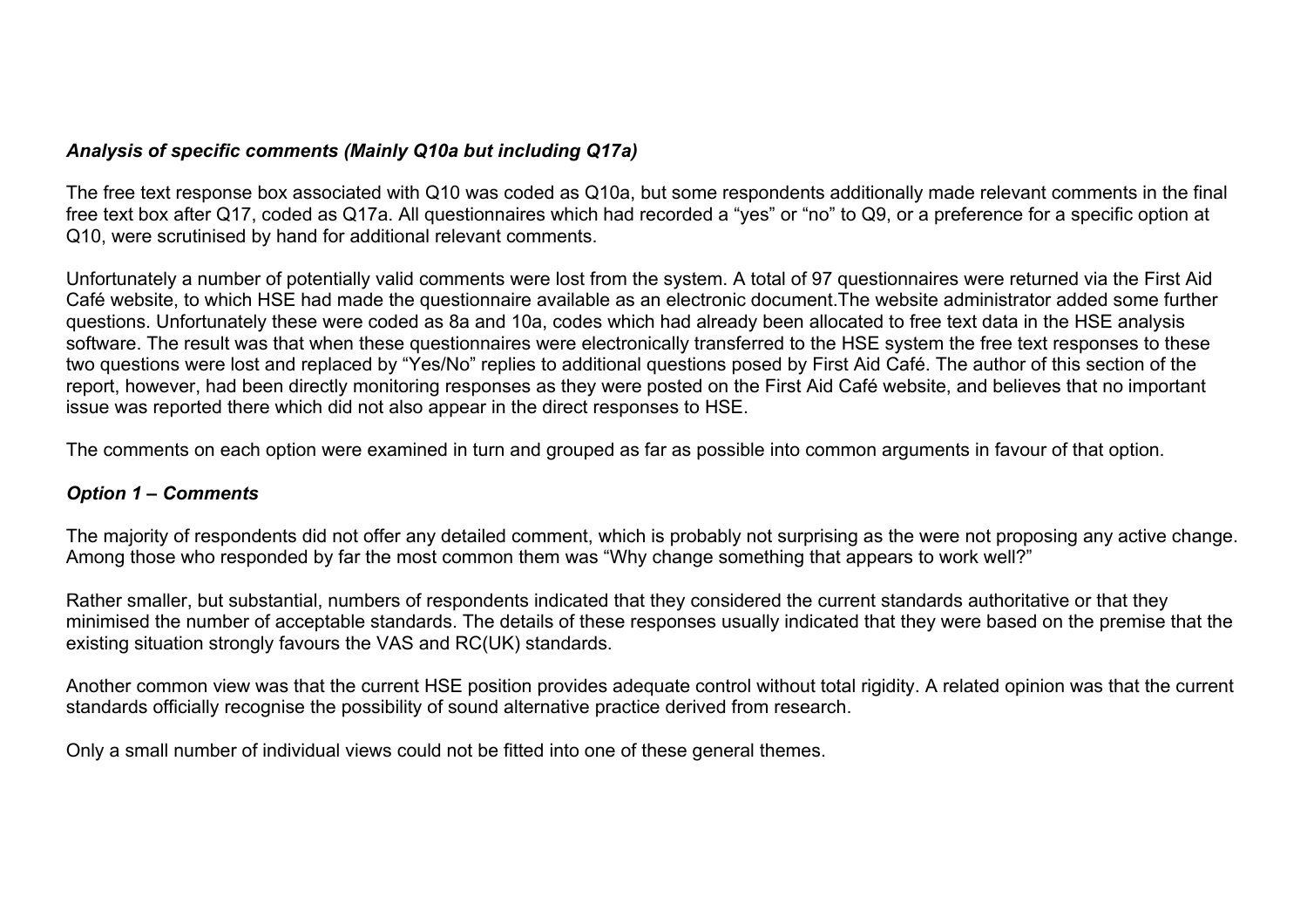***Analysis of specific comments (Mainly Q10a but including Q17a)***

The free text response box associated with Q10 was coded as Q10a, but some respondents additionally made relevant comments in the final free text box after Q17, coded as Q17a. All questionnaires which had recorded a “yes” or “no” to Q9, or a preference for a specific option at Q10, were scrutinised by hand for additional relevant comments.

Unfortunately a number of potentially valid comments were lost from the system. A total of 97 questionnaires were returned via the First Aid Café website, to which HSE had made the questionnaire available as an electronic document.The website administrator added some further questions. Unfortunately these were coded as 8a and 10a, codes which had already been allocated to free text data in the HSE analysis software. The result was that when these questionnaires were electronically transferred to the HSE system the free text responses to these two questions were lost and replaced by “Yes/No” replies to additional questions posed by First Aid Café. The author of this section of the report, however, had been directly monitoring responses as they were posted on the First Aid Café website, and believes that no important issue was reported there which did not also appear in the direct responses to HSE.

The comments on each option were examined in turn and grouped as far as possible into common arguments in favour of that option.

***Option 1 – Comments***

The majority of respondents did not offer any detailed comment, which is probably not surprising as the were not proposing any active change. Among those who responded by far the most common them was “Why change something that appears to work well?”

Rather smaller, but substantial, numbers of respondents indicated that they considered the current standards authoritative or that they minimised the number of acceptable standards. The details of these responses usually indicated that they were based on the premise that the existing situation strongly favours the VAS and RC(UK) standards.

Another common view was that the current HSE position provides adequate control without total rigidity. A related opinion was that the current standards officially recognise the possibility of sound alternative practice derived from research.

Only a small number of individual views could not be fitted into one of these general themes.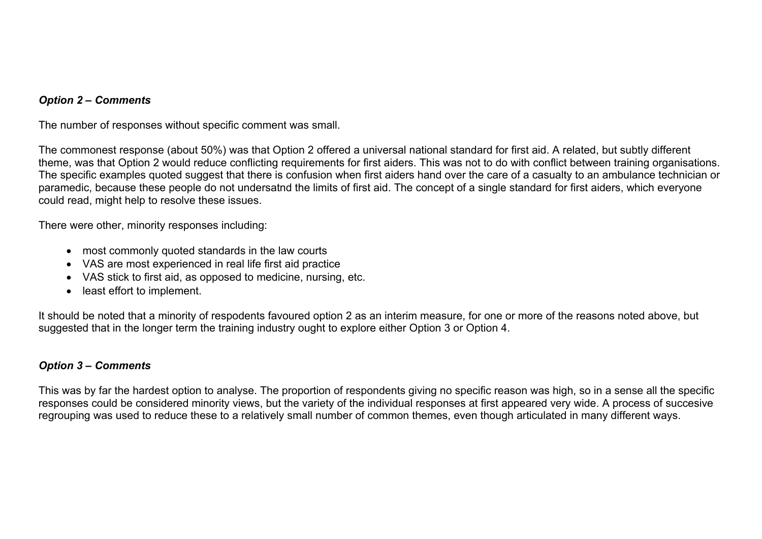### *Option 2 – Comments*

The number of responses without specific comment was small.

The commonest response (about 50%) was that Option 2 offered a universal national standard for first aid. A related, but subtly different theme, was that Option 2 would reduce conflicting requirements for first aiders. This was not to do with conflict between training organisations. The specific examples quoted suggest that there is confusion when first aiders hand over the care of a casualty to an ambulance technician or paramedic, because these people do not undersatnd the limits of first aid. The concept of a single standard for first aiders, which everyone could read, might help to resolve these issues.

There were other, minority responses including:

- most commonly quoted standards in the law courts
- VAS are most experienced in real life first aid practice
- VAS stick to first aid, as opposed to medicine, nursing, etc.
- least effort to implement.

It should be noted that a minority of respodents favoured option 2 as an interim measure, for one or more of the reasons noted above, but suggested that in the longer term the training industry ought to explore either Option 3 or Option 4.

### *Option 3 – Comments*

This was by far the hardest option to analyse. The proportion of respondents giving no specific reason was high, so in a sense all the specific responses could be considered minority views, but the variety of the individual responses at first appeared very wide. A process of succesive regrouping was used to reduce these to a relatively small number of common themes, even though articulated in many different ways.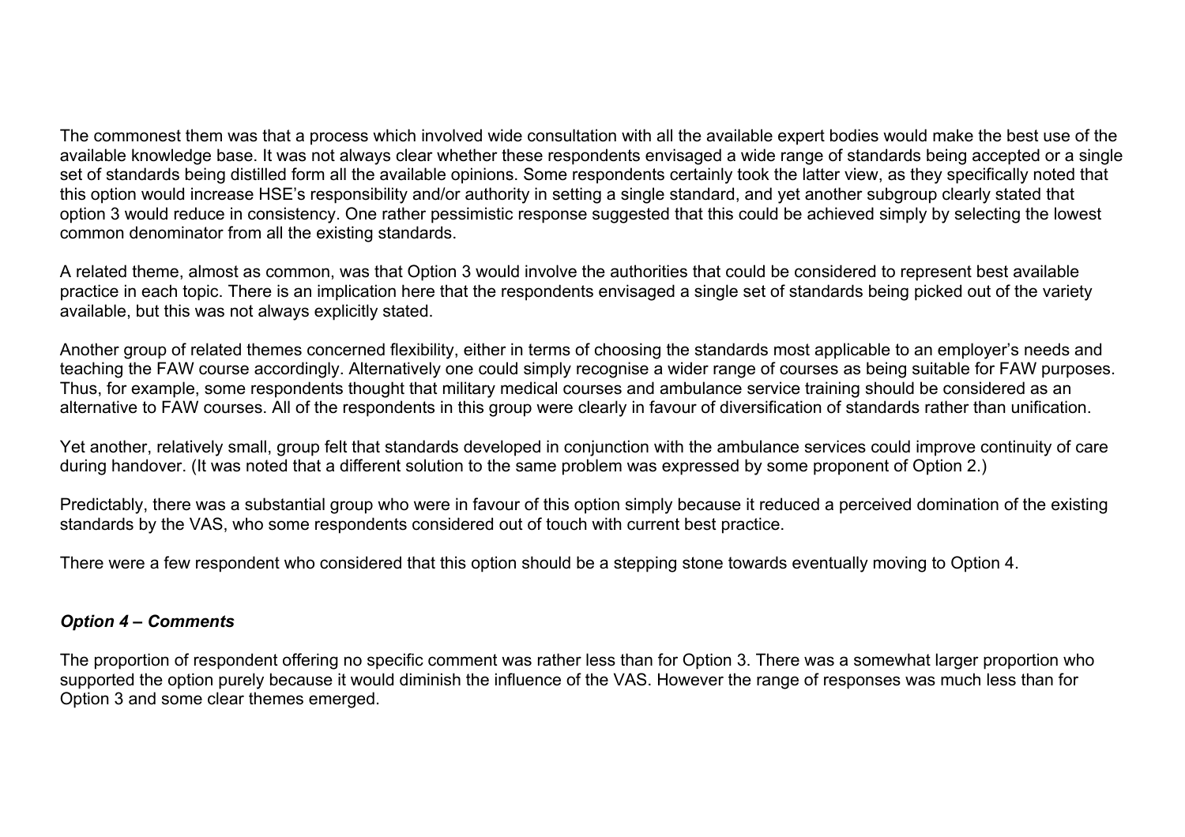The commonest them was that a process which involved wide consultation with all the available expert bodies would make the best use of the available knowledge base. It was not always clear whether these respondents envisaged a wide range of standards being accepted or a single set of standards being distilled form all the available opinions. Some respondents certainly took the latter view, as they specifically noted that this option would increase HSE's responsibility and/or authority in setting a single standard, and yet another subgroup clearly stated that option 3 would reduce in consistency. One rather pessimistic response suggested that this could be achieved simply by selecting the lowest common denominator from all the existing standards.

A related theme, almost as common, was that Option 3 would involve the authorities that could be considered to represent best available practice in each topic. There is an implication here that the respondents envisaged a single set of standards being picked out of the variety available, but this was not always explicitly stated.

Another group of related themes concerned flexibility, either in terms of choosing the standards most applicable to an employer's needs and teaching the FAW course accordingly. Alternatively one could simply recognise a wider range of courses as being suitable for FAW purposes. Thus, for example, some respondents thought that military medical courses and ambulance service training should be considered as an alternative to FAW courses. All of the respondents in this group were clearly in favour of diversification of standards rather than unification.

Yet another, relatively small, group felt that standards developed in conjunction with the ambulance services could improve continuity of care during handover. (It was noted that a different solution to the same problem was expressed by some proponent of Option 2.)

Predictably, there was a substantial group who were in favour of this option simply because it reduced a perceived domination of the existing standards by the VAS, who some respondents considered out of touch with current best practice.

There were a few respondent who considered that this option should be a stepping stone towards eventually moving to Option 4.

***Option 4 – Comments***

The proportion of respondent offering no specific comment was rather less than for Option 3. There was a somewhat larger proportion who supported the option purely because it would diminish the influence of the VAS. However the range of responses was much less than for Option 3 and some clear themes emerged.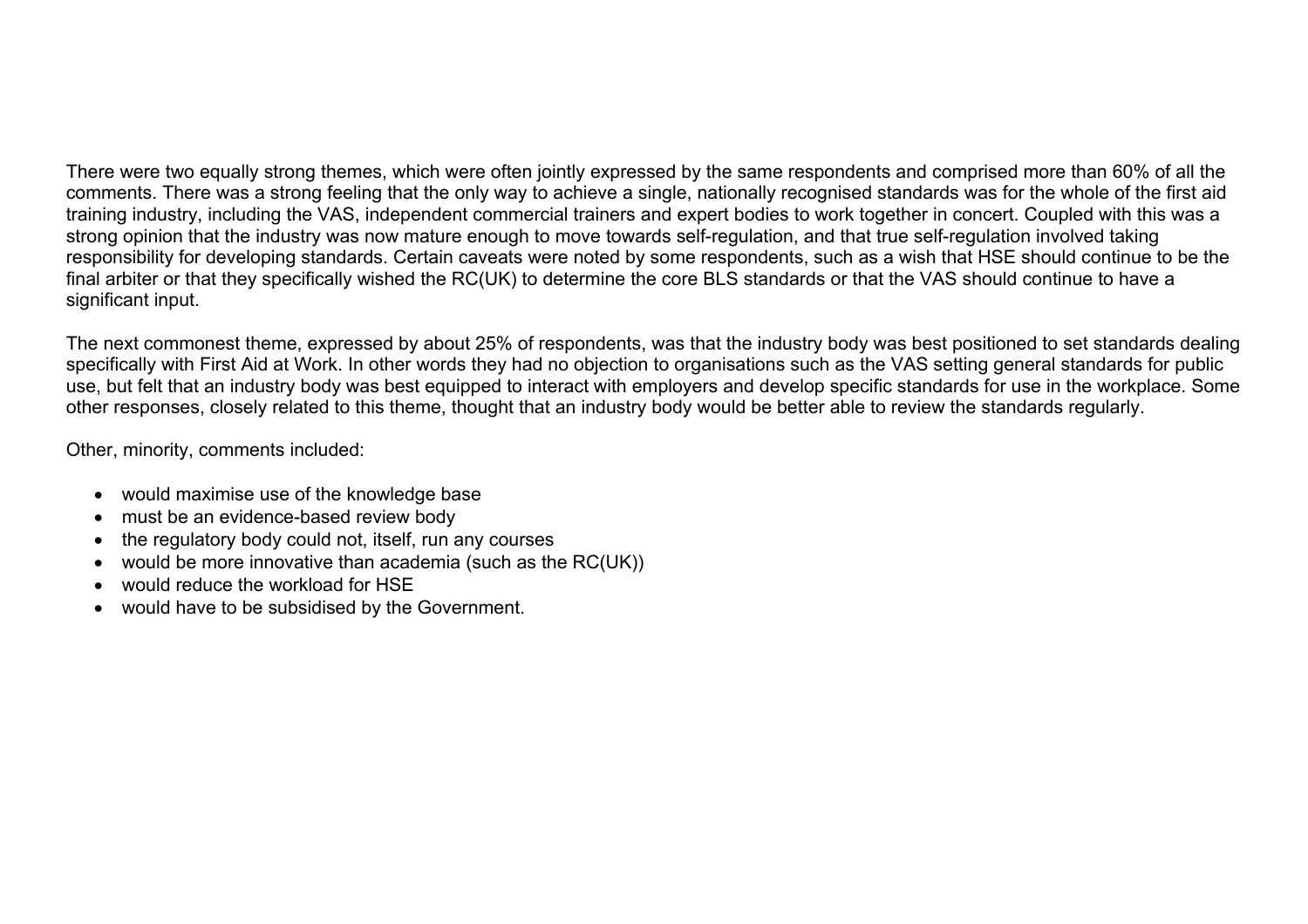There were two equally strong themes, which were often jointly expressed by the same respondents and comprised more than 60% of all the comments. There was a strong feeling that the only way to achieve a single, nationally recognised standards was for the whole of the first aid training industry, including the VAS, independent commercial trainers and expert bodies to work together in concert. Coupled with this was a strong opinion that the industry was now mature enough to move towards self-regulation, and that true self-regulation involved taking responsibility for developing standards. Certain caveats were noted by some respondents, such as a wish that HSE should continue to be the final arbiter or that they specifically wished the RC(UK) to determine the core BLS standards or that the VAS should continue to have a significant input.

The next commonest theme, expressed by about 25% of respondents, was that the industry body was best positioned to set standards dealing specifically with First Aid at Work. In other words they had no objection to organisations such as the VAS setting general standards for public use, but felt that an industry body was best equipped to interact with employers and develop specific standards for use in the workplace. Some other responses, closely related to this theme, thought that an industry body would be better able to review the standards regularly.

Other, minority, comments included:

- would maximise use of the knowledge base
- must be an evidence-based review body
- the regulatory body could not, itself, run any courses
- would be more innovative than academia (such as the RC(UK))
- would reduce the workload for HSE
- would have to be subsidised by the Government.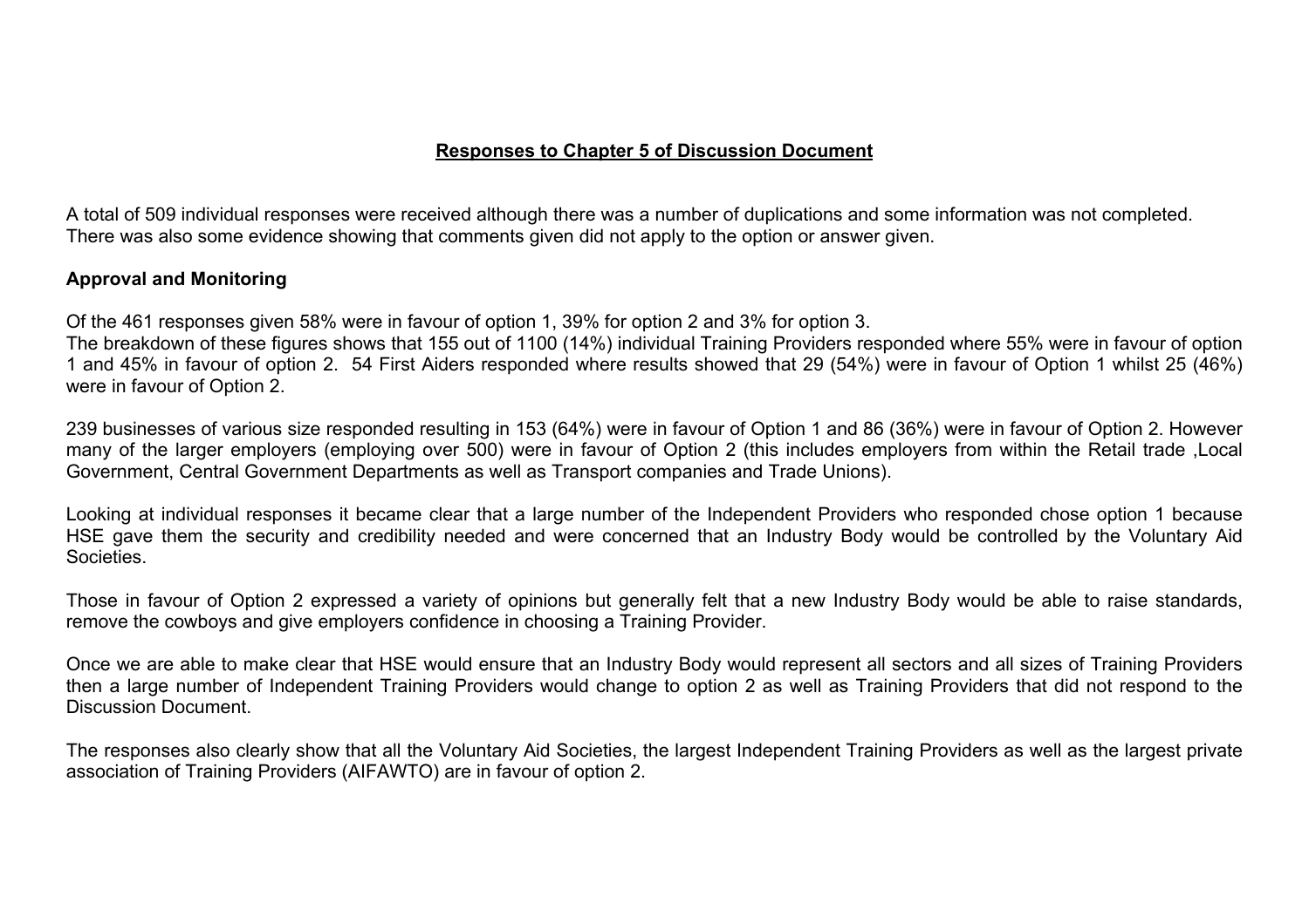## Responses to Chapter 5 of Discussion Document

A total of 509 individual responses were received although there was a number of duplications and some information was not completed. There was also some evidence showing that comments given did not apply to the option or answer given.

**Approval and Monitoring**

Of the 461 responses given 58% were in favour of option 1, 39% for option 2 and 3% for option 3.
The breakdown of these figures shows that 155 out of 1100 (14%) individual Training Providers responded where 55% were in favour of option 1 and 45% in favour of option 2. 54 First Aiders responded where results showed that 29 (54%) were in favour of Option 1 whilst 25 (46%) were in favour of Option 2.

239 businesses of various size responded resulting in 153 (64%) were in favour of Option 1 and 86 (36%) were in favour of Option 2. However many of the larger employers (employing over 500) were in favour of Option 2 (this includes employers from within the Retail trade ,Local Government, Central Government Departments as well as Transport companies and Trade Unions).

Looking at individual responses it became clear that a large number of the Independent Providers who responded chose option 1 because HSE gave them the security and credibility needed and were concerned that an Industry Body would be controlled by the Voluntary Aid Societies.

Those in favour of Option 2 expressed a variety of opinions but generally felt that a new Industry Body would be able to raise standards, remove the cowboys and give employers confidence in choosing a Training Provider.

Once we are able to make clear that HSE would ensure that an Industry Body would represent all sectors and all sizes of Training Providers then a large number of Independent Training Providers would change to option 2 as well as Training Providers that did not respond to the Discussion Document.

The responses also clearly show that all the Voluntary Aid Societies, the largest Independent Training Providers as well as the largest private association of Training Providers (AIFAWTO) are in favour of option 2.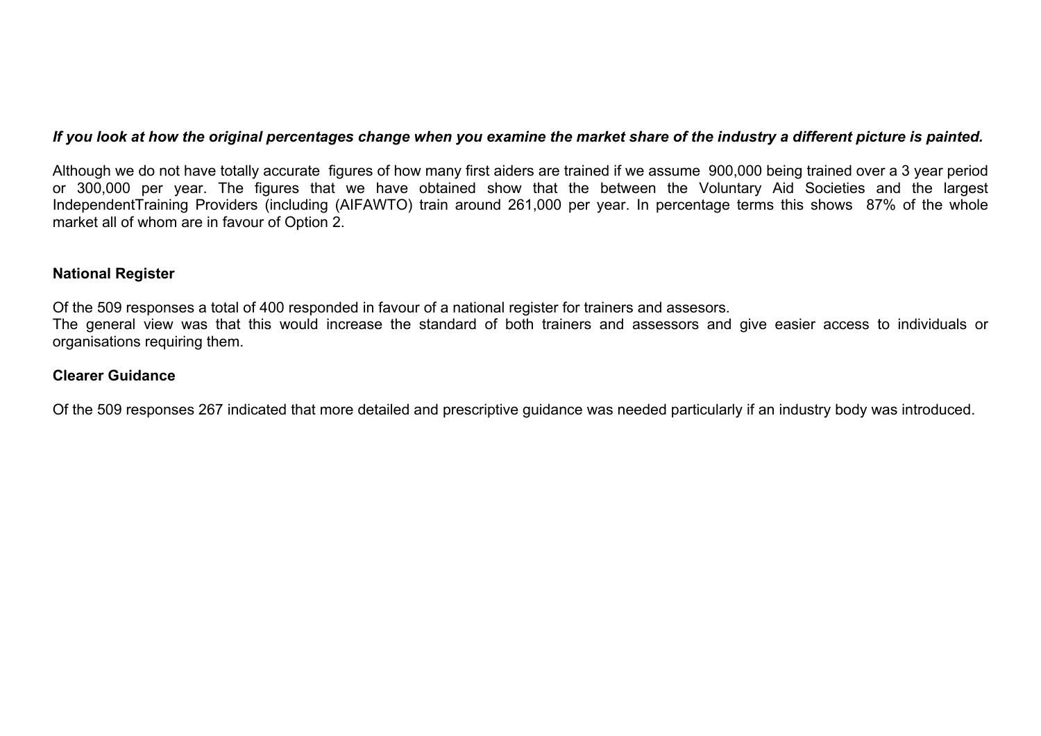***If you look at how the original percentages change when you examine the market share of the industry a different picture is painted.***

Although we do not have totally accurate figures of how many first aiders are trained if we assume 900,000 being trained over a 3 year period or 300,000 per year. The figures that we have obtained show that the between the Voluntary Aid Societies and the largest IndependentTraining Providers (including (AIFAWTO) train around 261,000 per year. In percentage terms this shows 87% of the whole market all of whom are in favour of Option 2.

**National Register**

Of the 509 responses a total of 400 responded in favour of a national register for trainers and assesors.
The general view was that this would increase the standard of both trainers and assessors and give easier access to individuals or organisations requiring them.

**Clearer Guidance**

Of the 509 responses 267 indicated that more detailed and prescriptive guidance was needed particularly if an industry body was introduced.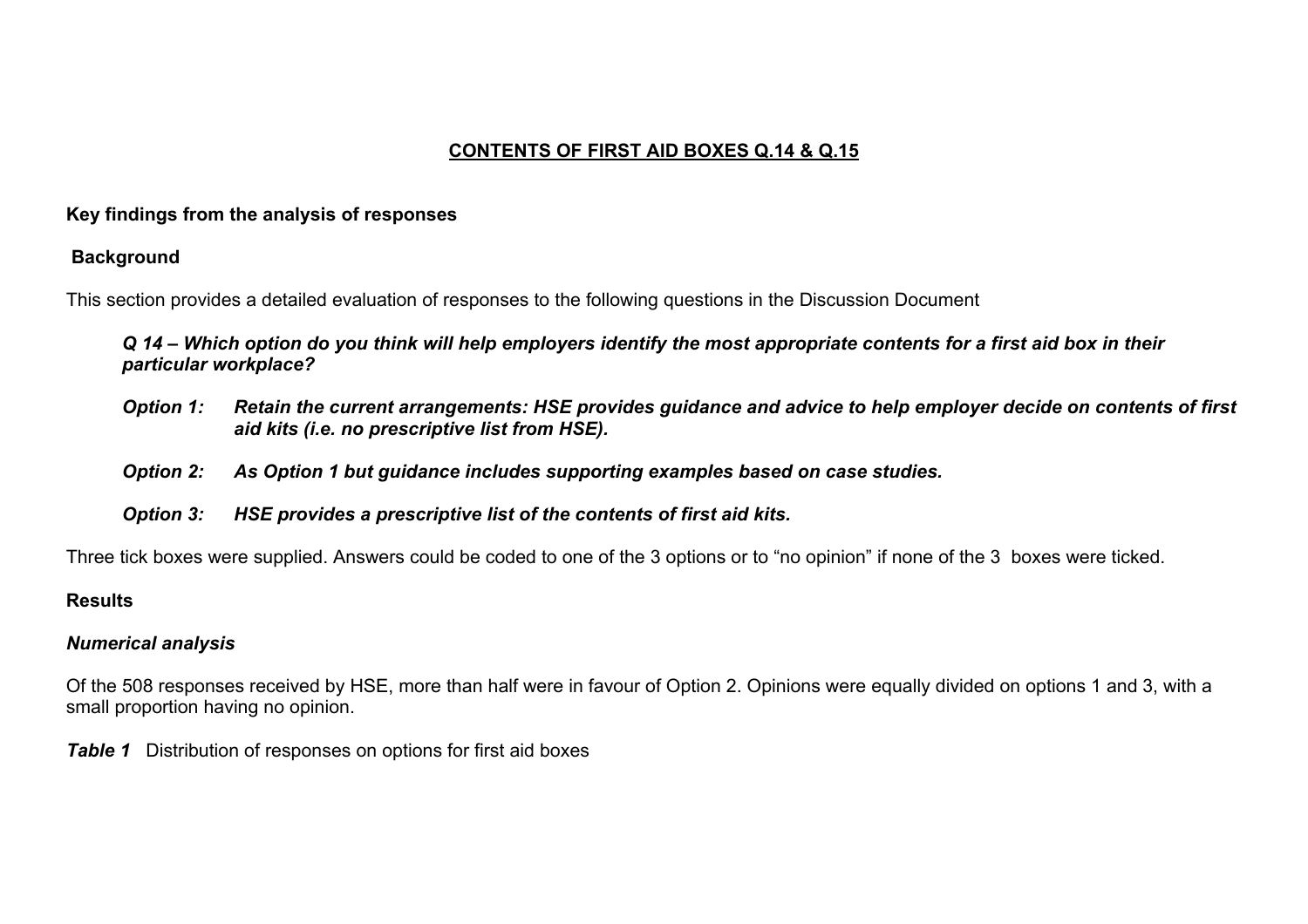## CONTENTS OF FIRST AID BOXES Q.14 & Q.15

**Key findings from the analysis of responses**

**Background**

This section provides a detailed evaluation of responses to the following questions in the Discussion Document

***Q 14 – Which option do you think will help employers identify the most appropriate contents for a first aid box in their particular workplace?***

***Option 1: Retain the current arrangements: HSE provides guidance and advice to help employer decide on contents of first aid kits (i.e. no prescriptive list from HSE).***

***Option 2: As Option 1 but guidance includes supporting examples based on case studies.***

***Option 3: HSE provides a prescriptive list of the contents of first aid kits.***

Three tick boxes were supplied. Answers could be coded to one of the 3 options or to "no opinion" if none of the 3 boxes were ticked.

**Results**

***Numerical analysis***

Of the 508 responses received by HSE, more than half were in favour of Option 2. Opinions were equally divided on options 1 and 3, with a small proportion having no opinion.

***Table 1*** Distribution of responses on options for first aid boxes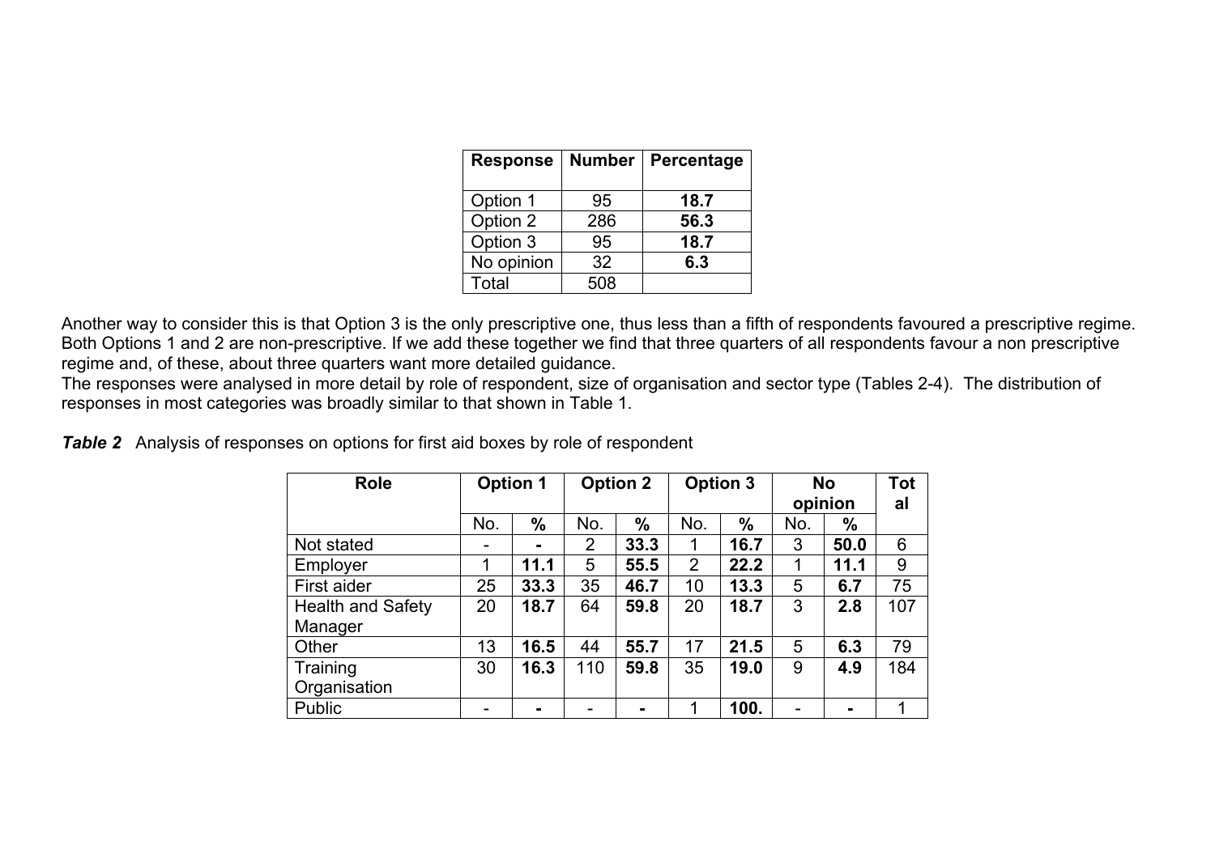| Response | Number | Percentage |
|---|---|---|
| Option 1 | 95 | **18.7** |
| Option 2 | 286 | **56.3** |
| Option 3 | 95 | **18.7** |
| No opinion | 32 | **6.3** |
| Total | 508 | |

Another way to consider this is that Option 3 is the only prescriptive one, thus less than a fifth of respondents favoured a prescriptive regime. Both Options 1 and 2 are non-prescriptive. If we add these together we find that three quarters of all respondents favour a non prescriptive regime and, of these, about three quarters want more detailed guidance.

The responses were analysed in more detail by role of respondent, size of organisation and sector type (Tables 2-4). The distribution of responses in most categories was broadly similar to that shown in Table 1.

***Table 2*** Analysis of responses on options for first aid boxes by role of respondent

| Role | Option 1 | | Option 2 | | Option 3 | | No opinion | | Total |
|---|---|---|---|---|---|---|---|---|---|
| | No. | % | No. | % | No. | % | No. | % | |
| Not stated | - | **-** | 2 | **33.3** | 1 | **16.7** | 3 | **50.0** | 6 |
| Employer | 1 | **11.1** | 5 | **55.5** | 2 | **22.2** | 1 | **11.1** | 9 |
| First aider | 25 | **33.3** | 35 | **46.7** | 10 | **13.3** | 5 | **6.7** | 75 |
| Health and Safety Manager | 20 | **18.7** | 64 | **59.8** | 20 | **18.7** | 3 | **2.8** | 107 |
| Other | 13 | **16.5** | 44 | **55.7** | 17 | **21.5** | 5 | **6.3** | 79 |
| Training Organisation | 30 | **16.3** | 110 | **59.8** | 35 | **19.0** | 9 | **4.9** | 184 |
| Public | - | **-** | - | **-** | 1 | **100.** | - | **-** | 1 |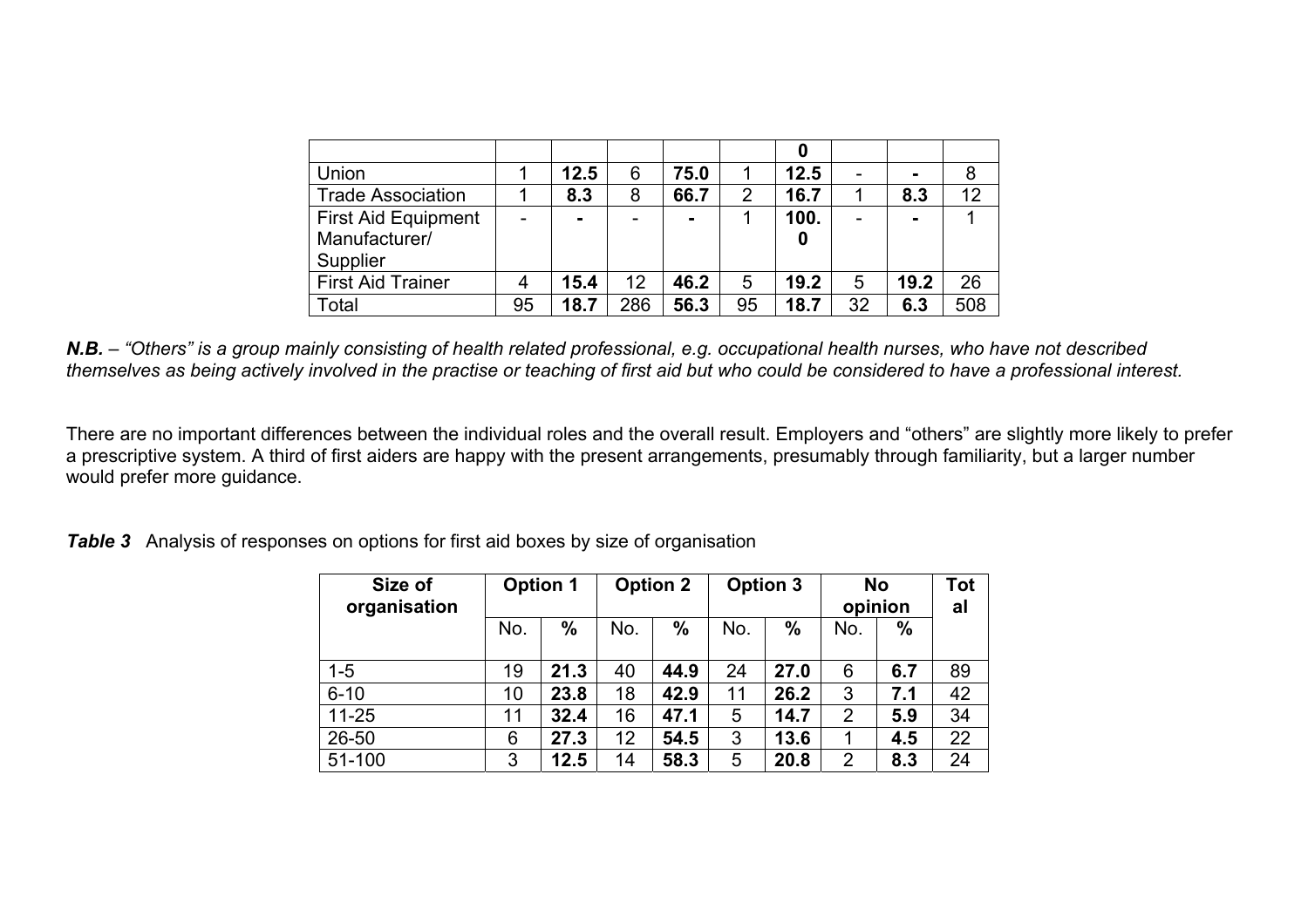| | | | | | | | | | |
|---|---|---|---|---|---|---|---|---|---|
| | | | | | | **0** | | | |
| Union | 1 | **12.5** | 6 | **75.0** | 1 | **12.5** | - | **-** | 8 |
| Trade Association | 1 | **8.3** | 8 | **66.7** | 2 | **16.7** | 1 | **8.3** | 12 |
| First Aid Equipment Manufacturer/ Supplier | - | **-** | - | **-** | 1 | **100. 0** | - | **-** | 1 |
| First Aid Trainer | 4 | **15.4** | 12 | **46.2** | 5 | **19.2** | 5 | **19.2** | 26 |
| Total | 95 | **18.7** | 286 | **56.3** | 95 | **18.7** | 32 | **6.3** | 508 |

***N.B.*** *– "Others" is a group mainly consisting of health related professional, e.g. occupational health nurses, who have not described themselves as being actively involved in the practise or teaching of first aid but who could be considered to have a professional interest.*

There are no important differences between the individual roles and the overall result. Employers and "others" are slightly more likely to prefer a prescriptive system. A third of first aiders are happy with the present arrangements, presumably through familiarity, but a larger number would prefer more guidance.

***Table 3*** Analysis of responses on options for first aid boxes by size of organisation

| Size of organisation | Option 1 | | Option 2 | | Option 3 | | No opinion | | Total |
|---|---|---|---|---|---|---|---|---|---|
| | No. | % | No. | % | No. | % | No. | % | |
| 1-5 | 19 | **21.3** | 40 | **44.9** | 24 | **27.0** | 6 | **6.7** | 89 |
| 6-10 | 10 | **23.8** | 18 | **42.9** | 11 | **26.2** | 3 | **7.1** | 42 |
| 11-25 | 11 | **32.4** | 16 | **47.1** | 5 | **14.7** | 2 | **5.9** | 34 |
| 26-50 | 6 | **27.3** | 12 | **54.5** | 3 | **13.6** | 1 | **4.5** | 22 |
| 51-100 | 3 | **12.5** | 14 | **58.3** | 5 | **20.8** | 2 | **8.3** | 24 |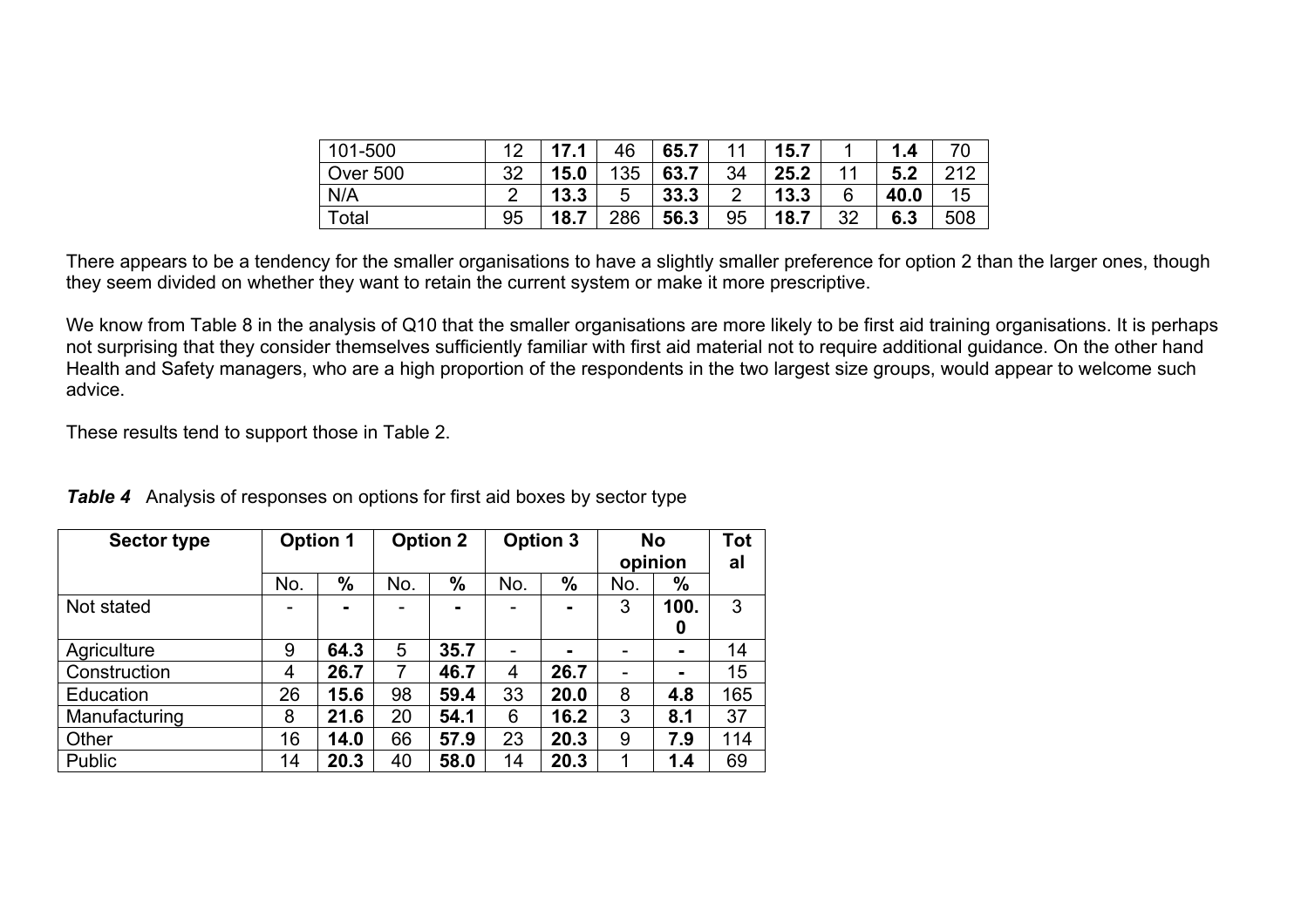| 101-500 | 12 | **17.1** | 46 | **65.7** | 11 | **15.7** | 1 | **1.4** | 70 |
|---|---|---|---|---|---|---|---|---|---|
| Over 500 | 32 | **15.0** | 135 | **63.7** | 34 | **25.2** | 11 | **5.2** | 212 |
| N/A | 2 | **13.3** | 5 | **33.3** | 2 | **13.3** | 6 | **40.0** | 15 |
| Total | 95 | **18.7** | 286 | **56.3** | 95 | **18.7** | 32 | **6.3** | 508 |

There appears to be a tendency for the smaller organisations to have a slightly smaller preference for option 2 than the larger ones, though they seem divided on whether they want to retain the current system or make it more prescriptive.

We know from Table 8 in the analysis of Q10 that the smaller organisations are more likely to be first aid training organisations. It is perhaps not surprising that they consider themselves sufficiently familiar with first aid material not to require additional guidance. On the other hand Health and Safety managers, who are a high proportion of the respondents in the two largest size groups, would appear to welcome such advice.

These results tend to support those in Table 2.

***Table 4*** Analysis of responses on options for first aid boxes by sector type

| **Sector type** | **Option 1** | | **Option 2** | | **Option 3** | | **No opinion** | | **Total** |
|---|---|---|---|---|---|---|---|---|---|
| | No. | **%** | No. | **%** | No. | **%** | No. | **%** | |
| Not stated | - | **-** | - | **-** | - | **-** | 3 | **100.0** | 3 |
| Agriculture | 9 | **64.3** | 5 | **35.7** | - | **-** | - | **-** | 14 |
| Construction | 4 | **26.7** | 7 | **46.7** | 4 | **26.7** | - | **-** | 15 |
| Education | 26 | **15.6** | 98 | **59.4** | 33 | **20.0** | 8 | **4.8** | 165 |
| Manufacturing | 8 | **21.6** | 20 | **54.1** | 6 | **16.2** | 3 | **8.1** | 37 |
| Other | 16 | **14.0** | 66 | **57.9** | 23 | **20.3** | 9 | **7.9** | 114 |
| Public | 14 | **20.3** | 40 | **58.0** | 14 | **20.3** | 1 | **1.4** | 69 |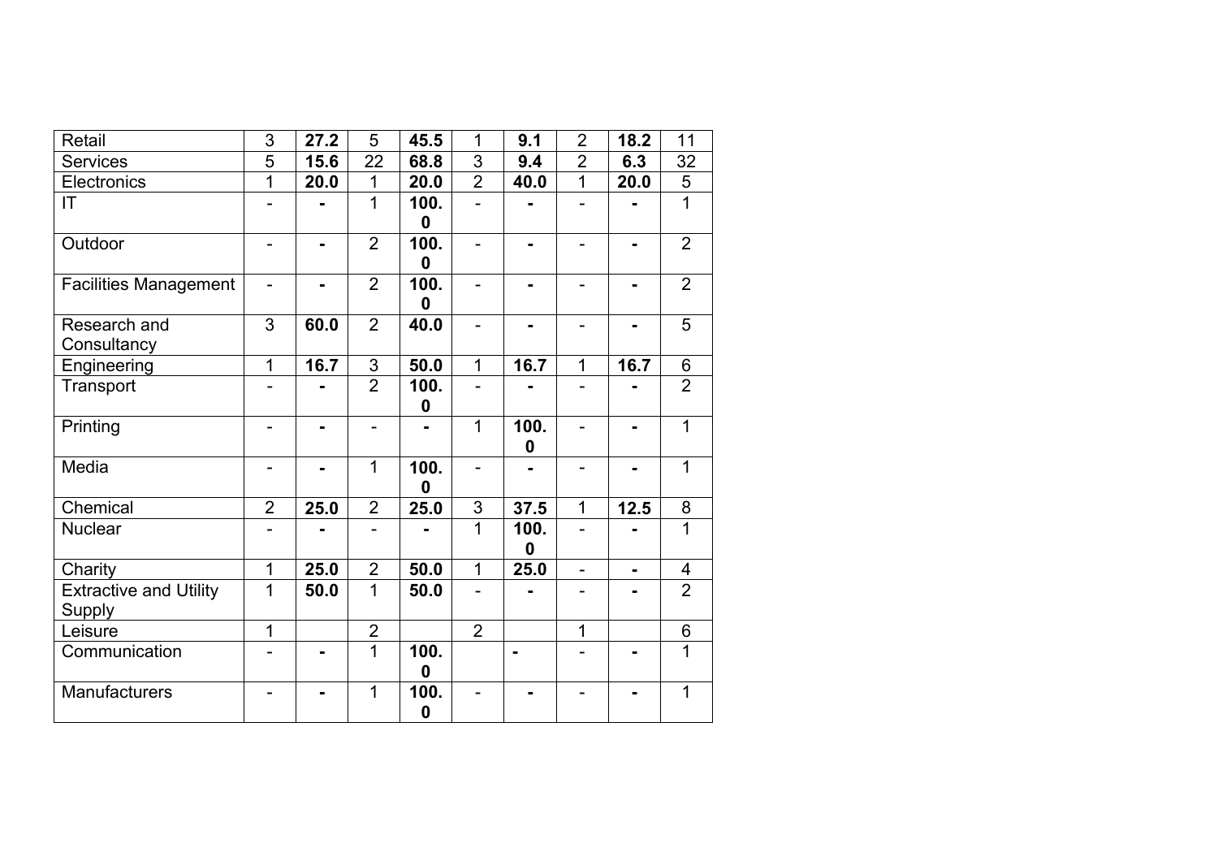| | | | | | | | | | |
|---|---|---|---|---|---|---|---|---|---|
| Retail | 3 | **27.2** | 5 | **45.5** | 1 | **9.1** | 2 | **18.2** | 11 |
| Services | 5 | **15.6** | 22 | **68.8** | 3 | **9.4** | 2 | **6.3** | 32 |
| Electronics | 1 | **20.0** | 1 | **20.0** | 2 | **40.0** | 1 | **20.0** | 5 |
| IT | - | **-** | 1 | **100.0** | - | **-** | - | **-** | 1 |
| Outdoor | - | **-** | 2 | **100.0** | - | **-** | - | **-** | 2 |
| Facilities Management | - | **-** | 2 | **100.0** | - | **-** | - | **-** | 2 |
| Research and Consultancy | 3 | **60.0** | 2 | **40.0** | - | **-** | - | **-** | 5 |
| Engineering | 1 | **16.7** | 3 | **50.0** | 1 | **16.7** | 1 | **16.7** | 6 |
| Transport | - | **-** | 2 | **100.0** | - | **-** | - | **-** | 2 |
| Printing | - | **-** | - | **-** | 1 | **100.0** | - | **-** | 1 |
| Media | - | **-** | 1 | **100.0** | - | **-** | - | **-** | 1 |
| Chemical | 2 | **25.0** | 2 | **25.0** | 3 | **37.5** | 1 | **12.5** | 8 |
| Nuclear | - | **-** | - | **-** | 1 | **100.0** | - | **-** | 1 |
| Charity | 1 | **25.0** | 2 | **50.0** | 1 | **25.0** | - | **-** | 4 |
| Extractive and Utility Supply | 1 | **50.0** | 1 | **50.0** | - | **-** | - | **-** | 2 |
| Leisure | 1 | | 2 | | 2 | | 1 | | 6 |
| Communication | - | **-** | 1 | **100.0** | | **-** | - | **-** | 1 |
| Manufacturers | - | **-** | 1 | **100.0** | - | **-** | - | **-** | 1 |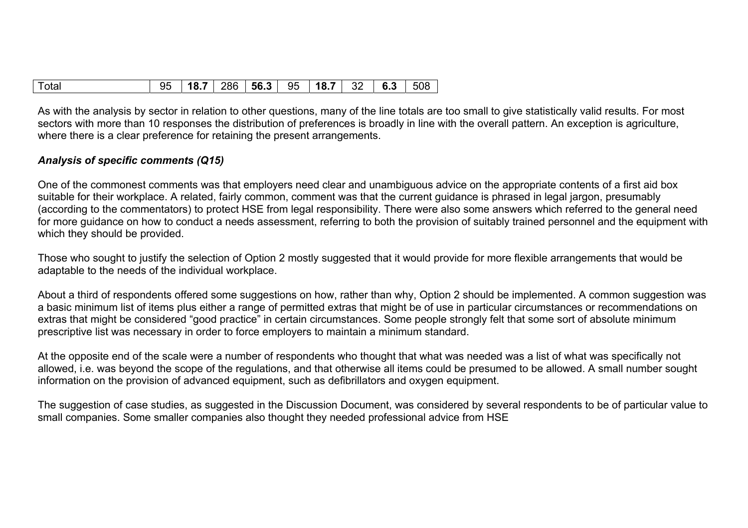| Total | 95 | **18.7** | 286 | **56.3** | 95 | **18.7** | 32 | **6.3** | 508 |
|---|---|---|---|---|---|---|---|---|---|

As with the analysis by sector in relation to other questions, many of the line totals are too small to give statistically valid results. For most sectors with more than 10 responses the distribution of preferences is broadly in line with the overall pattern. An exception is agriculture, where there is a clear preference for retaining the present arrangements.

### *Analysis of specific comments (Q15)*

One of the commonest comments was that employers need clear and unambiguous advice on the appropriate contents of a first aid box suitable for their workplace. A related, fairly common, comment was that the current guidance is phrased in legal jargon, presumably (according to the commentators) to protect HSE from legal responsibility. There were also some answers which referred to the general need for more guidance on how to conduct a needs assessment, referring to both the provision of suitably trained personnel and the equipment with which they should be provided.

Those who sought to justify the selection of Option 2 mostly suggested that it would provide for more flexible arrangements that would be adaptable to the needs of the individual workplace.

About a third of respondents offered some suggestions on how, rather than why, Option 2 should be implemented. A common suggestion was a basic minimum list of items plus either a range of permitted extras that might be of use in particular circumstances or recommendations on extras that might be considered "good practice" in certain circumstances. Some people strongly felt that some sort of absolute minimum prescriptive list was necessary in order to force employers to maintain a minimum standard.

At the opposite end of the scale were a number of respondents who thought that what was needed was a list of what was specifically not allowed, i.e. was beyond the scope of the regulations, and that otherwise all items could be presumed to be allowed. A small number sought information on the provision of advanced equipment, such as defibrillators and oxygen equipment.

The suggestion of case studies, as suggested in the Discussion Document, was considered by several respondents to be of particular value to small companies. Some smaller companies also thought they needed professional advice from HSE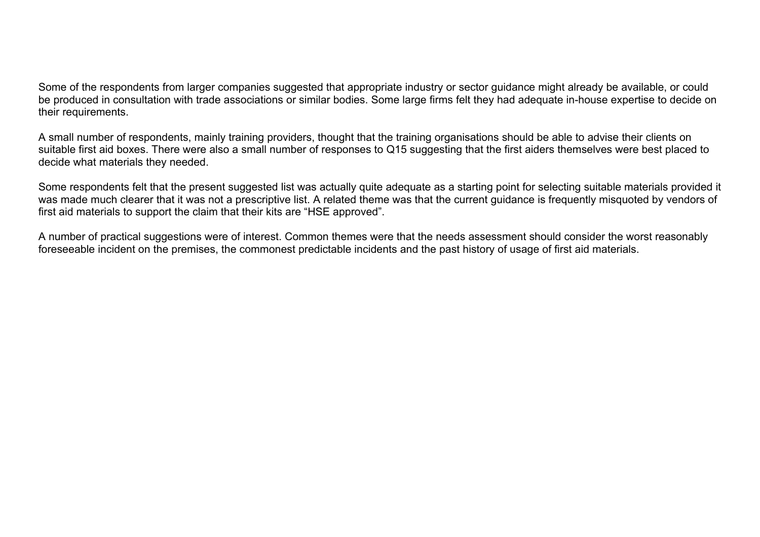Some of the respondents from larger companies suggested that appropriate industry or sector guidance might already be available, or could be produced in consultation with trade associations or similar bodies. Some large firms felt they had adequate in-house expertise to decide on their requirements.

A small number of respondents, mainly training providers, thought that the training organisations should be able to advise their clients on suitable first aid boxes. There were also a small number of responses to Q15 suggesting that the first aiders themselves were best placed to decide what materials they needed.

Some respondents felt that the present suggested list was actually quite adequate as a starting point for selecting suitable materials provided it was made much clearer that it was not a prescriptive list. A related theme was that the current guidance is frequently misquoted by vendors of first aid materials to support the claim that their kits are "HSE approved".

A number of practical suggestions were of interest. Common themes were that the needs assessment should consider the worst reasonably foreseeable incident on the premises, the commonest predictable incidents and the past history of usage of first aid materials.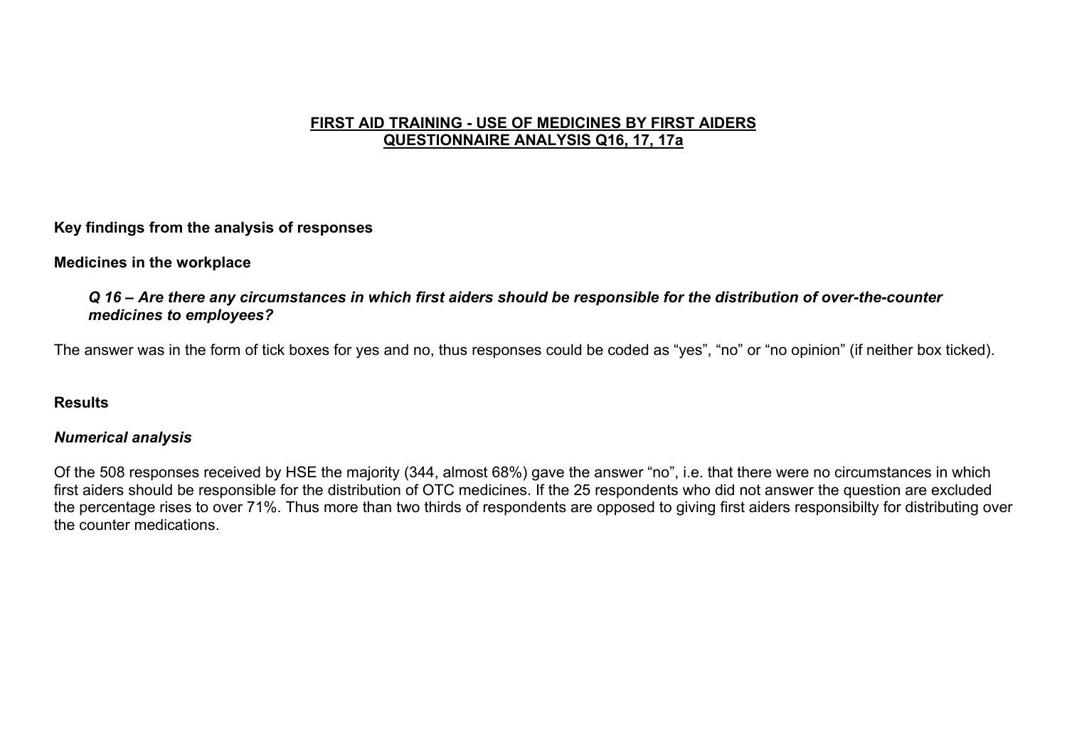# FIRST AID TRAINING - USE OF MEDICINES BY FIRST AIDERS
# QUESTIONNAIRE ANALYSIS Q16, 17, 17a

**Key findings from the analysis of responses**

**Medicines in the workplace**

> ***Q 16 – Are there any circumstances in which first aiders should be responsible for the distribution of over-the-counter medicines to employees?***

The answer was in the form of tick boxes for yes and no, thus responses could be coded as "yes", "no" or "no opinion" (if neither box ticked).

**Results**

***Numerical analysis***

Of the 508 responses received by HSE the majority (344, almost 68%) gave the answer "no", i.e. that there were no circumstances in which first aiders should be responsible for the distribution of OTC medicines. If the 25 respondents who did not answer the question are excluded the percentage rises to over 71%. Thus more than two thirds of respondents are opposed to giving first aiders responsibilty for distributing over the counter medications.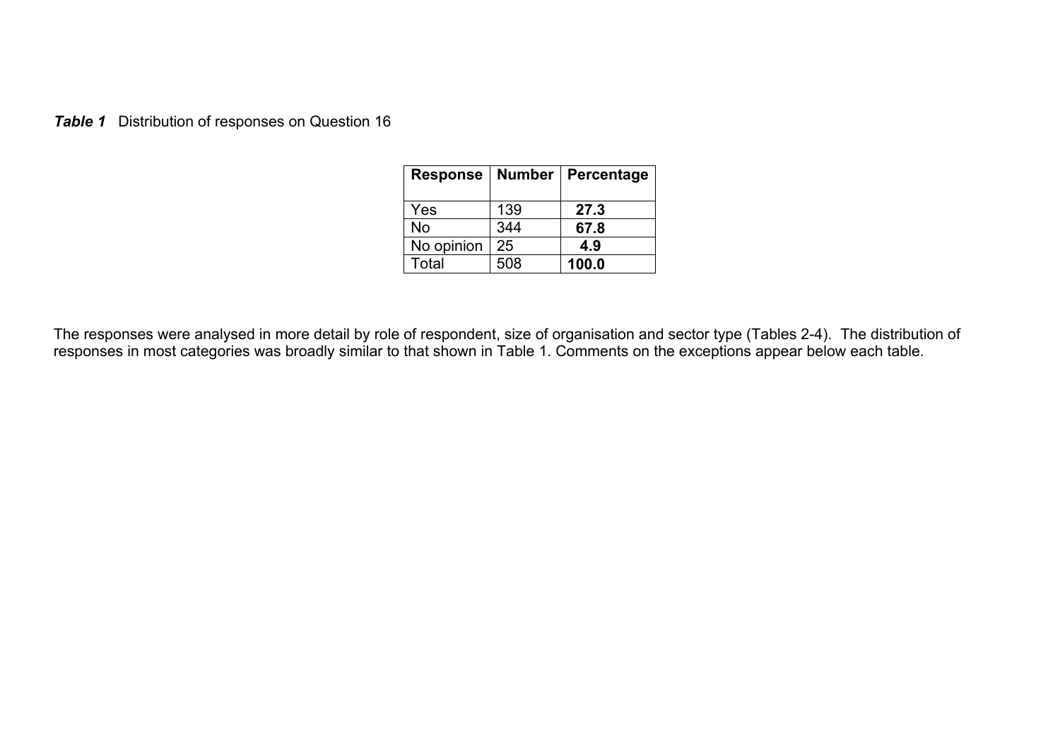***Table 1*** Distribution of responses on Question 16

| Response | Number | Percentage |
|---|---|---|
| Yes | 139 | **27.3** |
| No | 344 | **67.8** |
| No opinion | 25 | **4.9** |
| Total | 508 | **100.0** |

The responses were analysed in more detail by role of respondent, size of organisation and sector type (Tables 2-4). The distribution of responses in most categories was broadly similar to that shown in Table 1. Comments on the exceptions appear below each table.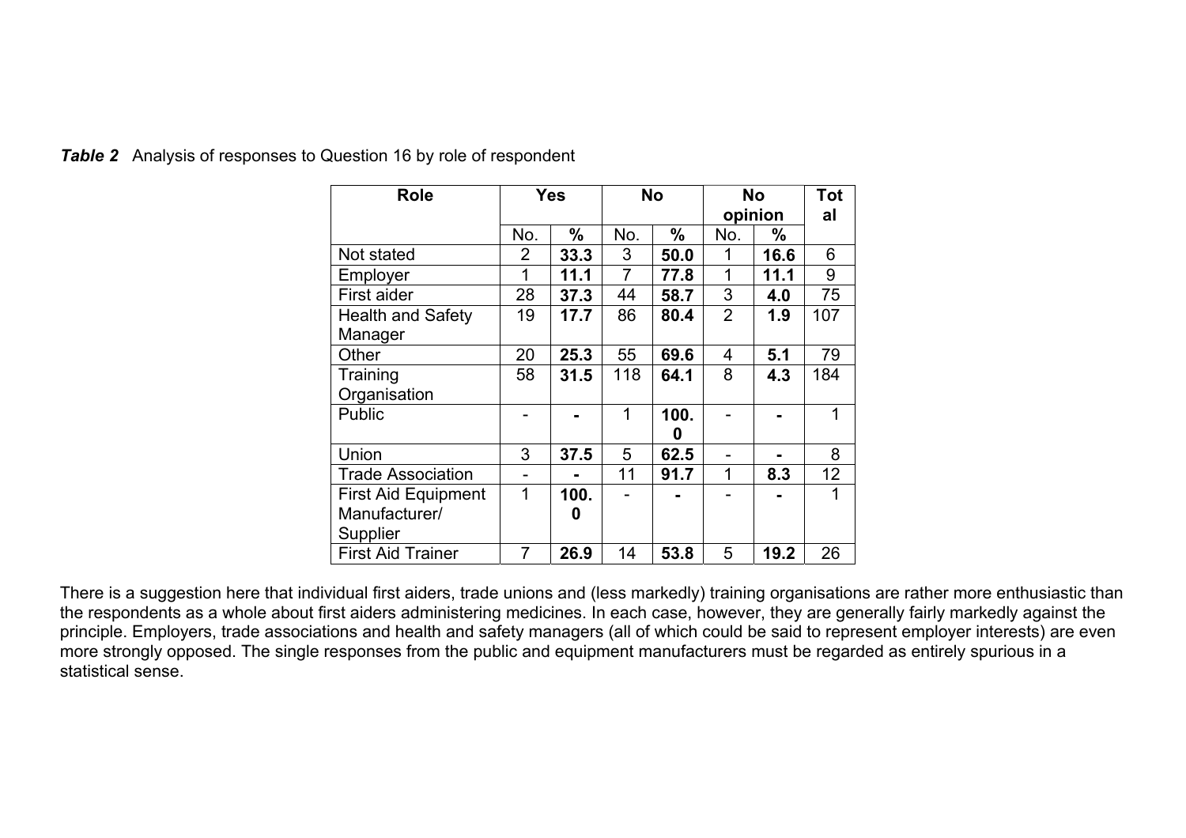***Table 2*** Analysis of responses to Question 16 by role of respondent

| Role | Yes | | No | | No opinion | | Total |
|---|---|---|---|---|---|---|---|
| | No. | % | No. | % | No. | % | |
| Not stated | 2 | **33.3** | 3 | **50.0** | 1 | **16.6** | 6 |
| Employer | 1 | **11.1** | 7 | **77.8** | 1 | **11.1** | 9 |
| First aider | 28 | **37.3** | 44 | **58.7** | 3 | **4.0** | 75 |
| Health and Safety Manager | 19 | **17.7** | 86 | **80.4** | 2 | **1.9** | 107 |
| Other | 20 | **25.3** | 55 | **69.6** | 4 | **5.1** | 79 |
| Training Organisation | 58 | **31.5** | 118 | **64.1** | 8 | **4.3** | 184 |
| Public | - | **-** | 1 | **100.0** | - | **-** | 1 |
| Union | 3 | **37.5** | 5 | **62.5** | - | **-** | 8 |
| Trade Association | - | **-** | 11 | **91.7** | 1 | **8.3** | 12 |
| First Aid Equipment Manufacturer/ Supplier | 1 | **100.0** | - | **-** | - | **-** | 1 |
| First Aid Trainer | 7 | **26.9** | 14 | **53.8** | 5 | **19.2** | 26 |

There is a suggestion here that individual first aiders, trade unions and (less markedly) training organisations are rather more enthusiastic than the respondents as a whole about first aiders administering medicines. In each case, however, they are generally fairly markedly against the principle. Employers, trade associations and health and safety managers (all of which could be said to represent employer interests) are even more strongly opposed. The single responses from the public and equipment manufacturers must be regarded as entirely spurious in a statistical sense.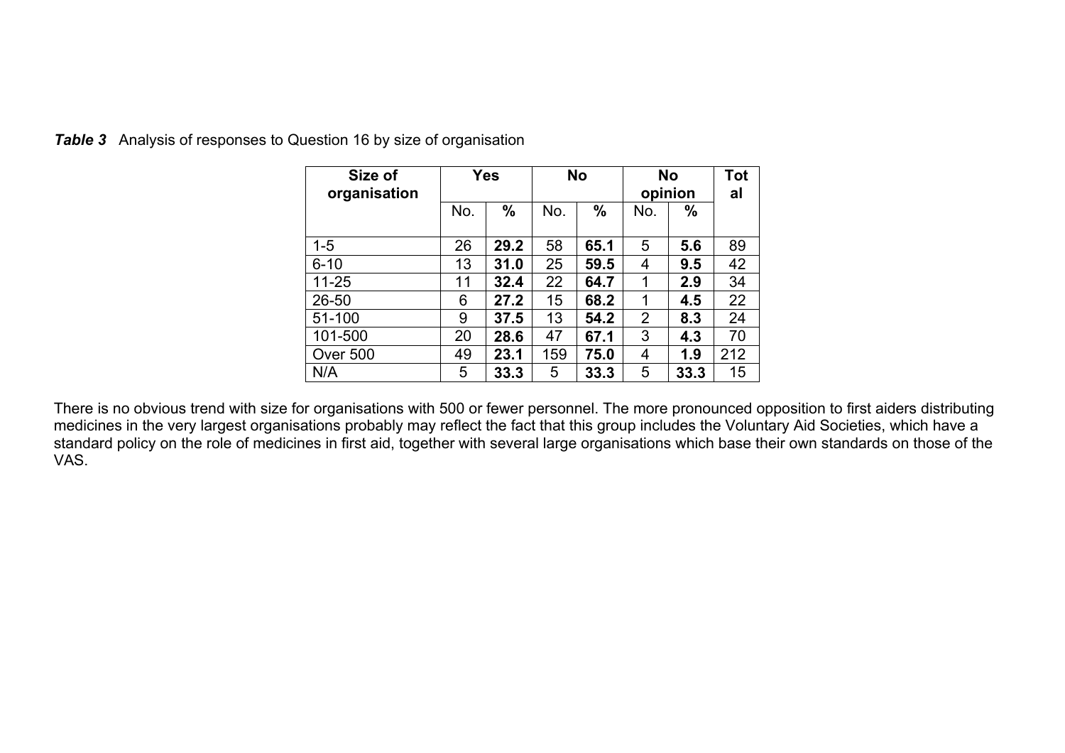***Table 3*** Analysis of responses to Question 16 by size of organisation

| Size of organisation | Yes | | No | | No opinion | | Total |
|---|---|---|---|---|---|---|---|
| | No. | % | No. | % | No. | % | |
| 1-5 | 26 | **29.2** | 58 | **65.1** | 5 | **5.6** | 89 |
| 6-10 | 13 | **31.0** | 25 | **59.5** | 4 | **9.5** | 42 |
| 11-25 | 11 | **32.4** | 22 | **64.7** | 1 | **2.9** | 34 |
| 26-50 | 6 | **27.2** | 15 | **68.2** | 1 | **4.5** | 22 |
| 51-100 | 9 | **37.5** | 13 | **54.2** | 2 | **8.3** | 24 |
| 101-500 | 20 | **28.6** | 47 | **67.1** | 3 | **4.3** | 70 |
| Over 500 | 49 | **23.1** | 159 | **75.0** | 4 | **1.9** | 212 |
| N/A | 5 | **33.3** | 5 | **33.3** | 5 | **33.3** | 15 |

There is no obvious trend with size for organisations with 500 or fewer personnel. The more pronounced opposition to first aiders distributing medicines in the very largest organisations probably may reflect the fact that this group includes the Voluntary Aid Societies, which have a standard policy on the role of medicines in first aid, together with several large organisations which base their own standards on those of the VAS.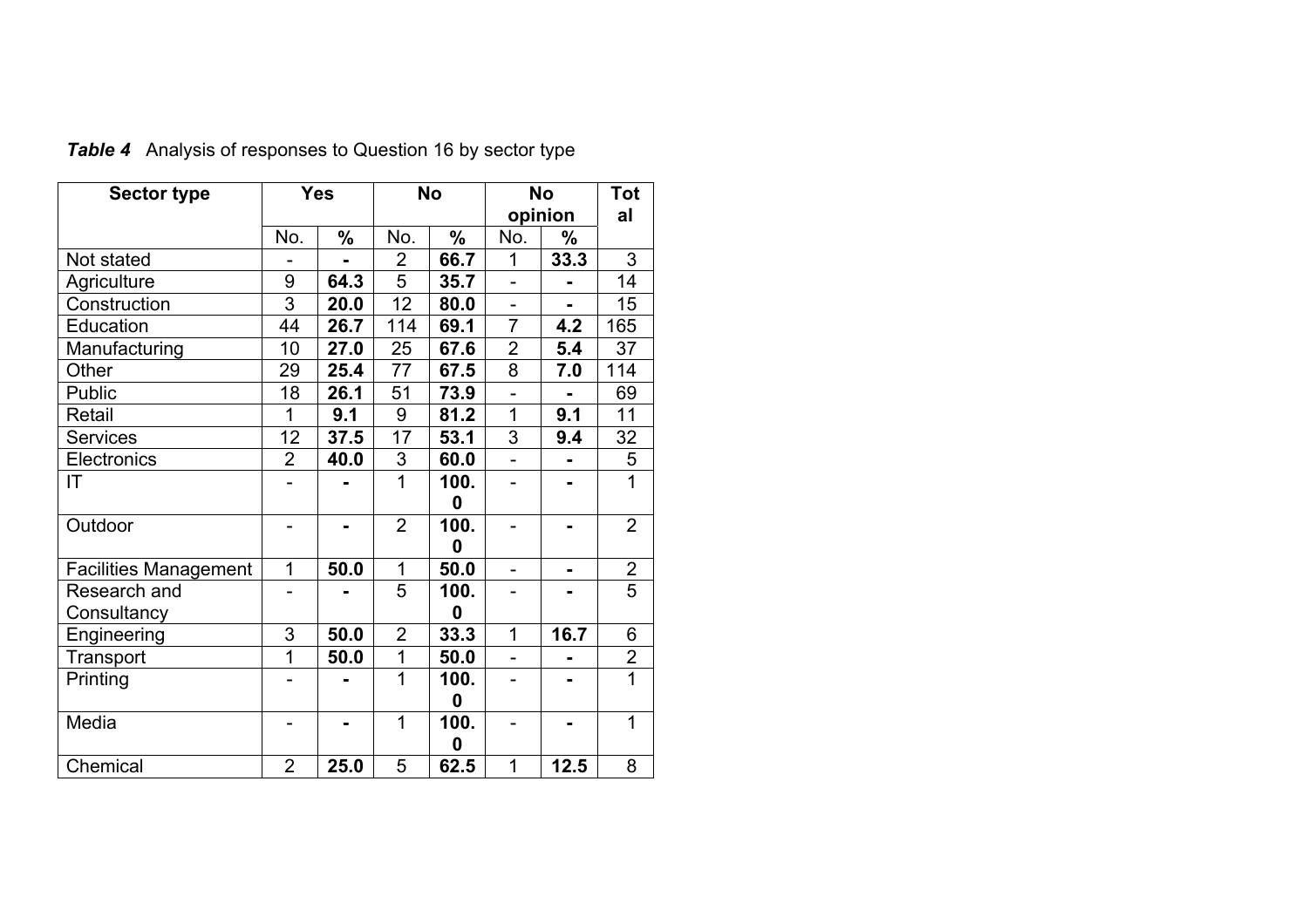***Table 4*** Analysis of responses to Question 16 by sector type

| Sector type | Yes | | No | | No opinion | | Total |
|---|---|---|---|---|---|---|---|
| | No. | % | No. | % | No. | % | |
| Not stated | - | **-** | 2 | **66.7** | 1 | **33.3** | 3 |
| Agriculture | 9 | **64.3** | 5 | **35.7** | - | **-** | 14 |
| Construction | 3 | **20.0** | 12 | **80.0** | - | **-** | 15 |
| Education | 44 | **26.7** | 114 | **69.1** | 7 | **4.2** | 165 |
| Manufacturing | 10 | **27.0** | 25 | **67.6** | 2 | **5.4** | 37 |
| Other | 29 | **25.4** | 77 | **67.5** | 8 | **7.0** | 114 |
| Public | 18 | **26.1** | 51 | **73.9** | - | **-** | 69 |
| Retail | 1 | **9.1** | 9 | **81.2** | 1 | **9.1** | 11 |
| Services | 12 | **37.5** | 17 | **53.1** | 3 | **9.4** | 32 |
| Electronics | 2 | **40.0** | 3 | **60.0** | - | **-** | 5 |
| IT | - | **-** | 1 | **100.0** | - | **-** | 1 |
| Outdoor | - | **-** | 2 | **100.0** | - | **-** | 2 |
| Facilities Management | 1 | **50.0** | 1 | **50.0** | - | **-** | 2 |
| Research and Consultancy | - | **-** | 5 | **100.0** | - | **-** | 5 |
| Engineering | 3 | **50.0** | 2 | **33.3** | 1 | **16.7** | 6 |
| Transport | 1 | **50.0** | 1 | **50.0** | - | **-** | 2 |
| Printing | - | **-** | 1 | **100.0** | - | **-** | 1 |
| Media | - | **-** | 1 | **100.0** | - | **-** | 1 |
| Chemical | 2 | **25.0** | 5 | **62.5** | 1 | **12.5** | 8 |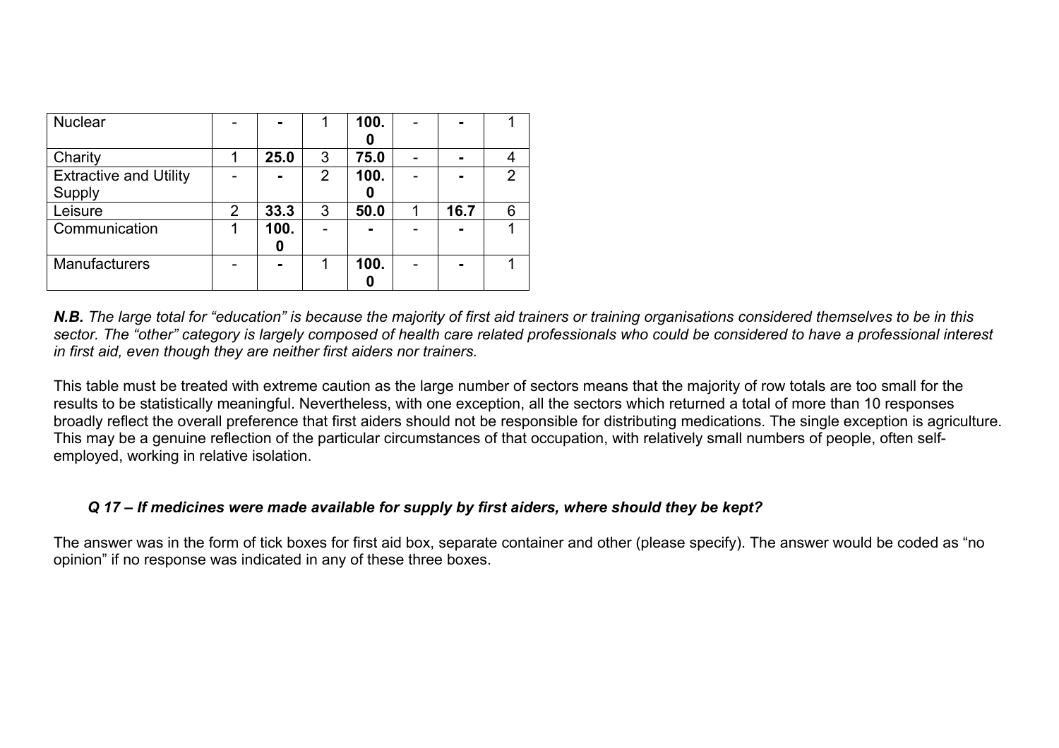| | | | | | | | |
|---|---|---|---|---|---|---|---|
| Nuclear | - | **-** | 1 | **100.0** | - | **-** | 1 |
| Charity | 1 | **25.0** | 3 | **75.0** | - | **-** | 4 |
| Extractive and Utility Supply | - | **-** | 2 | **100.0** | - | **-** | 2 |
| Leisure | 2 | **33.3** | 3 | **50.0** | 1 | **16.7** | 6 |
| Communication | 1 | **100.0** | - | **-** | - | **-** | 1 |
| Manufacturers | - | **-** | 1 | **100.0** | - | **-** | 1 |

***N.B.*** *The large total for "education" is because the majority of first aid trainers or training organisations considered themselves to be in this sector. The "other" category is largely composed of health care related professionals who could be considered to have a professional interest in first aid, even though they are neither first aiders nor trainers.*

This table must be treated with extreme caution as the large number of sectors means that the majority of row totals are too small for the results to be statistically meaningful. Nevertheless, with one exception, all the sectors which returned a total of more than 10 responses broadly reflect the overall preference that first aiders should not be responsible for distributing medications. The single exception is agriculture. This may be a genuine reflection of the particular circumstances of that occupation, with relatively small numbers of people, often self-employed, working in relative isolation.

### *Q 17 – If medicines were made available for supply by first aiders, where should they be kept?*

The answer was in the form of tick boxes for first aid box, separate container and other (please specify). The answer would be coded as "no opinion" if no response was indicated in any of these three boxes.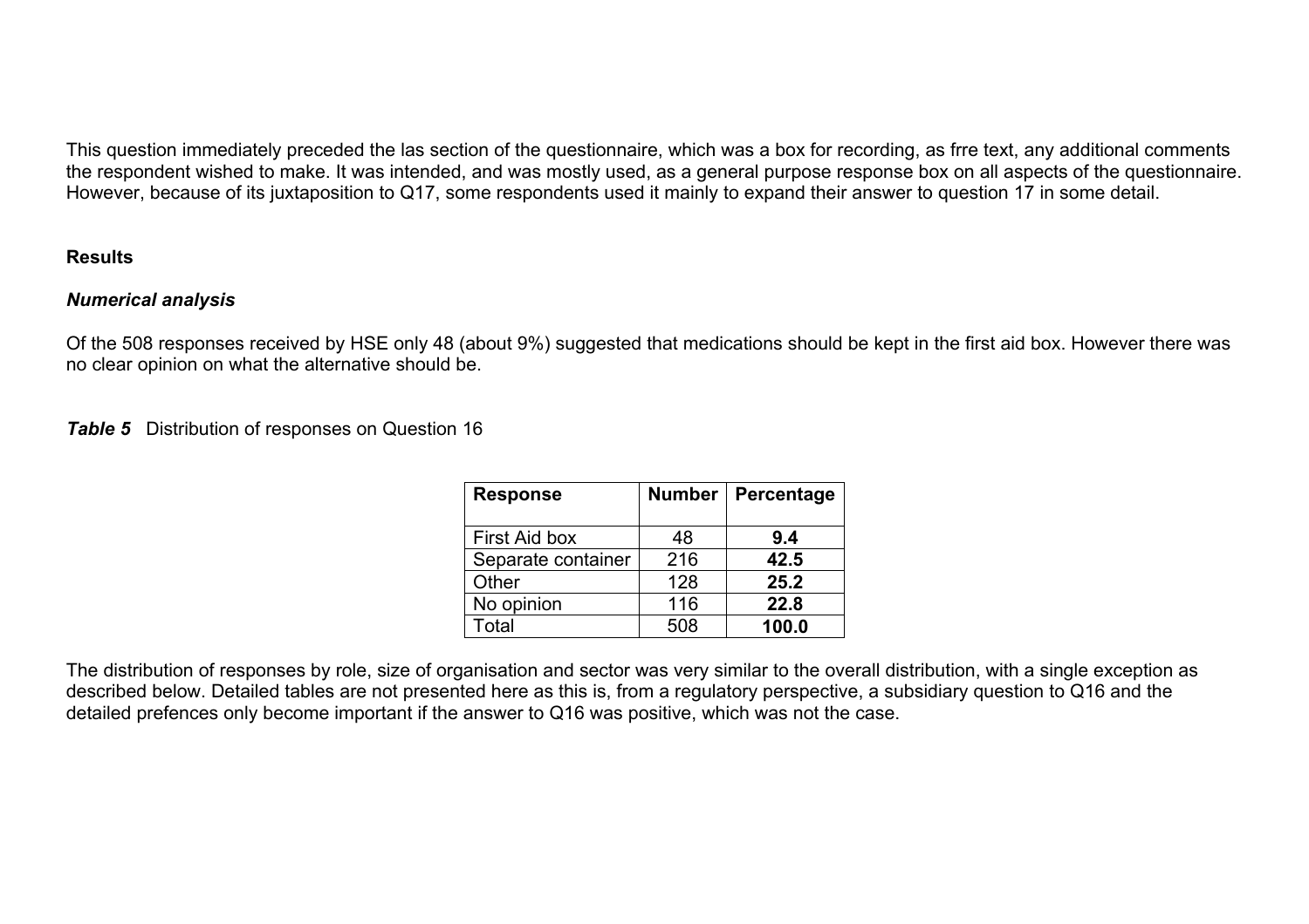This question immediately preceded the las section of the questionnaire, which was a box for recording, as frre text, any additional comments the respondent wished to make. It was intended, and was mostly used, as a general purpose response box on all aspects of the questionnaire. However, because of its juxtaposition to Q17, some respondents used it mainly to expand their answer to question 17 in some detail.

**Results**

***Numerical analysis***

Of the 508 responses received by HSE only 48 (about 9%) suggested that medications should be kept in the first aid box. However there was no clear opinion on what the alternative should be.

***Table 5*** Distribution of responses on Question 16

| Response | Number | Percentage |
|---|---|---|
| First Aid box | 48 | **9.4** |
| Separate container | 216 | **42.5** |
| Other | 128 | **25.2** |
| No opinion | 116 | **22.8** |
| Total | 508 | **100.0** |

The distribution of responses by role, size of organisation and sector was very similar to the overall distribution, with a single exception as described below. Detailed tables are not presented here as this is, from a regulatory perspective, a subsidiary question to Q16 and the detailed prefences only become important if the answer to Q16 was positive, which was not the case.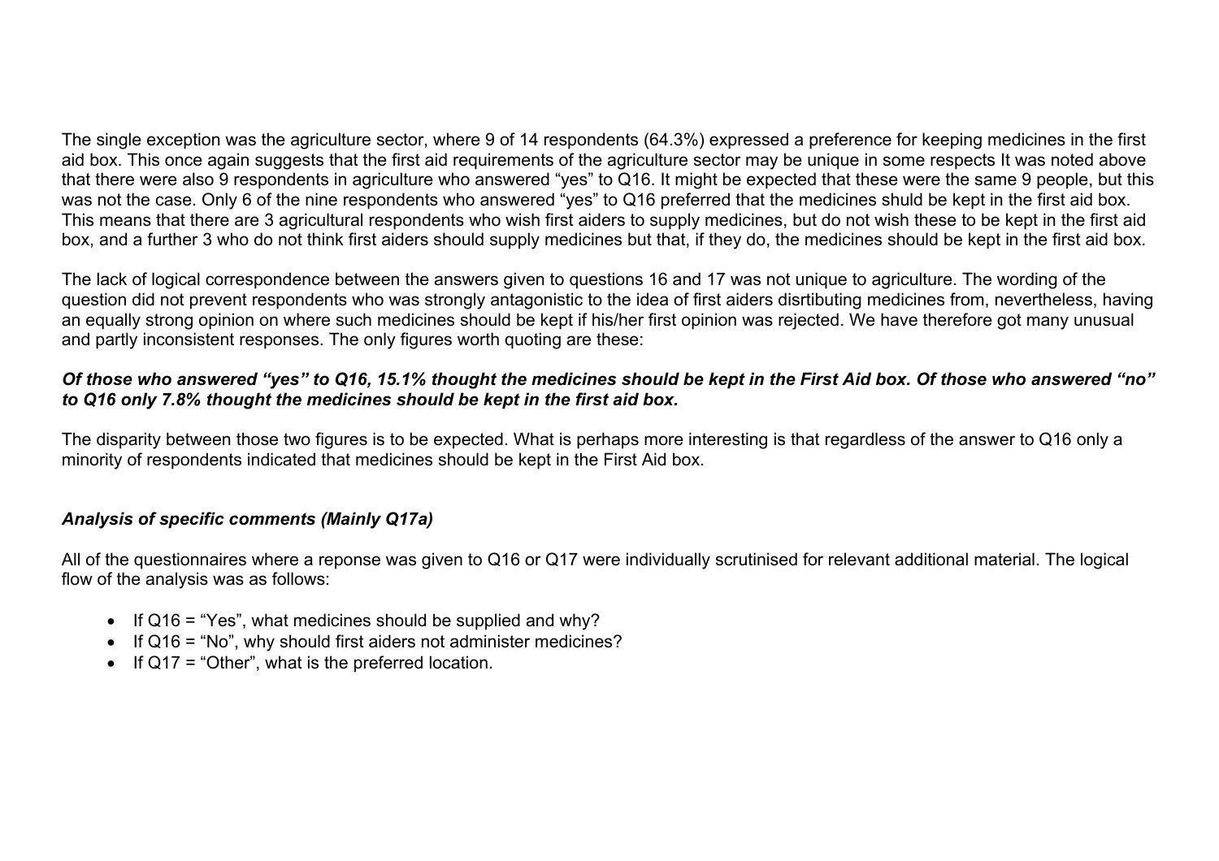The single exception was the agriculture sector, where 9 of 14 respondents (64.3%) expressed a preference for keeping medicines in the first aid box. This once again suggests that the first aid requirements of the agriculture sector may be unique in some respects It was noted above that there were also 9 respondents in agriculture who answered "yes" to Q16. It might be expected that these were the same 9 people, but this was not the case. Only 6 of the nine respondents who answered "yes" to Q16 preferred that the medicines shuld be kept in the first aid box. This means that there are 3 agricultural respondents who wish first aiders to supply medicines, but do not wish these to be kept in the first aid box, and a further 3 who do not think first aiders should supply medicines but that, if they do, the medicines should be kept in the first aid box.

The lack of logical correspondence between the answers given to questions 16 and 17 was not unique to agriculture. The wording of the question did not prevent respondents who was strongly antagonistic to the idea of first aiders disrtibuting medicines from, nevertheless, having an equally strong opinion on where such medicines should be kept if his/her first opinion was rejected. We have therefore got many unusual and partly inconsistent responses. The only figures worth quoting are these:

***Of those who answered "yes" to Q16, 15.1% thought the medicines should be kept in the First Aid box. Of those who answered "no" to Q16 only 7.8% thought the medicines should be kept in the first aid box.***

The disparity between those two figures is to be expected. What is perhaps more interesting is that regardless of the answer to Q16 only a minority of respondents indicated that medicines should be kept in the First Aid box.

***Analysis of specific comments (Mainly Q17a)***

All of the questionnaires where a reponse was given to Q16 or Q17 were individually scrutinised for relevant additional material. The logical flow of the analysis was as follows:

- If Q16 = "Yes", what medicines should be supplied and why?
- If Q16 = "No", why should first aiders not administer medicines?
- If Q17 = "Other", what is the preferred location.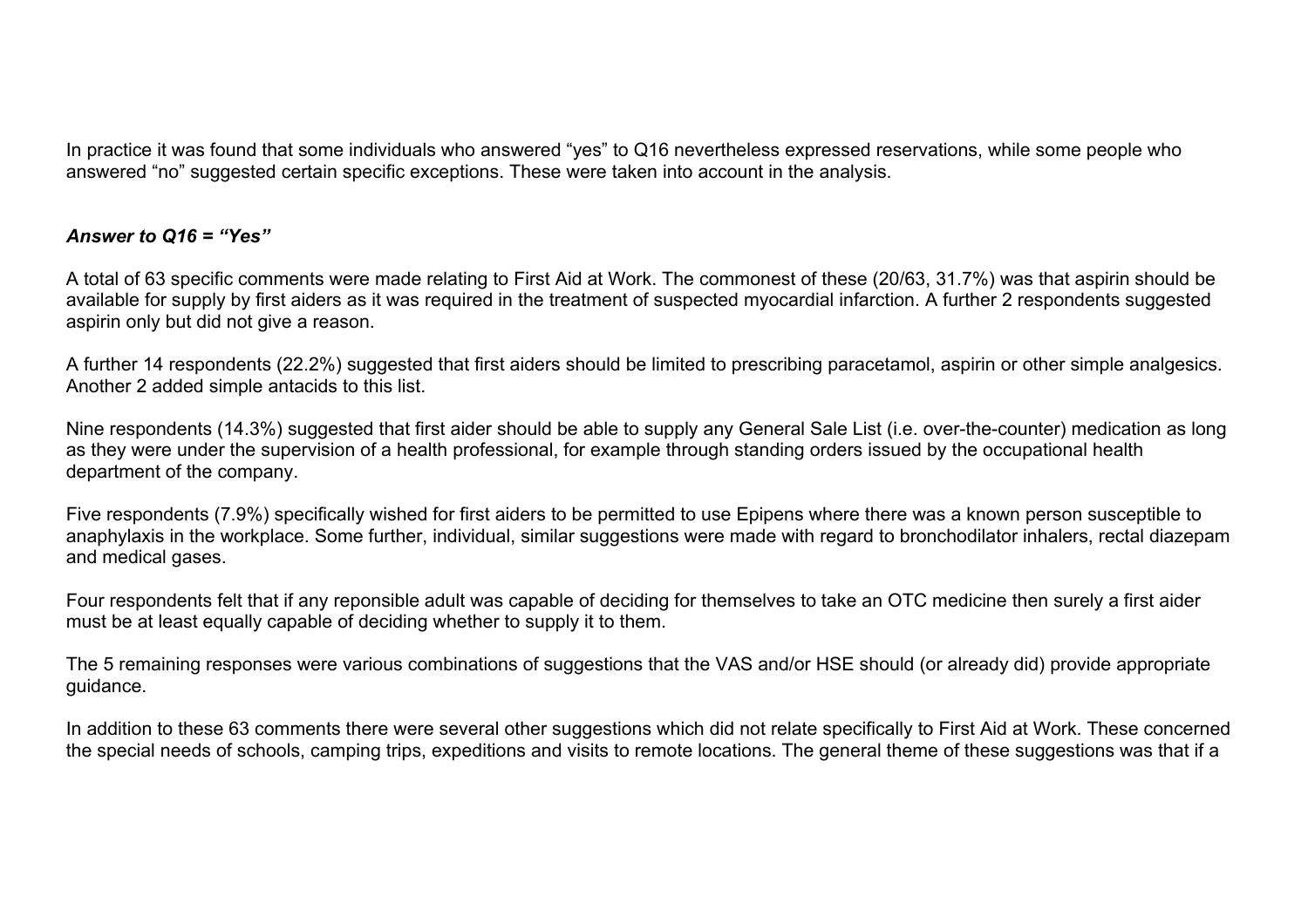In practice it was found that some individuals who answered "yes" to Q16 nevertheless expressed reservations, while some people who answered "no" suggested certain specific exceptions. These were taken into account in the analysis.

***Answer to Q16 = "Yes"***

A total of 63 specific comments were made relating to First Aid at Work. The commonest of these (20/63, 31.7%) was that aspirin should be available for supply by first aiders as it was required in the treatment of suspected myocardial infarction. A further 2 respondents suggested aspirin only but did not give a reason.

A further 14 respondents (22.2%) suggested that first aiders should be limited to prescribing paracetamol, aspirin or other simple analgesics. Another 2 added simple antacids to this list.

Nine respondents (14.3%) suggested that first aider should be able to supply any General Sale List (i.e. over-the-counter) medication as long as they were under the supervision of a health professional, for example through standing orders issued by the occupational health department of the company.

Five respondents (7.9%) specifically wished for first aiders to be permitted to use Epipens where there was a known person susceptible to anaphylaxis in the workplace. Some further, individual, similar suggestions were made with regard to bronchodilator inhalers, rectal diazepam and medical gases.

Four respondents felt that if any reponsible adult was capable of deciding for themselves to take an OTC medicine then surely a first aider must be at least equally capable of deciding whether to supply it to them.

The 5 remaining responses were various combinations of suggestions that the VAS and/or HSE should (or already did) provide appropriate guidance.

In addition to these 63 comments there were several other suggestions which did not relate specifically to First Aid at Work. These concerned the special needs of schools, camping trips, expeditions and visits to remote locations. The general theme of these suggestions was that if a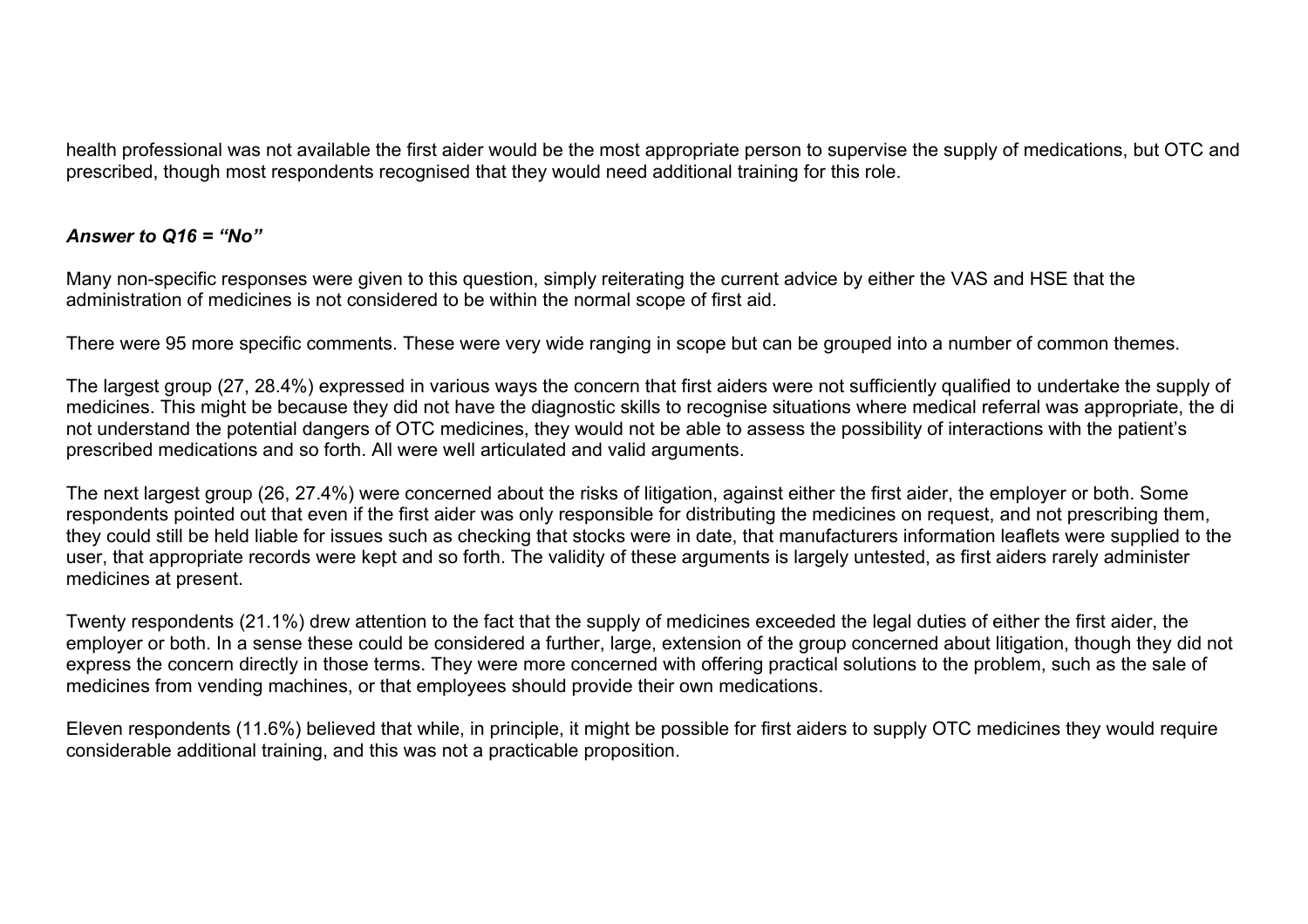health professional was not available the first aider would be the most appropriate person to supervise the supply of medications, but OTC and prescribed, though most respondents recognised that they would need additional training for this role.

***Answer to Q16 = "No"***

Many non-specific responses were given to this question, simply reiterating the current advice by either the VAS and HSE that the administration of medicines is not considered to be within the normal scope of first aid.

There were 95 more specific comments. These were very wide ranging in scope but can be grouped into a number of common themes.

The largest group (27, 28.4%) expressed in various ways the concern that first aiders were not sufficiently qualified to undertake the supply of medicines. This might be because they did not have the diagnostic skills to recognise situations where medical referral was appropriate, the di not understand the potential dangers of OTC medicines, they would not be able to assess the possibility of interactions with the patient's prescribed medications and so forth. All were well articulated and valid arguments.

The next largest group (26, 27.4%) were concerned about the risks of litigation, against either the first aider, the employer or both. Some respondents pointed out that even if the first aider was only responsible for distributing the medicines on request, and not prescribing them, they could still be held liable for issues such as checking that stocks were in date, that manufacturers information leaflets were supplied to the user, that appropriate records were kept and so forth. The validity of these arguments is largely untested, as first aiders rarely administer medicines at present.

Twenty respondents (21.1%) drew attention to the fact that the supply of medicines exceeded the legal duties of either the first aider, the employer or both. In a sense these could be considered a further, large, extension of the group concerned about litigation, though they did not express the concern directly in those terms. They were more concerned with offering practical solutions to the problem, such as the sale of medicines from vending machines, or that employees should provide their own medications.

Eleven respondents (11.6%) believed that while, in principle, it might be possible for first aiders to supply OTC medicines they would require considerable additional training, and this was not a practicable proposition.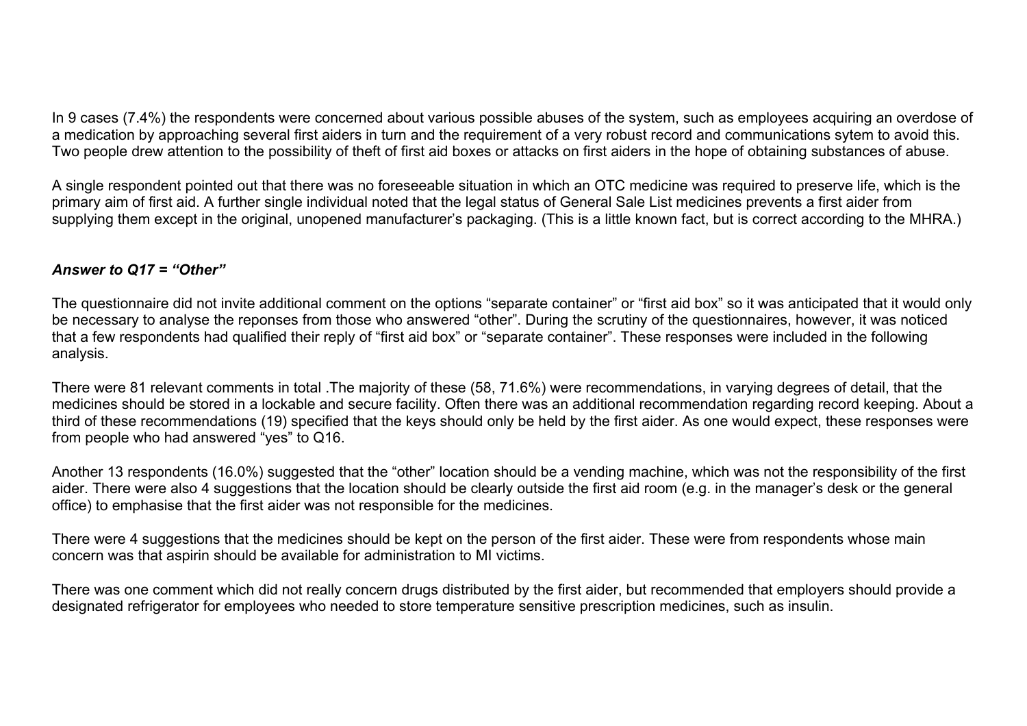In 9 cases (7.4%) the respondents were concerned about various possible abuses of the system, such as employees acquiring an overdose of a medication by approaching several first aiders in turn and the requirement of a very robust record and communications sytem to avoid this. Two people drew attention to the possibility of theft of first aid boxes or attacks on first aiders in the hope of obtaining substances of abuse.

A single respondent pointed out that there was no foreseeable situation in which an OTC medicine was required to preserve life, which is the primary aim of first aid. A further single individual noted that the legal status of General Sale List medicines prevents a first aider from supplying them except in the original, unopened manufacturer's packaging. (This is a little known fact, but is correct according to the MHRA.)

***Answer to Q17 = "Other"***

The questionnaire did not invite additional comment on the options "separate container" or "first aid box" so it was anticipated that it would only be necessary to analyse the reponses from those who answered "other". During the scrutiny of the questionnaires, however, it was noticed that a few respondents had qualified their reply of "first aid box" or "separate container". These responses were included in the following analysis.

There were 81 relevant comments in total .The majority of these (58, 71.6%) were recommendations, in varying degrees of detail, that the medicines should be stored in a lockable and secure facility. Often there was an additional recommendation regarding record keeping. About a third of these recommendations (19) specified that the keys should only be held by the first aider. As one would expect, these responses were from people who had answered "yes" to Q16.

Another 13 respondents (16.0%) suggested that the "other" location should be a vending machine, which was not the responsibility of the first aider. There were also 4 suggestions that the location should be clearly outside the first aid room (e.g. in the manager's desk or the general office) to emphasise that the first aider was not responsible for the medicines.

There were 4 suggestions that the medicines should be kept on the person of the first aider. These were from respondents whose main concern was that aspirin should be available for administration to MI victims.

There was one comment which did not really concern drugs distributed by the first aider, but recommended that employers should provide a designated refrigerator for employees who needed to store temperature sensitive prescription medicines, such as insulin.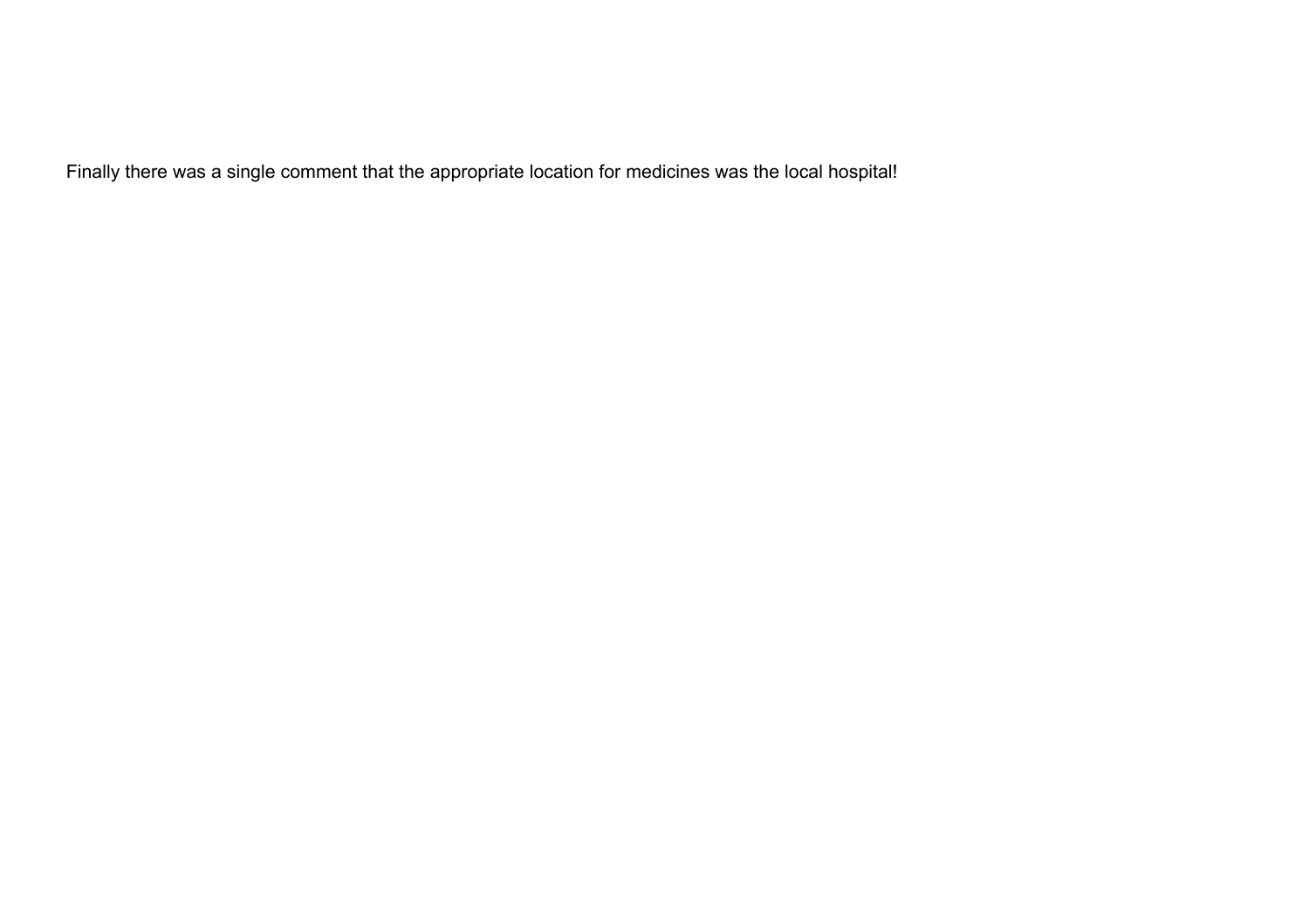Finally there was a single comment that the appropriate location for medicines was the local hospital!